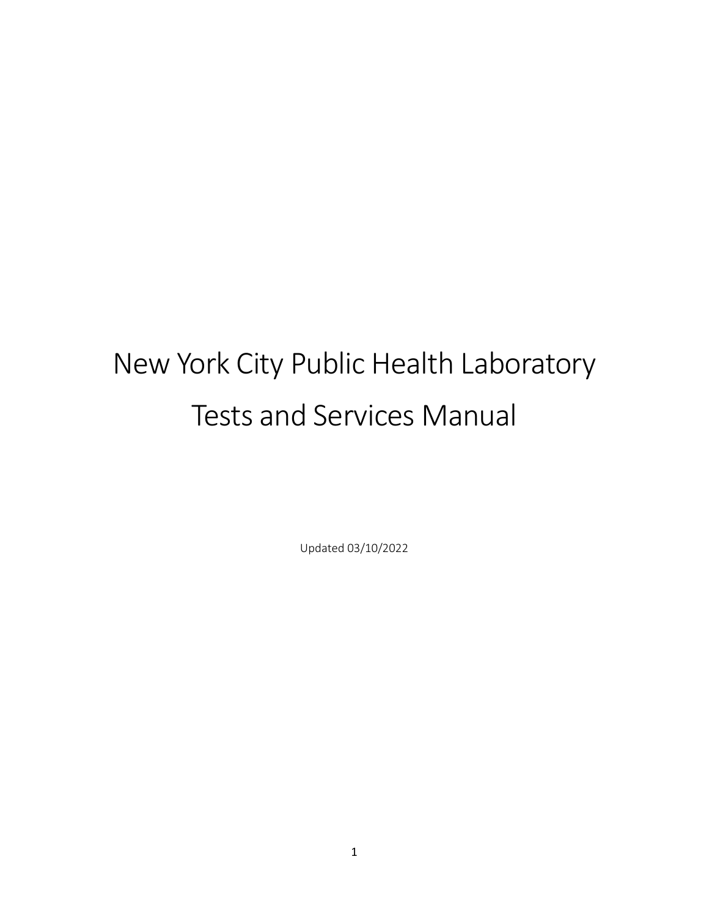# New York City Public Health Laboratory Tests and Services Manual

Updated 03/10/2022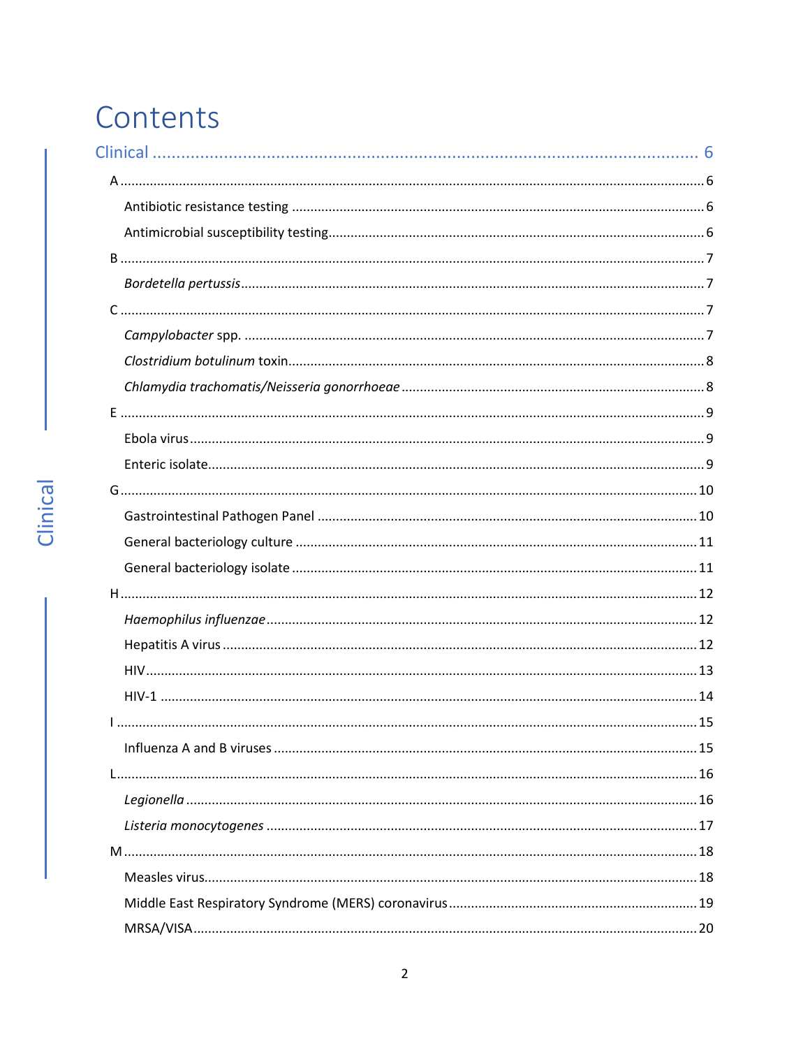# Contents

Clinical ... 6

- A ... 6
  - Antibiotic resistance testing ... 6
  - Antimicrobial susceptibility testing ... 6
- B ... 7
  - *Bordetella pertussis* ... 7
- C ... 7
  - *Campylobacter* spp. ... 7
  - *Clostridium botulinum* toxin ... 8
  - *Chlamydia trachomatis/Neisseria gonorrhoeae* ... 8
- E ... 9
  - Ebola virus ... 9
  - Enteric isolate ... 9
- G ... 10
  - Gastrointestinal Pathogen Panel ... 10
  - General bacteriology culture ... 11
  - General bacteriology isolate ... 11
- H ... 12
  - *Haemophilus influenzae* ... 12
  - Hepatitis A virus ... 12
  - HIV ... 13
  - HIV-1 ... 14
- I ... 15
  - Influenza A and B viruses ... 15
- L ... 16
  - *Legionella* ... 16
  - *Listeria monocytogenes* ... 17
- M ... 18
  - Measles virus ... 18
  - Middle East Respiratory Syndrome (MERS) coronavirus ... 19
  - MRSA/VISA ... 20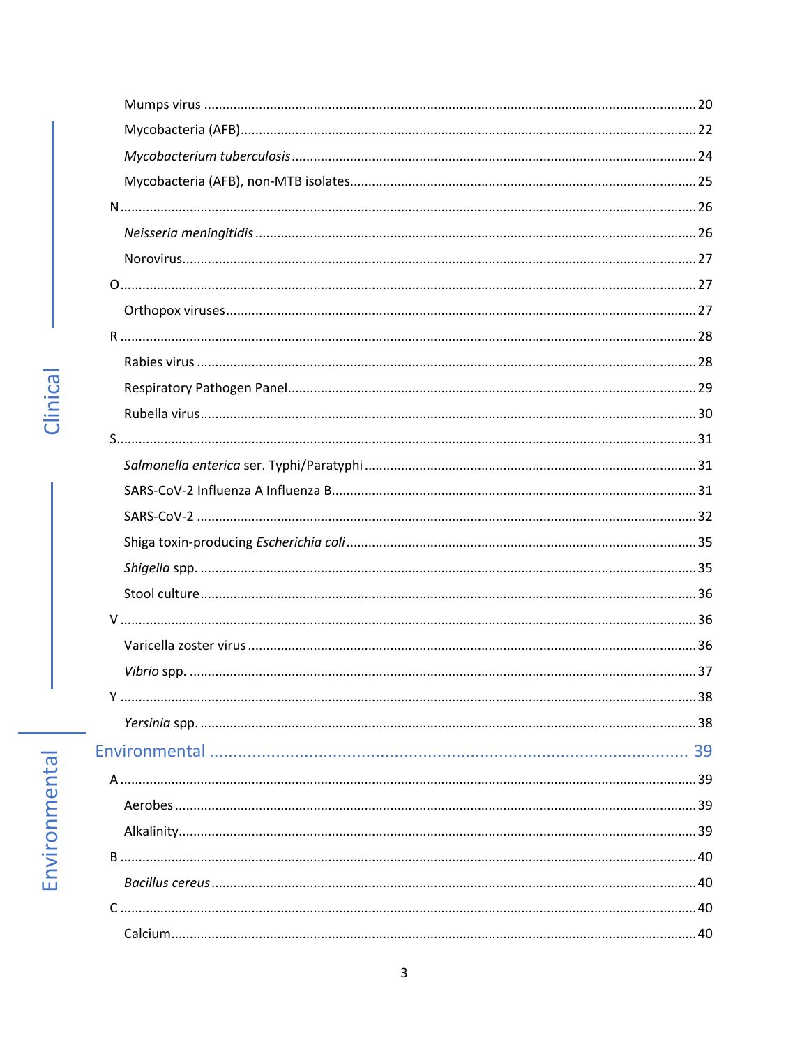Mumps virus ..................................................................................................................................... 20

Mycobacteria (AFB)........................................................................................................................... 22

*Mycobacterium tuberculosis* ........................................................................................................... 24

Mycobacteria (AFB), non-MTB isolates............................................................................................. 25

N .......................................................................................................................................................... 26

*Neisseria meningitidis* ...................................................................................................................... 26

Norovirus........................................................................................................................................... 27

O .......................................................................................................................................................... 27

Orthopox viruses .............................................................................................................................. 27

R .......................................................................................................................................................... 28

Rabies virus ...................................................................................................................................... 28

Respiratory Pathogen Panel.............................................................................................................. 29

Rubella virus ..................................................................................................................................... 30

S .......................................................................................................................................................... 31

*Salmonella enterica* ser. Typhi/Paratyphi .......................................................................................... 31

SARS-CoV-2 Influenza A Influenza B.................................................................................................. 31

SARS-CoV-2 ...................................................................................................................................... 32

Shiga toxin-producing *Escherichia coli* ............................................................................................... 35

*Shigella* spp. ..................................................................................................................................... 35

Stool culture ..................................................................................................................................... 36

V .......................................................................................................................................................... 36

Varicella zoster virus ........................................................................................................................ 36

*Vibrio* spp. ........................................................................................................................................ 37

Y .......................................................................................................................................................... 38

*Yersinia* spp. ..................................................................................................................................... 38

Environmental ................................................................................................. 39

A .......................................................................................................................................................... 39

Aerobes ............................................................................................................................................ 39

Alkalinity........................................................................................................................................... 39

B .......................................................................................................................................................... 40

*Bacillus cereus* .................................................................................................................................. 40

C .......................................................................................................................................................... 40

Calcium............................................................................................................................................. 40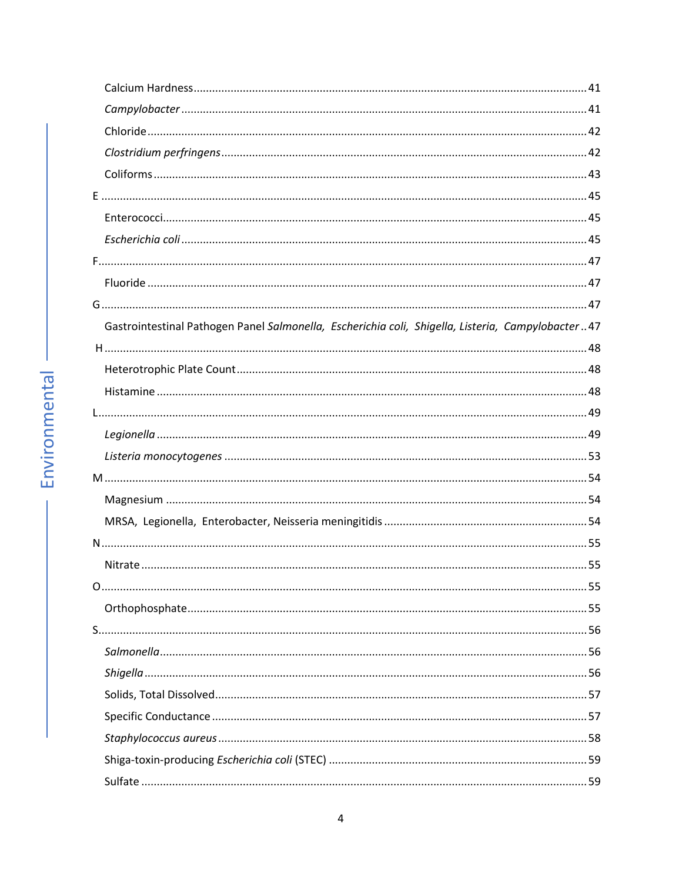Calcium Hardness ........................................................................................................ 41

*Campylobacter* ............................................................................................................ 41

Chloride ......................................................................................................................... 42

*Clostridium perfringens* ................................................................................................ 42

Coliforms ....................................................................................................................... 43

E ....................................................................................................................................... 45

Enterococci ..................................................................................................................... 45

*Escherichia coli* ............................................................................................................ 45

F ....................................................................................................................................... 47

Fluoride .......................................................................................................................... 47

G ...................................................................................................................................... 47

Gastrointestinal Pathogen Panel *Salmonella, Escherichia coli, Shigella, Listeria, Campylobacter* .. 47

H ...................................................................................................................................... 48

Heterotrophic Plate Count ............................................................................................. 48

Histamine ....................................................................................................................... 48

L ....................................................................................................................................... 49

*Legionella* .................................................................................................................... 49

*Listeria monocytogenes* ............................................................................................... 53

M ...................................................................................................................................... 54

Magnesium .................................................................................................................... 54

MRSA, Legionella, Enterobacter, Neisseria meningitidis ................................................. 54

N ....................................................................................................................................... 55

Nitrate ............................................................................................................................ 55

O ....................................................................................................................................... 55

Orthophosphate ............................................................................................................. 55

S ....................................................................................................................................... 56

*Salmonella* ................................................................................................................... 56

*Shigella* ........................................................................................................................ 56

Solids, Total Dissolved ................................................................................................... 57

Specific Conductance ..................................................................................................... 57

*Staphylococcus aureus* ................................................................................................ 58

Shiga-toxin-producing *Escherichia coli* (STEC) ............................................................. 59

Sulfate ............................................................................................................................ 59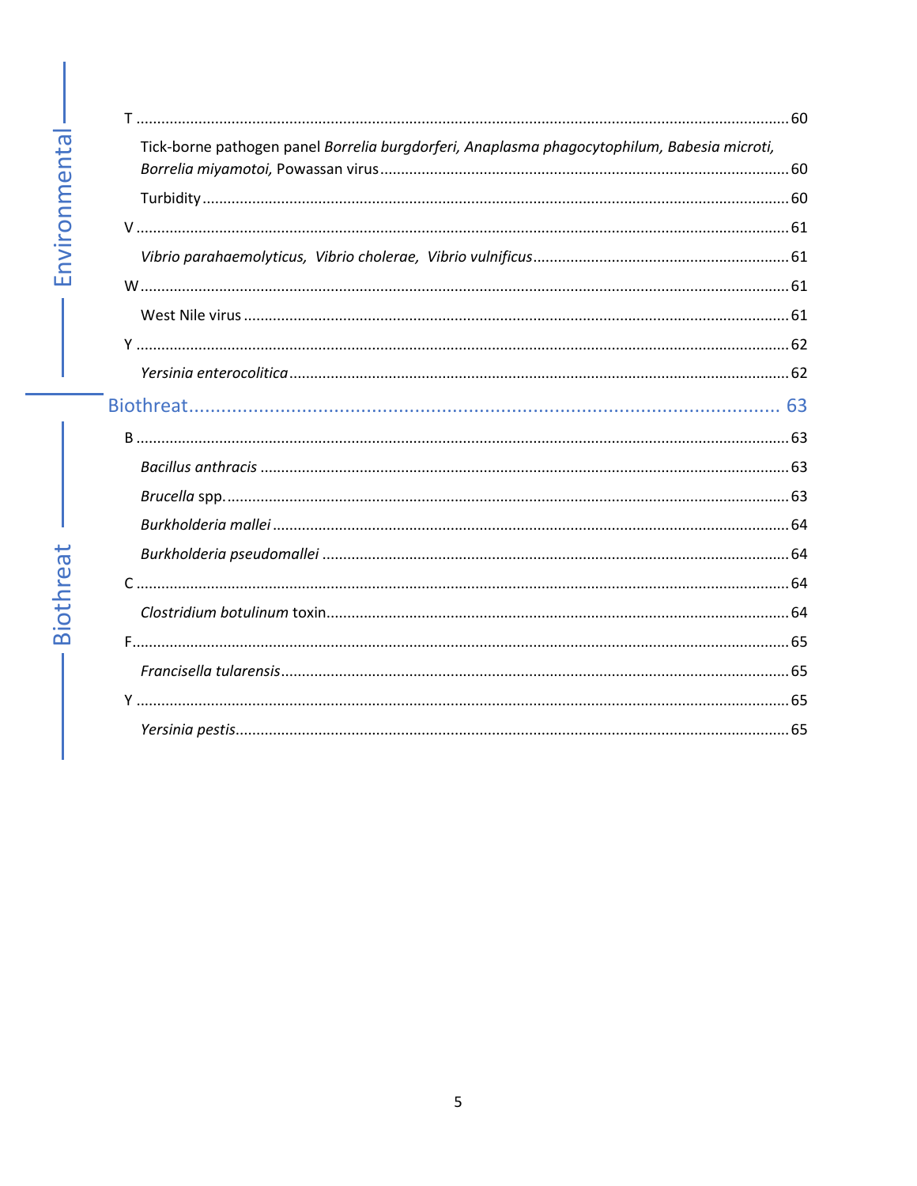T ........................................................................................................................................................ 60

Tick-borne pathogen panel *Borrelia burgdorferi, Anaplasma phagocytophilum, Babesia microti, Borrelia miyamotoi,* Powassan virus ................................................................................. 60

Turbidity ........................................................................................................................................ 60

V ........................................................................................................................................................ 61

*Vibrio parahaemolyticus, Vibrio cholerae, Vibrio vulnificus* ............................................................ 61

W ....................................................................................................................................................... 61

West Nile virus ................................................................................................................................ 61

Y ........................................................................................................................................................ 62

*Yersinia enterocolitica* ....................................................................................................................... 62

## Biothreat ........................................................................................................ 63

B ........................................................................................................................................................ 63

*Bacillus anthracis* ............................................................................................................................ 63

*Brucella* spp. .................................................................................................................................... 63

*Burkholderia mallei* .......................................................................................................................... 64

*Burkholderia pseudomallei* .............................................................................................................. 64

C ........................................................................................................................................................ 64

*Clostridium botulinum* toxin ............................................................................................................. 64

F ........................................................................................................................................................ 65

*Francisella tularensis* ........................................................................................................................ 65

Y ........................................................................................................................................................ 65

*Yersinia pestis* ................................................................................................................................... 65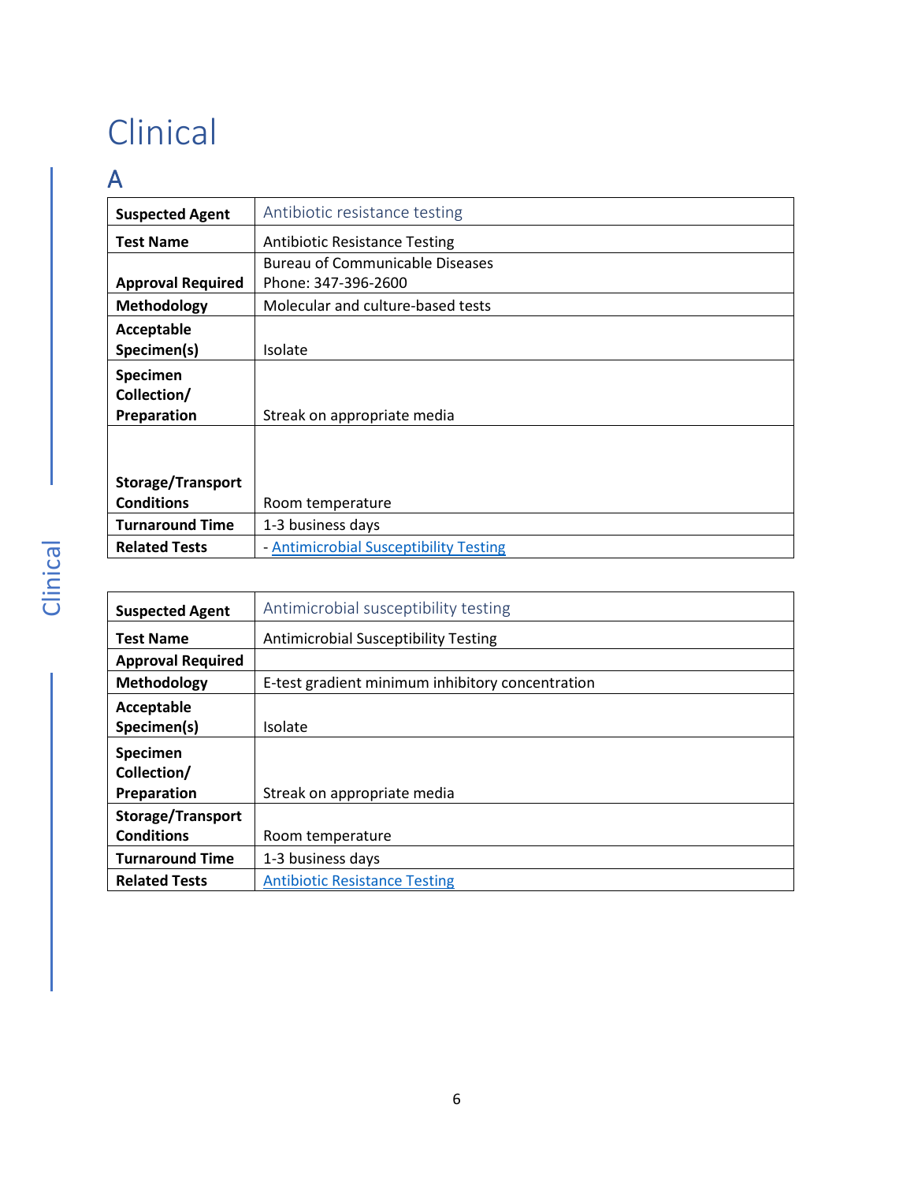# Clinical

## A

| Suspected Agent | Antibiotic resistance testing |
|---|---|
| Test Name | Antibiotic Resistance Testing |
| Approval Required | Bureau of Communicable Diseases<br>Phone: 347-396-2600 |
| Methodology | Molecular and culture-based tests |
| Acceptable Specimen(s) | Isolate |
| Specimen Collection/ Preparation | Streak on appropriate media |
| Storage/Transport Conditions | Room temperature |
| Turnaround Time | 1-3 business days |
| Related Tests | - Antimicrobial Susceptibility Testing |

| Suspected Agent | Antimicrobial susceptibility testing |
|---|---|
| Test Name | Antimicrobial Susceptibility Testing |
| Approval Required | |
| Methodology | E-test gradient minimum inhibitory concentration |
| Acceptable Specimen(s) | Isolate |
| Specimen Collection/ Preparation | Streak on appropriate media |
| Storage/Transport Conditions | Room temperature |
| Turnaround Time | 1-3 business days |
| Related Tests | Antibiotic Resistance Testing |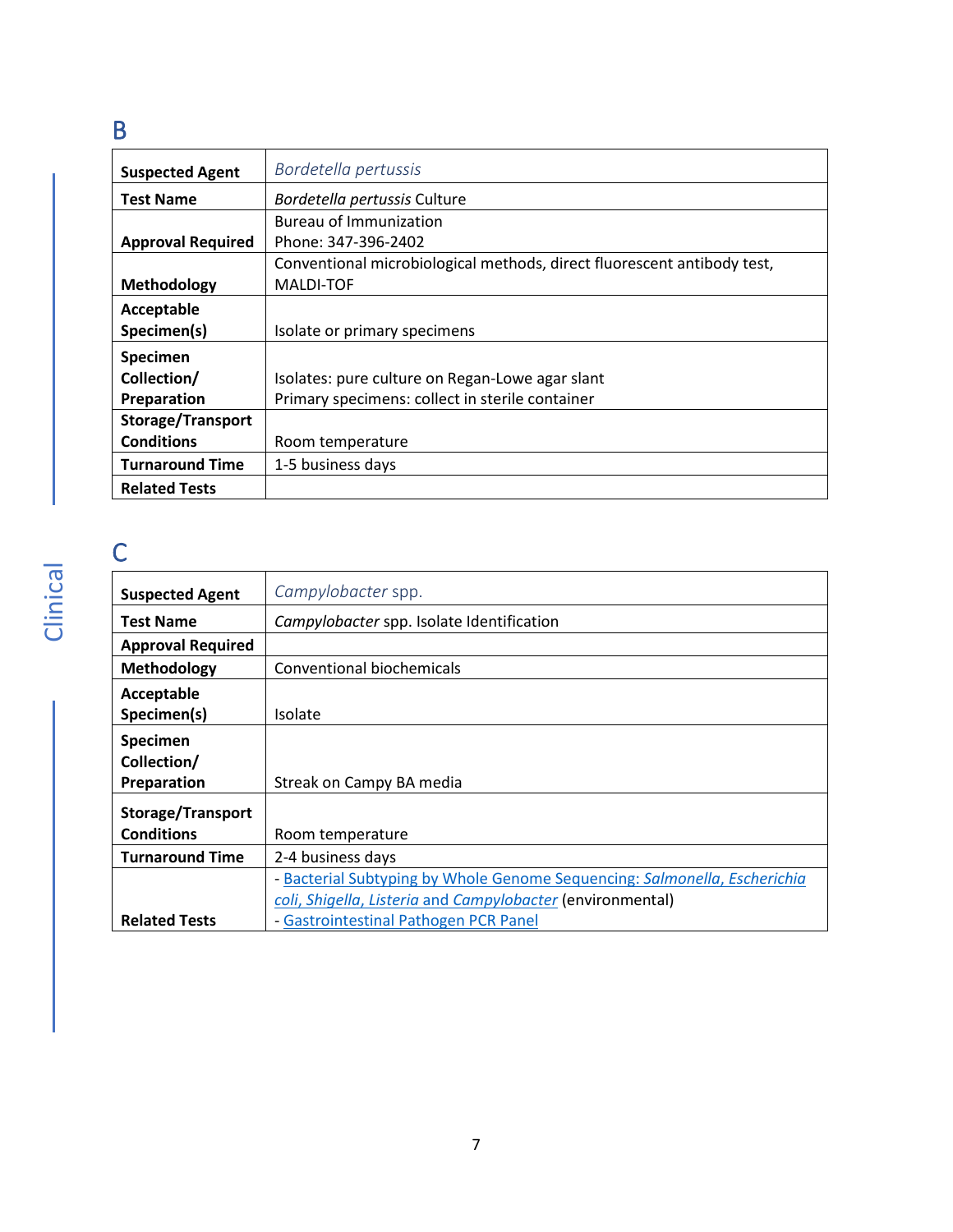## B

| Suspected Agent | *Bordetella pertussis* |
| --- | --- |
| **Test Name** | *Bordetella pertussis* Culture |
| **Approval Required** | Bureau of Immunization<br>Phone: 347-396-2402 |
| **Methodology** | Conventional microbiological methods, direct fluorescent antibody test, MALDI-TOF |
| **Acceptable Specimen(s)** | Isolate or primary specimens |
| **Specimen Collection/ Preparation** | Isolates: pure culture on Regan-Lowe agar slant<br>Primary specimens: collect in sterile container |
| **Storage/Transport Conditions** | Room temperature |
| **Turnaround Time** | 1-5 business days |
| **Related Tests** | |

## C

| Suspected Agent | *Campylobacter* spp. |
| --- | --- |
| **Test Name** | *Campylobacter* spp. Isolate Identification |
| **Approval Required** | |
| **Methodology** | Conventional biochemicals |
| **Acceptable Specimen(s)** | Isolate |
| **Specimen Collection/ Preparation** | Streak on Campy BA media |
| **Storage/Transport Conditions** | Room temperature |
| **Turnaround Time** | 2-4 business days |
| **Related Tests** | - Bacterial Subtyping by Whole Genome Sequencing: *Salmonella, Escherichia coli, Shigella, Listeria* and *Campylobacter* (environmental)<br>- Gastrointestinal Pathogen PCR Panel |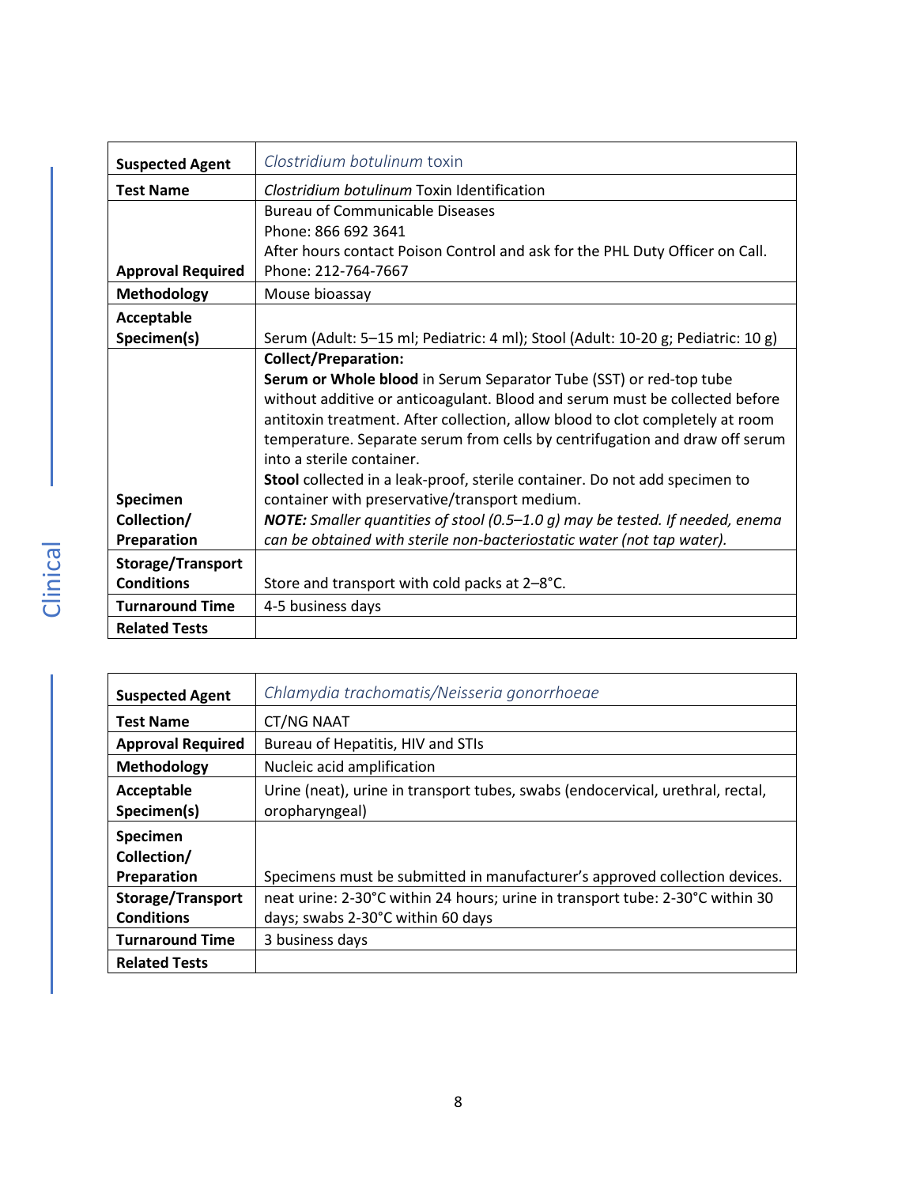| Suspected Agent | *Clostridium botulinum* toxin |
|---|---|
| Test Name | *Clostridium botulinum* Toxin Identification |
| Approval Required | Bureau of Communicable Diseases<br>Phone: 866 692 3641<br>After hours contact Poison Control and ask for the PHL Duty Officer on Call.<br>Phone: 212-764-7667 |
| Methodology | Mouse bioassay |
| Acceptable Specimen(s) | Serum (Adult: 5–15 ml; Pediatric: 4 ml); Stool (Adult: 10-20 g; Pediatric: 10 g) |
| Specimen Collection/ Preparation | **Collect/Preparation:**<br>**Serum or Whole blood** in Serum Separator Tube (SST) or red-top tube without additive or anticoagulant. Blood and serum must be collected before antitoxin treatment. After collection, allow blood to clot completely at room temperature. Separate serum from cells by centrifugation and draw off serum into a sterile container.<br>**Stool** collected in a leak-proof, sterile container. Do not add specimen to container with preservative/transport medium.<br>***NOTE:*** *Smaller quantities of stool (0.5–1.0 g) may be tested. If needed, enema can be obtained with sterile non-bacteriostatic water (not tap water).* |
| Storage/Transport Conditions | Store and transport with cold packs at 2–8°C. |
| Turnaround Time | 4-5 business days |
| Related Tests | |

| Suspected Agent | *Chlamydia trachomatis/Neisseria gonorrhoeae* |
|---|---|
| Test Name | CT/NG NAAT |
| Approval Required | Bureau of Hepatitis, HIV and STIs |
| Methodology | Nucleic acid amplification |
| Acceptable Specimen(s) | Urine (neat), urine in transport tubes, swabs (endocervical, urethral, rectal, oropharyngeal) |
| Specimen Collection/ Preparation | Specimens must be submitted in manufacturer's approved collection devices. |
| Storage/Transport Conditions | neat urine: 2-30°C within 24 hours; urine in transport tube: 2-30°C within 30 days; swabs 2-30°C within 60 days |
| Turnaround Time | 3 business days |
| Related Tests | |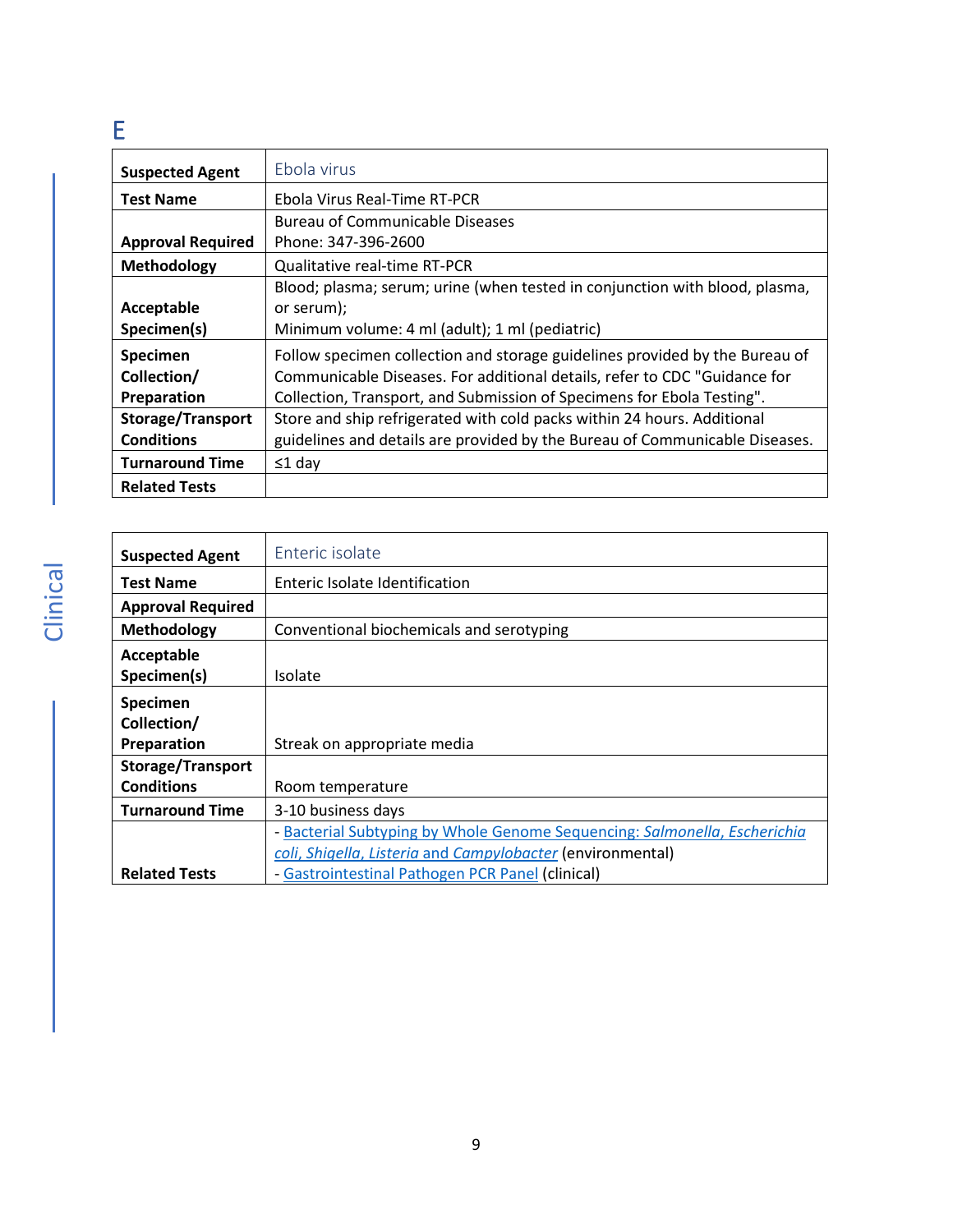# E

| Suspected Agent | Ebola virus |
|---|---|
| Test Name | Ebola Virus Real-Time RT-PCR |
| Approval Required | Bureau of Communicable Diseases<br>Phone: 347-396-2600 |
| Methodology | Qualitative real-time RT-PCR |
| Acceptable Specimen(s) | Blood; plasma; serum; urine (when tested in conjunction with blood, plasma, or serum);<br>Minimum volume: 4 ml (adult); 1 ml (pediatric) |
| Specimen Collection/ Preparation | Follow specimen collection and storage guidelines provided by the Bureau of Communicable Diseases. For additional details, refer to CDC "Guidance for Collection, Transport, and Submission of Specimens for Ebola Testing". |
| Storage/Transport Conditions | Store and ship refrigerated with cold packs within 24 hours. Additional guidelines and details are provided by the Bureau of Communicable Diseases. |
| Turnaround Time | ≤1 day |
| Related Tests | |

| Suspected Agent | Enteric isolate |
|---|---|
| Test Name | Enteric Isolate Identification |
| Approval Required | |
| Methodology | Conventional biochemicals and serotyping |
| Acceptable Specimen(s) | Isolate |
| Specimen Collection/ Preparation | Streak on appropriate media |
| Storage/Transport Conditions | Room temperature |
| Turnaround Time | 3-10 business days |
| Related Tests | - Bacterial Subtyping by Whole Genome Sequencing: *Salmonella*, *Escherichia coli*, *Shigella*, *Listeria* and *Campylobacter* (environmental)<br>- Gastrointestinal Pathogen PCR Panel (clinical) |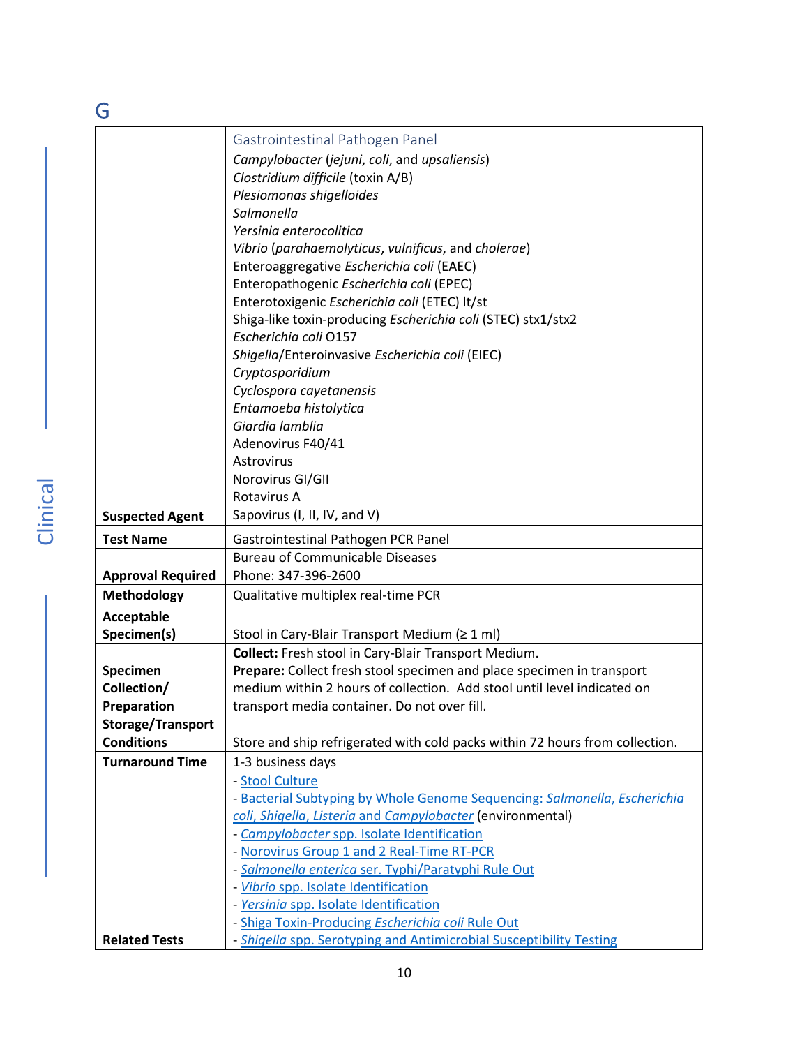# G

| | |
|---|---|
| **Suspected Agent** | Gastrointestinal Pathogen Panel<br>*Campylobacter* (*jejuni*, *coli*, and *upsaliensis*)<br>*Clostridium difficile* (toxin A/B)<br>*Plesiomonas shigelloides*<br>*Salmonella*<br>*Yersinia enterocolitica*<br>*Vibrio* (*parahaemolyticus*, *vulnificus*, and *cholerae*)<br>Enteroaggregative *Escherichia coli* (EAEC)<br>Enteropathogenic *Escherichia coli* (EPEC)<br>Enterotoxigenic *Escherichia coli* (ETEC) lt/st<br>Shiga-like toxin-producing *Escherichia coli* (STEC) stx1/stx2<br>*Escherichia coli* O157<br>*Shigella*/Enteroinvasive *Escherichia coli* (EIEC)<br>*Cryptosporidium*<br>*Cyclospora cayetanensis*<br>*Entamoeba histolytica*<br>*Giardia lamblia*<br>Adenovirus F40/41<br>Astrovirus<br>Norovirus GI/GII<br>Rotavirus A<br>Sapovirus (I, II, IV, and V) |
| **Test Name** | Gastrointestinal Pathogen PCR Panel |
| **Approval Required** | Bureau of Communicable Diseases<br>Phone: 347-396-2600 |
| **Methodology** | Qualitative multiplex real-time PCR |
| **Acceptable Specimen(s)** | Stool in Cary-Blair Transport Medium (≥ 1 ml) |
| **Specimen Collection/ Preparation** | **Collect:** Fresh stool in Cary-Blair Transport Medium.<br>**Prepare:** Collect fresh stool specimen and place specimen in transport medium within 2 hours of collection. Add stool until level indicated on transport media container. Do not over fill. |
| **Storage/Transport Conditions** | Store and ship refrigerated with cold packs within 72 hours from collection. |
| **Turnaround Time** | 1-3 business days |
| **Related Tests** | - Stool Culture<br>- Bacterial Subtyping by Whole Genome Sequencing: *Salmonella*, *Escherichia coli*, *Shigella*, *Listeria* and *Campylobacter* (environmental)<br>- *Campylobacter* spp. Isolate Identification<br>- Norovirus Group 1 and 2 Real-Time RT-PCR<br>- *Salmonella enterica* ser. Typhi/Paratyphi Rule Out<br>- *Vibrio* spp. Isolate Identification<br>- *Yersinia* spp. Isolate Identification<br>- Shiga Toxin-Producing *Escherichia coli* Rule Out<br>- *Shigella* spp. Serotyping and Antimicrobial Susceptibility Testing |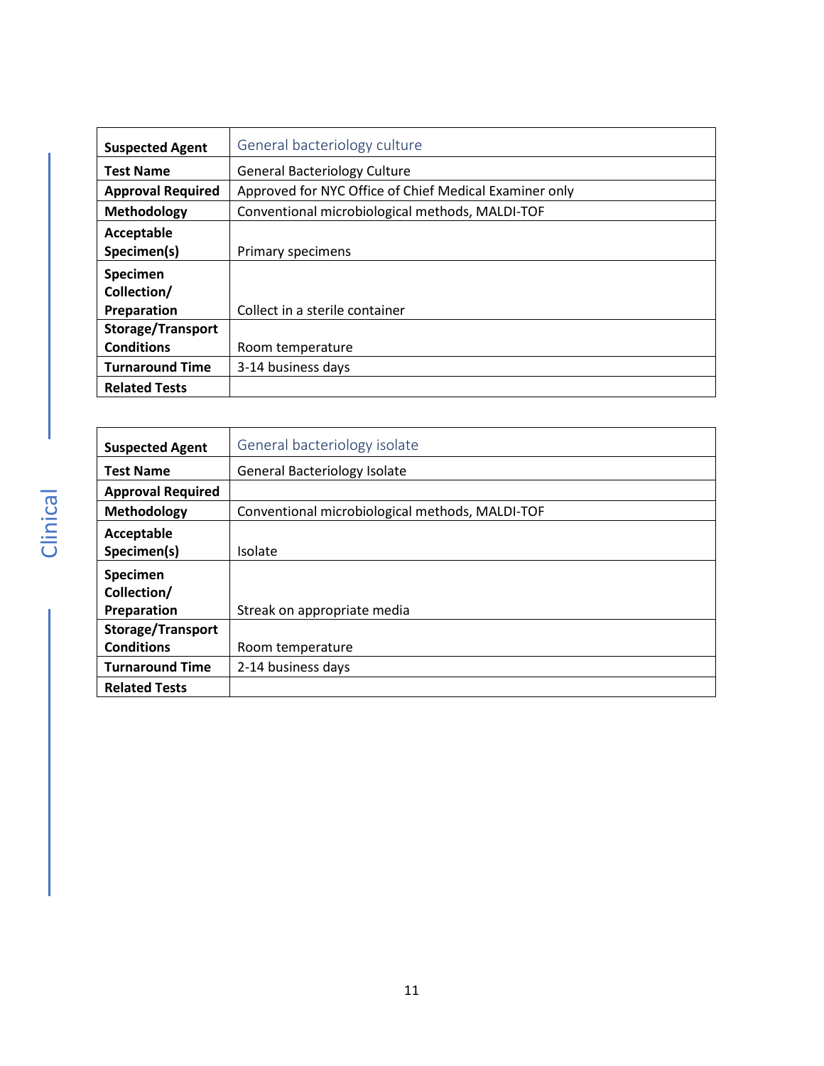| Suspected Agent | General bacteriology culture |
|---|---|
| Test Name | General Bacteriology Culture |
| Approval Required | Approved for NYC Office of Chief Medical Examiner only |
| Methodology | Conventional microbiological methods, MALDI-TOF |
| Acceptable Specimen(s) | Primary specimens |
| Specimen Collection/ Preparation | Collect in a sterile container |
| Storage/Transport Conditions | Room temperature |
| Turnaround Time | 3-14 business days |
| Related Tests | |

| Suspected Agent | General bacteriology isolate |
|---|---|
| Test Name | General Bacteriology Isolate |
| Approval Required | |
| Methodology | Conventional microbiological methods, MALDI-TOF |
| Acceptable Specimen(s) | Isolate |
| Specimen Collection/ Preparation | Streak on appropriate media |
| Storage/Transport Conditions | Room temperature |
| Turnaround Time | 2-14 business days |
| Related Tests | |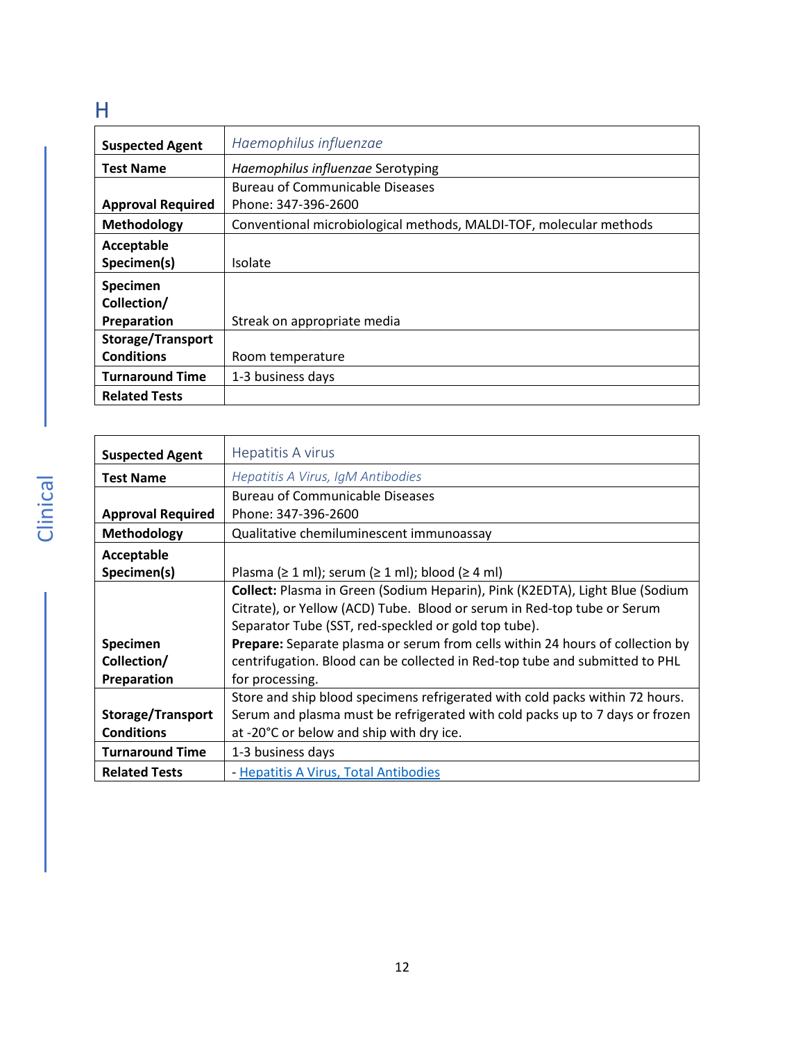# H

| | |
|---|---|
| **Suspected Agent** | *Haemophilus influenzae* |
| **Test Name** | *Haemophilus influenzae* Serotyping |
| **Approval Required** | Bureau of Communicable Diseases<br>Phone: 347-396-2600 |
| **Methodology** | Conventional microbiological methods, MALDI-TOF, molecular methods |
| **Acceptable Specimen(s)** | Isolate |
| **Specimen Collection/ Preparation** | Streak on appropriate media |
| **Storage/Transport Conditions** | Room temperature |
| **Turnaround Time** | 1-3 business days |
| **Related Tests** | |

| | |
|---|---|
| **Suspected Agent** | Hepatitis A virus |
| **Test Name** | *Hepatitis A Virus, IgM Antibodies* |
| **Approval Required** | Bureau of Communicable Diseases<br>Phone: 347-396-2600 |
| **Methodology** | Qualitative chemiluminescent immunoassay |
| **Acceptable Specimen(s)** | Plasma (≥ 1 ml); serum (≥ 1 ml); blood (≥ 4 ml) |
| **Specimen Collection/ Preparation** | **Collect:** Plasma in Green (Sodium Heparin), Pink (K2EDTA), Light Blue (Sodium Citrate), or Yellow (ACD) Tube. Blood or serum in Red-top tube or Serum Separator Tube (SST, red-speckled or gold top tube).<br>**Prepare:** Separate plasma or serum from cells within 24 hours of collection by centrifugation. Blood can be collected in Red-top tube and submitted to PHL for processing. |
| **Storage/Transport Conditions** | Store and ship blood specimens refrigerated with cold packs within 72 hours. Serum and plasma must be refrigerated with cold packs up to 7 days or frozen at -20°C or below and ship with dry ice. |
| **Turnaround Time** | 1-3 business days |
| **Related Tests** | - Hepatitis A Virus, Total Antibodies |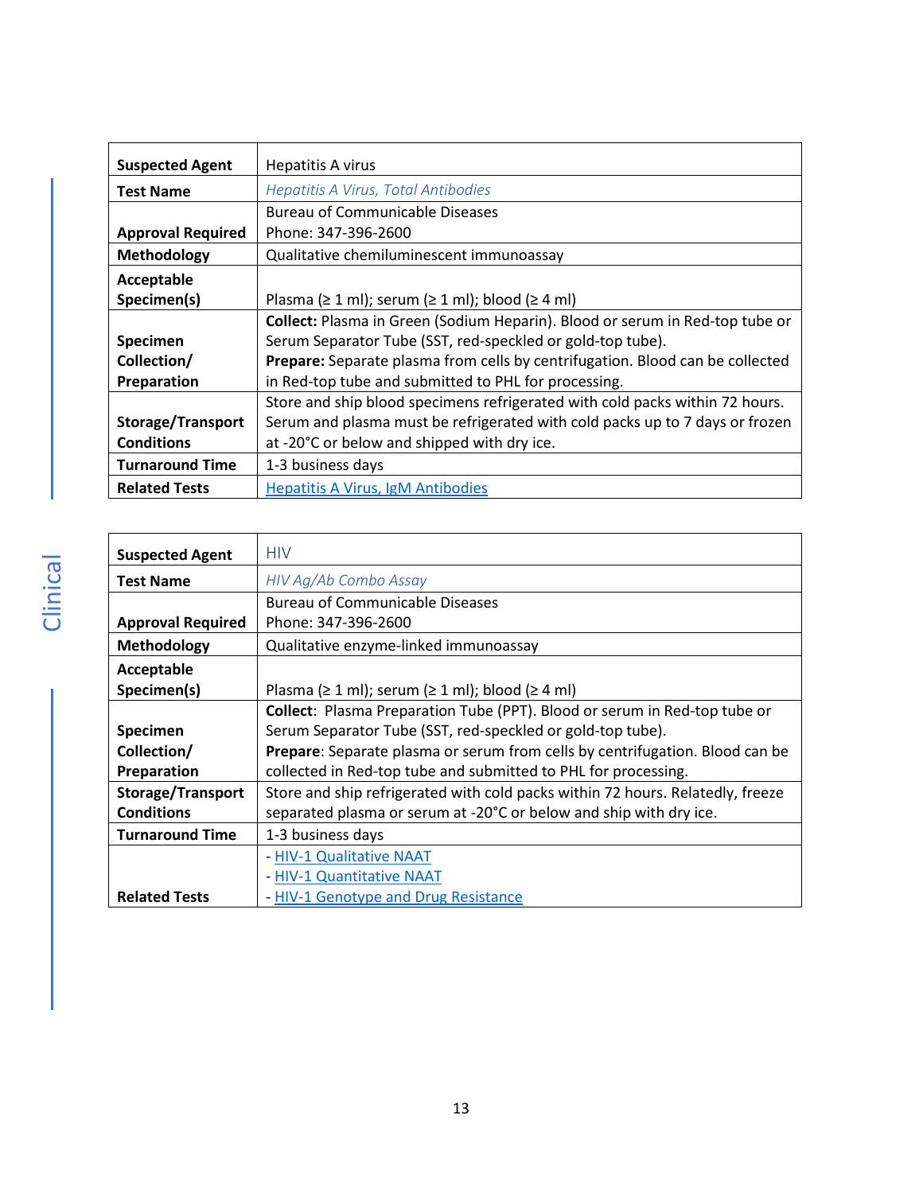| Suspected Agent | Hepatitis A virus |
|---|---|
| **Test Name** | *Hepatitis A Virus, Total Antibodies* |
| **Approval Required** | Bureau of Communicable Diseases<br>Phone: 347-396-2600 |
| **Methodology** | Qualitative chemiluminescent immunoassay |
| **Acceptable Specimen(s)** | Plasma (≥ 1 ml); serum (≥ 1 ml); blood (≥ 4 ml) |
| **Specimen Collection/ Preparation** | **Collect:** Plasma in Green (Sodium Heparin). Blood or serum in Red-top tube or Serum Separator Tube (SST, red-speckled or gold-top tube).<br>**Prepare:** Separate plasma from cells by centrifugation. Blood can be collected in Red-top tube and submitted to PHL for processing. |
| **Storage/Transport Conditions** | Store and ship blood specimens refrigerated with cold packs within 72 hours. Serum and plasma must be refrigerated with cold packs up to 7 days or frozen at -20°C or below and shipped with dry ice. |
| **Turnaround Time** | 1-3 business days |
| **Related Tests** | Hepatitis A Virus, IgM Antibodies |

| Suspected Agent | HIV |
|---|---|
| **Test Name** | *HIV Ag/Ab Combo Assay* |
| **Approval Required** | Bureau of Communicable Diseases<br>Phone: 347-396-2600 |
| **Methodology** | Qualitative enzyme-linked immunoassay |
| **Acceptable Specimen(s)** | Plasma (≥ 1 ml); serum (≥ 1 ml); blood (≥ 4 ml) |
| **Specimen Collection/ Preparation** | **Collect**: Plasma Preparation Tube (PPT). Blood or serum in Red-top tube or Serum Separator Tube (SST, red-speckled or gold-top tube).<br>**Prepare**: Separate plasma or serum from cells by centrifugation. Blood can be collected in Red-top tube and submitted to PHL for processing. |
| **Storage/Transport Conditions** | Store and ship refrigerated with cold packs within 72 hours. Relatedly, freeze separated plasma or serum at -20°C or below and ship with dry ice. |
| **Turnaround Time** | 1-3 business days |
| **Related Tests** | - HIV-1 Qualitative NAAT<br>- HIV-1 Quantitative NAAT<br>- HIV-1 Genotype and Drug Resistance |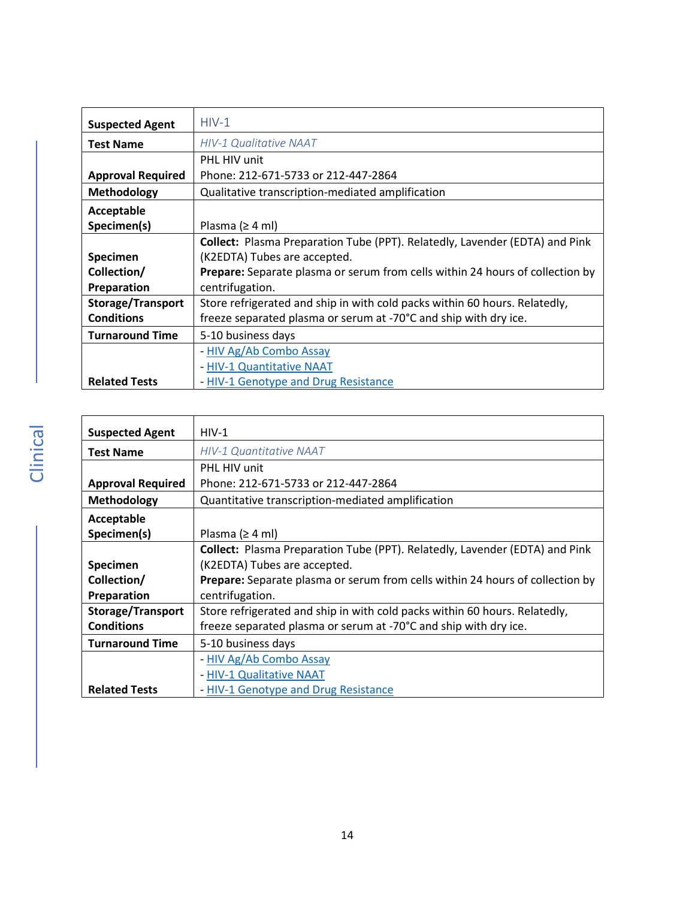| Suspected Agent | HIV-1 |
|---|---|
| Test Name | *HIV-1 Qualitative NAAT* |
| Approval Required | PHL HIV unit<br>Phone: 212-671-5733 or 212-447-2864 |
| Methodology | Qualitative transcription-mediated amplification |
| Acceptable Specimen(s) | Plasma (≥ 4 ml) |
| Specimen Collection/ Preparation | **Collect:** Plasma Preparation Tube (PPT). Relatedly, Lavender (EDTA) and Pink (K2EDTA) Tubes are accepted.<br>**Prepare:** Separate plasma or serum from cells within 24 hours of collection by centrifugation. |
| Storage/Transport Conditions | Store refrigerated and ship in with cold packs within 60 hours. Relatedly, freeze separated plasma or serum at -70°C and ship with dry ice. |
| Turnaround Time | 5-10 business days |
| Related Tests | - HIV Ag/Ab Combo Assay<br>- HIV-1 Quantitative NAAT<br>- HIV-1 Genotype and Drug Resistance |

| Suspected Agent | HIV-1 |
|---|---|
| Test Name | *HIV-1 Quantitative NAAT* |
| Approval Required | PHL HIV unit<br>Phone: 212-671-5733 or 212-447-2864 |
| Methodology | Quantitative transcription-mediated amplification |
| Acceptable Specimen(s) | Plasma (≥ 4 ml) |
| Specimen Collection/ Preparation | **Collect:** Plasma Preparation Tube (PPT). Relatedly, Lavender (EDTA) and Pink (K2EDTA) Tubes are accepted.<br>**Prepare:** Separate plasma or serum from cells within 24 hours of collection by centrifugation. |
| Storage/Transport Conditions | Store refrigerated and ship in with cold packs within 60 hours. Relatedly, freeze separated plasma or serum at -70°C and ship with dry ice. |
| Turnaround Time | 5-10 business days |
| Related Tests | - HIV Ag/Ab Combo Assay<br>- HIV-1 Qualitative NAAT<br>- HIV-1 Genotype and Drug Resistance |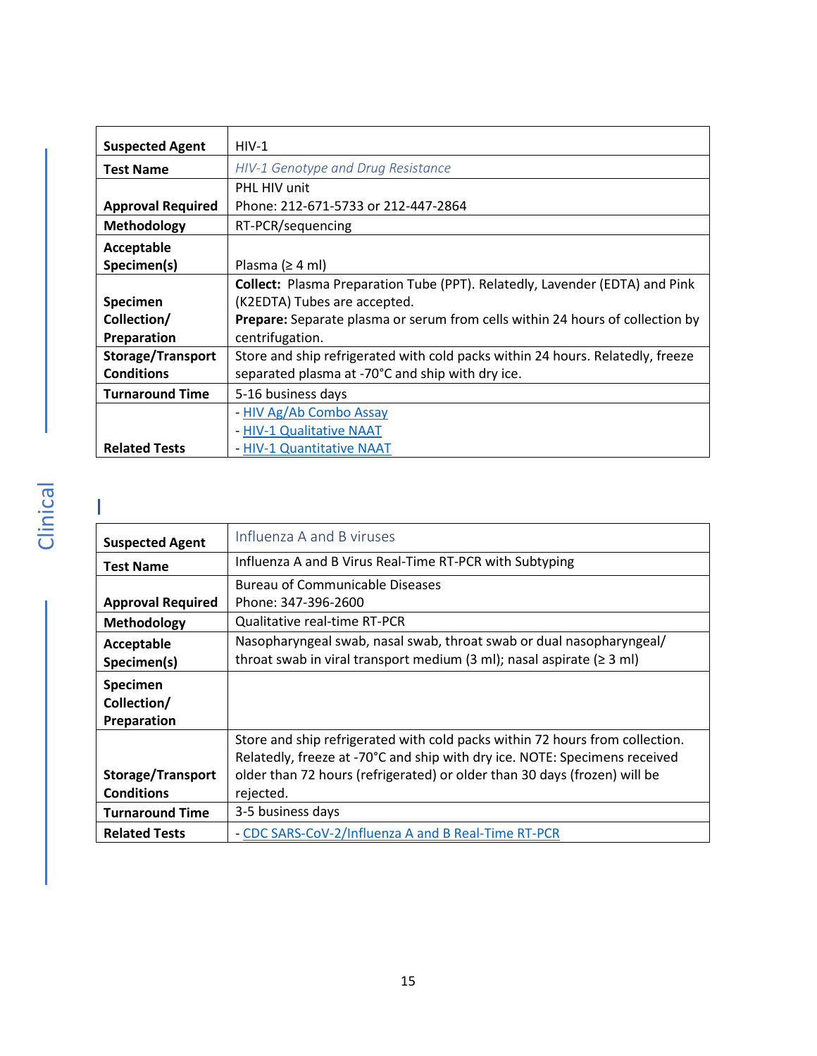| Suspected Agent | HIV-1 |
|---|---|
| Test Name | *HIV-1 Genotype and Drug Resistance* |
| Approval Required | PHL HIV unit<br>Phone: 212-671-5733 or 212-447-2864 |
| Methodology | RT-PCR/sequencing |
| Acceptable Specimen(s) | Plasma (≥ 4 ml) |
| Specimen Collection/ Preparation | **Collect:** Plasma Preparation Tube (PPT). Relatedly, Lavender (EDTA) and Pink (K2EDTA) Tubes are accepted.<br>**Prepare:** Separate plasma or serum from cells within 24 hours of collection by centrifugation. |
| Storage/Transport Conditions | Store and ship refrigerated with cold packs within 24 hours. Relatedly, freeze separated plasma at -70°C and ship with dry ice. |
| Turnaround Time | 5-16 business days |
| Related Tests | - HIV Ag/Ab Combo Assay<br>- HIV-1 Qualitative NAAT<br>- HIV-1 Quantitative NAAT |

## I

| Suspected Agent | Influenza A and B viruses |
|---|---|
| Test Name | Influenza A and B Virus Real-Time RT-PCR with Subtyping |
| Approval Required | Bureau of Communicable Diseases<br>Phone: 347-396-2600 |
| Methodology | Qualitative real-time RT-PCR |
| Acceptable Specimen(s) | Nasopharyngeal swab, nasal swab, throat swab or dual nasopharyngeal/ throat swab in viral transport medium (3 ml); nasal aspirate (≥ 3 ml) |
| Specimen Collection/ Preparation | |
| Storage/Transport Conditions | Store and ship refrigerated with cold packs within 72 hours from collection. Relatedly, freeze at -70°C and ship with dry ice. NOTE: Specimens received older than 72 hours (refrigerated) or older than 30 days (frozen) will be rejected. |
| Turnaround Time | 3-5 business days |
| Related Tests | - CDC SARS-CoV-2/Influenza A and B Real-Time RT-PCR |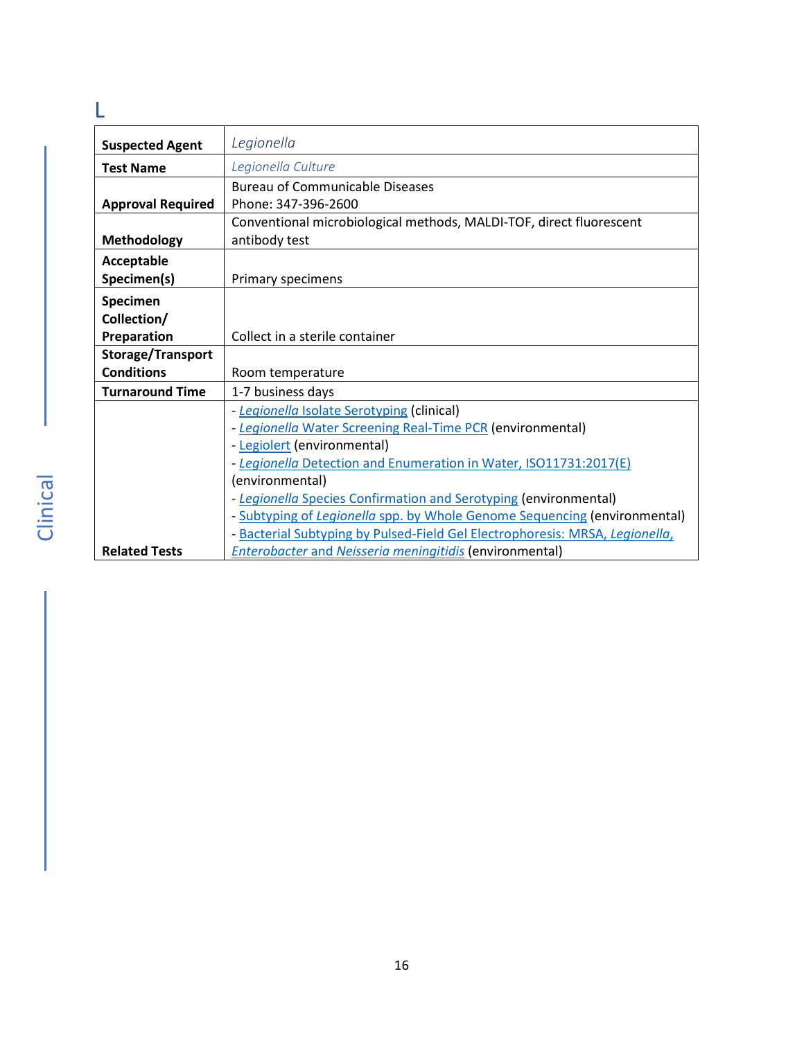## L

| Suspected Agent | *Legionella* |
|---|---|
| Test Name | *Legionella Culture* |
| Approval Required | Bureau of Communicable Diseases<br>Phone: 347-396-2600 |
| Methodology | Conventional microbiological methods, MALDI-TOF, direct fluorescent antibody test |
| Acceptable Specimen(s) | Primary specimens |
| Specimen Collection/ Preparation | Collect in a sterile container |
| Storage/Transport Conditions | Room temperature |
| Turnaround Time | 1-7 business days |
| Related Tests | - *Legionella* Isolate Serotyping (clinical)<br>- *Legionella* Water Screening Real-Time PCR (environmental)<br>- Legiolert (environmental)<br>- *Legionella* Detection and Enumeration in Water, ISO11731:2017(E) (environmental)<br>- *Legionella* Species Confirmation and Serotyping (environmental)<br>- Subtyping of *Legionella* spp. by Whole Genome Sequencing (environmental)<br>- Bacterial Subtyping by Pulsed-Field Gel Electrophoresis: MRSA, *Legionella*, *Enterobacter* and *Neisseria meningitidis* (environmental) |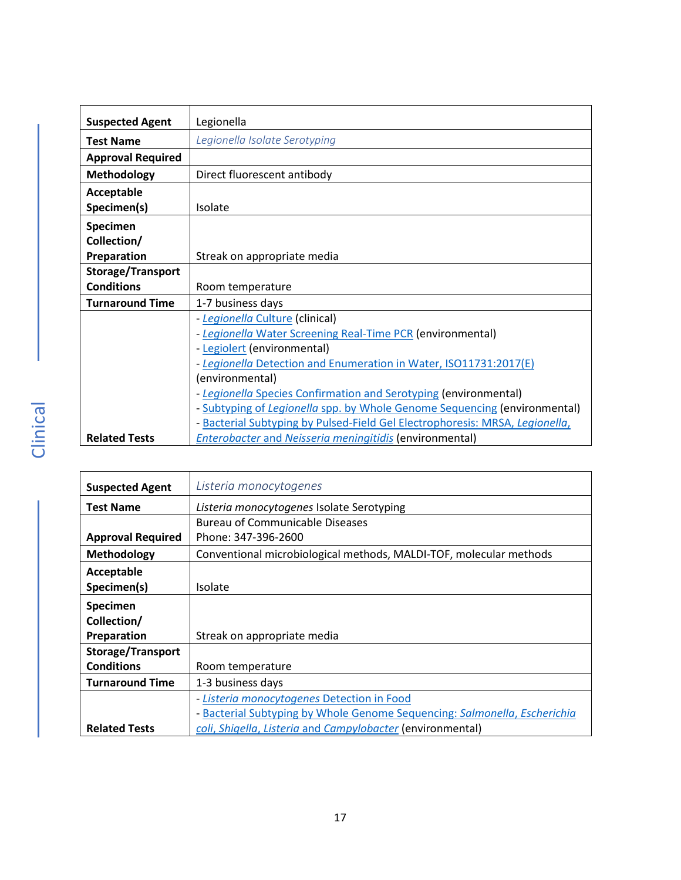| Suspected Agent | Legionella |
| --- | --- |
| Test Name | *Legionella Isolate Serotyping* |
| Approval Required | |
| Methodology | Direct fluorescent antibody |
| Acceptable Specimen(s) | Isolate |
| Specimen Collection/ Preparation | Streak on appropriate media |
| Storage/Transport Conditions | Room temperature |
| Turnaround Time | 1-7 business days |
| Related Tests | - *Legionella* Culture (clinical)<br>- *Legionella* Water Screening Real-Time PCR (environmental)<br>- Legiolert (environmental)<br>- *Legionella* Detection and Enumeration in Water, ISO11731:2017(E) (environmental)<br>- *Legionella* Species Confirmation and Serotyping (environmental)<br>- Subtyping of *Legionella* spp. by Whole Genome Sequencing (environmental)<br>- Bacterial Subtyping by Pulsed-Field Gel Electrophoresis: MRSA, *Legionella, Enterobacter* and *Neisseria meningitidis* (environmental) |

| Suspected Agent | *Listeria monocytogenes* |
| --- | --- |
| Test Name | *Listeria monocytogenes* Isolate Serotyping |
| Approval Required | Bureau of Communicable Diseases<br>Phone: 347-396-2600 |
| Methodology | Conventional microbiological methods, MALDI-TOF, molecular methods |
| Acceptable Specimen(s) | Isolate |
| Specimen Collection/ Preparation | Streak on appropriate media |
| Storage/Transport Conditions | Room temperature |
| Turnaround Time | 1-3 business days |
| Related Tests | - *Listeria monocytogenes* Detection in Food<br>- Bacterial Subtyping by Whole Genome Sequencing: *Salmonella, Escherichia coli, Shigella, Listeria* and *Campylobacter* (environmental) |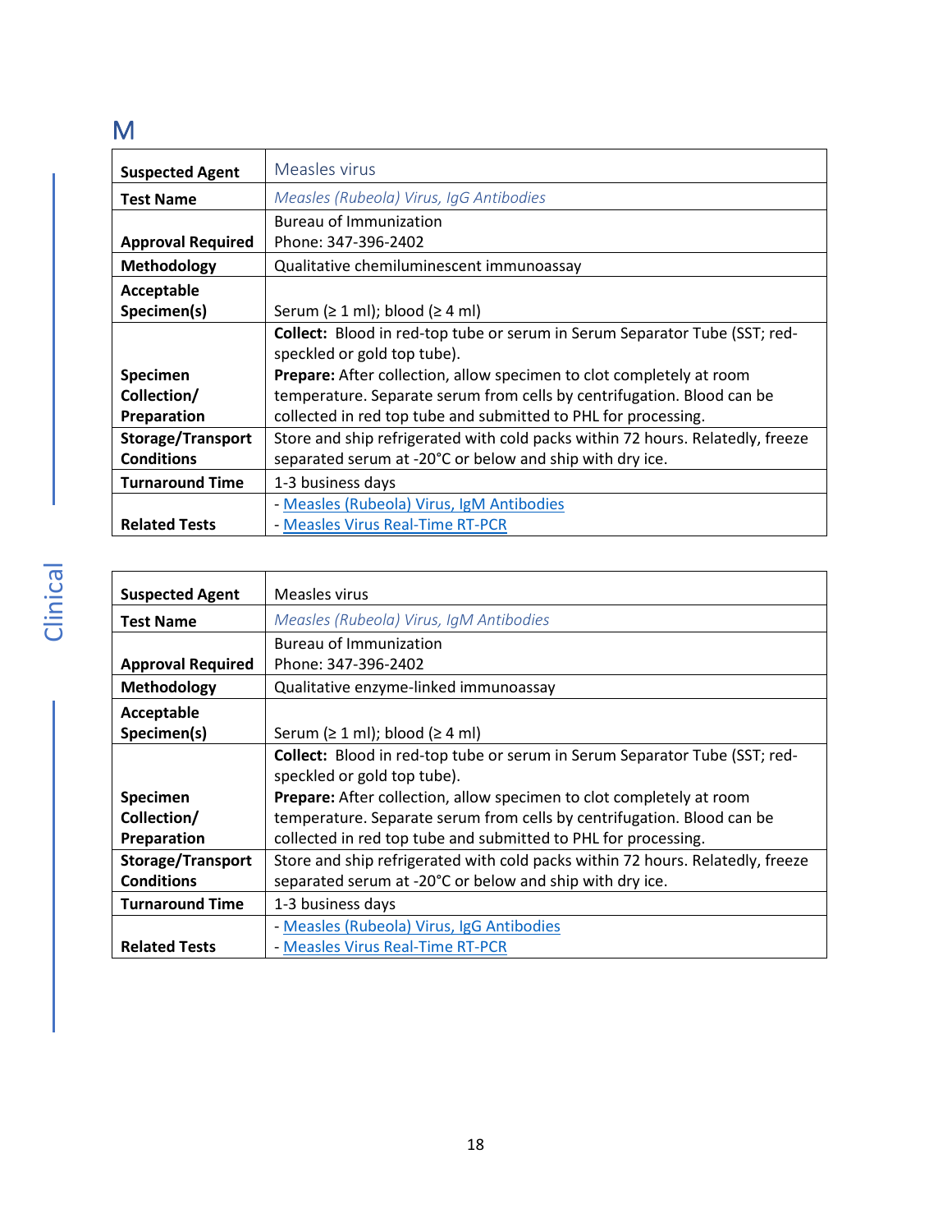# M

| Suspected Agent | Measles virus |
|---|---|
| Test Name | *Measles (Rubeola) Virus, IgG Antibodies* |
| Approval Required | Bureau of Immunization<br>Phone: 347-396-2402 |
| Methodology | Qualitative chemiluminescent immunoassay |
| Acceptable Specimen(s) | Serum (≥ 1 ml); blood (≥ 4 ml) |
| Specimen Collection/ Preparation | **Collect:** Blood in red-top tube or serum in Serum Separator Tube (SST; red-speckled or gold top tube).<br>**Prepare:** After collection, allow specimen to clot completely at room temperature. Separate serum from cells by centrifugation. Blood can be collected in red top tube and submitted to PHL for processing. |
| Storage/Transport Conditions | Store and ship refrigerated with cold packs within 72 hours. Relatedly, freeze separated serum at -20°C or below and ship with dry ice. |
| Turnaround Time | 1-3 business days |
| Related Tests | - Measles (Rubeola) Virus, IgM Antibodies<br>- Measles Virus Real-Time RT-PCR |

| Suspected Agent | Measles virus |
|---|---|
| Test Name | *Measles (Rubeola) Virus, IgM Antibodies* |
| Approval Required | Bureau of Immunization<br>Phone: 347-396-2402 |
| Methodology | Qualitative enzyme-linked immunoassay |
| Acceptable Specimen(s) | Serum (≥ 1 ml); blood (≥ 4 ml) |
| Specimen Collection/ Preparation | **Collect:** Blood in red-top tube or serum in Serum Separator Tube (SST; red-speckled or gold top tube).<br>**Prepare:** After collection, allow specimen to clot completely at room temperature. Separate serum from cells by centrifugation. Blood can be collected in red top tube and submitted to PHL for processing. |
| Storage/Transport Conditions | Store and ship refrigerated with cold packs within 72 hours. Relatedly, freeze separated serum at -20°C or below and ship with dry ice. |
| Turnaround Time | 1-3 business days |
| Related Tests | - Measles (Rubeola) Virus, IgG Antibodies<br>- Measles Virus Real-Time RT-PCR |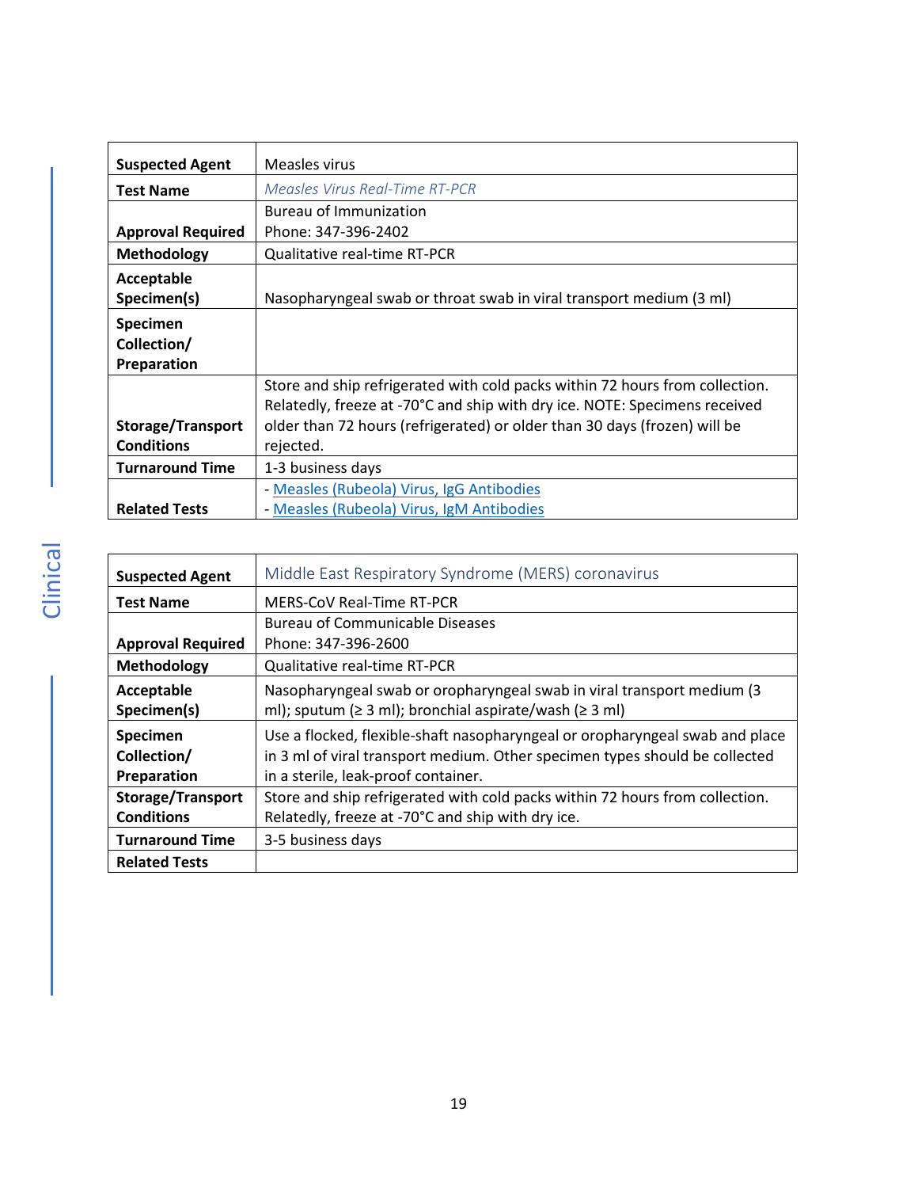| Suspected Agent | Measles virus |
|---|---|
| **Test Name** | *Measles Virus Real-Time RT-PCR* |
| **Approval Required** | Bureau of Immunization<br>Phone: 347-396-2402 |
| **Methodology** | Qualitative real-time RT-PCR |
| **Acceptable Specimen(s)** | Nasopharyngeal swab or throat swab in viral transport medium (3 ml) |
| **Specimen Collection/ Preparation** | |
| **Storage/Transport Conditions** | Store and ship refrigerated with cold packs within 72 hours from collection. Relatedly, freeze at -70°C and ship with dry ice. NOTE: Specimens received older than 72 hours (refrigerated) or older than 30 days (frozen) will be rejected. |
| **Turnaround Time** | 1-3 business days |
| **Related Tests** | - Measles (Rubeola) Virus, IgG Antibodies<br>- Measles (Rubeola) Virus, IgM Antibodies |

| Suspected Agent | Middle East Respiratory Syndrome (MERS) coronavirus |
|---|---|
| **Test Name** | MERS-CoV Real-Time RT-PCR |
| **Approval Required** | Bureau of Communicable Diseases<br>Phone: 347-396-2600 |
| **Methodology** | Qualitative real-time RT-PCR |
| **Acceptable Specimen(s)** | Nasopharyngeal swab or oropharyngeal swab in viral transport medium (3 ml); sputum (≥ 3 ml); bronchial aspirate/wash (≥ 3 ml) |
| **Specimen Collection/ Preparation** | Use a flocked, flexible-shaft nasopharyngeal or oropharyngeal swab and place in 3 ml of viral transport medium. Other specimen types should be collected in a sterile, leak-proof container. |
| **Storage/Transport Conditions** | Store and ship refrigerated with cold packs within 72 hours from collection. Relatedly, freeze at -70°C and ship with dry ice. |
| **Turnaround Time** | 3-5 business days |
| **Related Tests** | |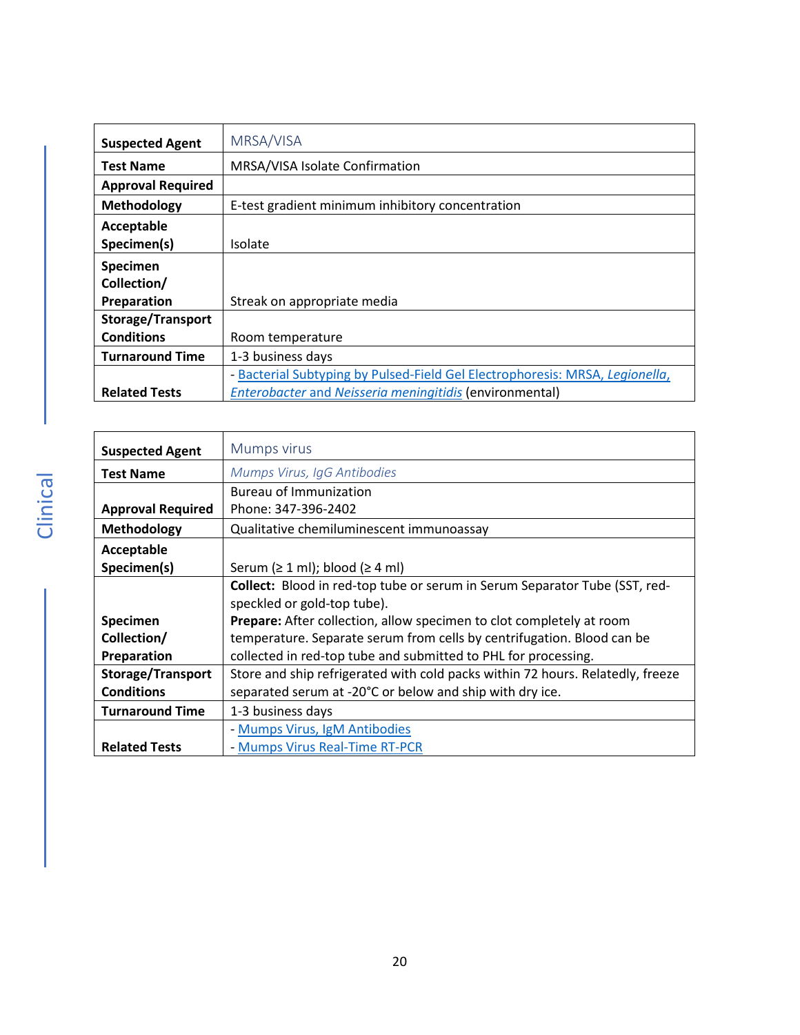| Suspected Agent | MRSA/VISA |
|---|---|
| Test Name | MRSA/VISA Isolate Confirmation |
| Approval Required | |
| Methodology | E-test gradient minimum inhibitory concentration |
| Acceptable Specimen(s) | Isolate |
| Specimen Collection/ Preparation | Streak on appropriate media |
| Storage/Transport Conditions | Room temperature |
| Turnaround Time | 1-3 business days |
| Related Tests | - Bacterial Subtyping by Pulsed-Field Gel Electrophoresis: MRSA, *Legionella*, *Enterobacter* and *Neisseria meningitidis* (environmental) |

| Suspected Agent | Mumps virus |
|---|---|
| Test Name | *Mumps Virus, IgG Antibodies* |
| Approval Required | Bureau of Immunization<br>Phone: 347-396-2402 |
| Methodology | Qualitative chemiluminescent immunoassay |
| Acceptable Specimen(s) | Serum (≥ 1 ml); blood (≥ 4 ml) |
| Specimen Collection/ Preparation | **Collect:** Blood in red-top tube or serum in Serum Separator Tube (SST, red-speckled or gold-top tube).<br>**Prepare:** After collection, allow specimen to clot completely at room temperature. Separate serum from cells by centrifugation. Blood can be collected in red-top tube and submitted to PHL for processing. |
| Storage/Transport Conditions | Store and ship refrigerated with cold packs within 72 hours. Relatedly, freeze separated serum at -20°C or below and ship with dry ice. |
| Turnaround Time | 1-3 business days |
| Related Tests | - Mumps Virus, IgM Antibodies<br>- Mumps Virus Real-Time RT-PCR |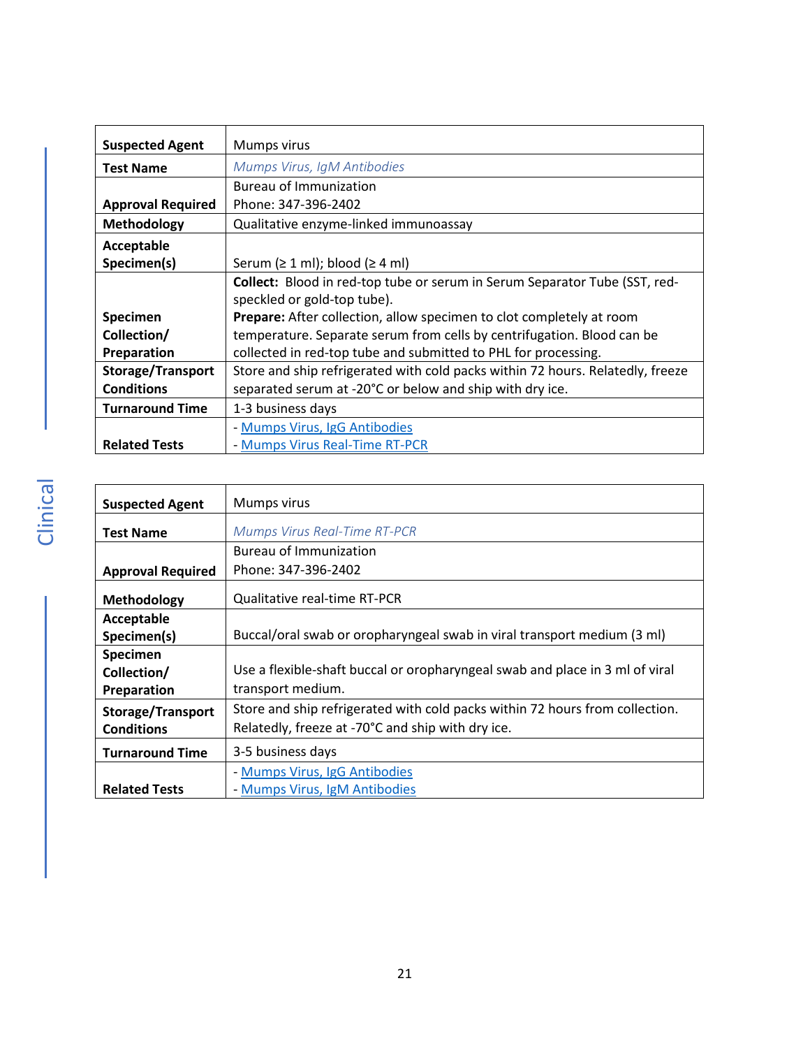| Suspected Agent | Mumps virus |
|---|---|
| Test Name | *Mumps Virus, IgM Antibodies* |
| Approval Required | Bureau of Immunization<br>Phone: 347-396-2402 |
| Methodology | Qualitative enzyme-linked immunoassay |
| Acceptable Specimen(s) | Serum (≥ 1 ml); blood (≥ 4 ml) |
| Specimen Collection/ Preparation | **Collect:** Blood in red-top tube or serum in Serum Separator Tube (SST, red-speckled or gold-top tube).<br>**Prepare:** After collection, allow specimen to clot completely at room temperature. Separate serum from cells by centrifugation. Blood can be collected in red-top tube and submitted to PHL for processing. |
| Storage/Transport Conditions | Store and ship refrigerated with cold packs within 72 hours. Relatedly, freeze separated serum at -20°C or below and ship with dry ice. |
| Turnaround Time | 1-3 business days |
| Related Tests | - Mumps Virus, IgG Antibodies<br>- Mumps Virus Real-Time RT-PCR |

| Suspected Agent | Mumps virus |
|---|---|
| Test Name | *Mumps Virus Real-Time RT-PCR* |
| Approval Required | Bureau of Immunization<br>Phone: 347-396-2402 |
| Methodology | Qualitative real-time RT-PCR |
| Acceptable Specimen(s) | Buccal/oral swab or oropharyngeal swab in viral transport medium (3 ml) |
| Specimen Collection/ Preparation | Use a flexible-shaft buccal or oropharyngeal swab and place in 3 ml of viral transport medium. |
| Storage/Transport Conditions | Store and ship refrigerated with cold packs within 72 hours from collection. Relatedly, freeze at -70°C and ship with dry ice. |
| Turnaround Time | 3-5 business days |
| Related Tests | - Mumps Virus, IgG Antibodies<br>- Mumps Virus, IgM Antibodies |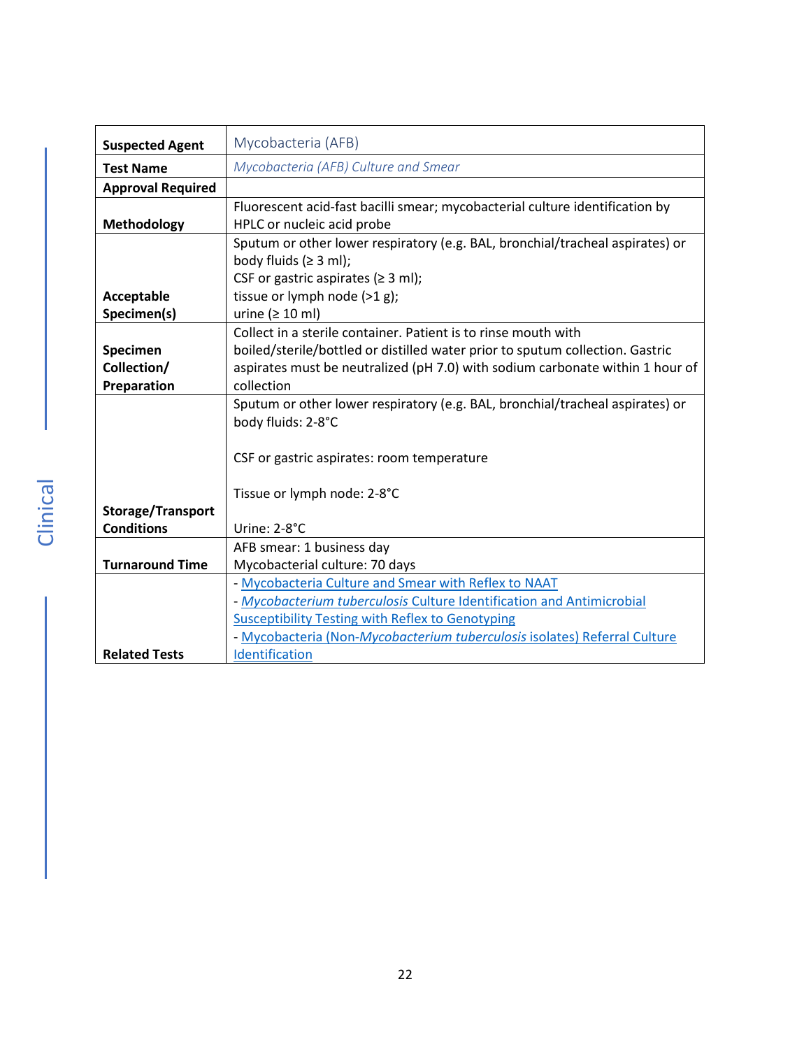| | |
|---|---|
| **Suspected Agent** | Mycobacteria (AFB) |
| **Test Name** | *Mycobacteria (AFB) Culture and Smear* |
| **Approval Required** | |
| **Methodology** | Fluorescent acid-fast bacilli smear; mycobacterial culture identification by HPLC or nucleic acid probe |
| **Acceptable Specimen(s)** | Sputum or other lower respiratory (e.g. BAL, bronchial/tracheal aspirates) or body fluids (≥ 3 ml);<br>CSF or gastric aspirates (≥ 3 ml);<br>tissue or lymph node (>1 g);<br>urine (≥ 10 ml) |
| **Specimen Collection/ Preparation** | Collect in a sterile container. Patient is to rinse mouth with boiled/sterile/bottled or distilled water prior to sputum collection. Gastric aspirates must be neutralized (pH 7.0) with sodium carbonate within 1 hour of collection |
| **Storage/Transport Conditions** | Sputum or other lower respiratory (e.g. BAL, bronchial/tracheal aspirates) or body fluids: 2-8°C<br><br>CSF or gastric aspirates: room temperature<br><br>Tissue or lymph node: 2-8°C<br><br>Urine: 2-8°C |
| **Turnaround Time** | AFB smear: 1 business day<br>Mycobacterial culture: 70 days |
| **Related Tests** | - Mycobacteria Culture and Smear with Reflex to NAAT<br>- *Mycobacterium tuberculosis* Culture Identification and Antimicrobial Susceptibility Testing with Reflex to Genotyping<br>- Mycobacteria (Non-*Mycobacterium tuberculosis* isolates) Referral Culture Identification |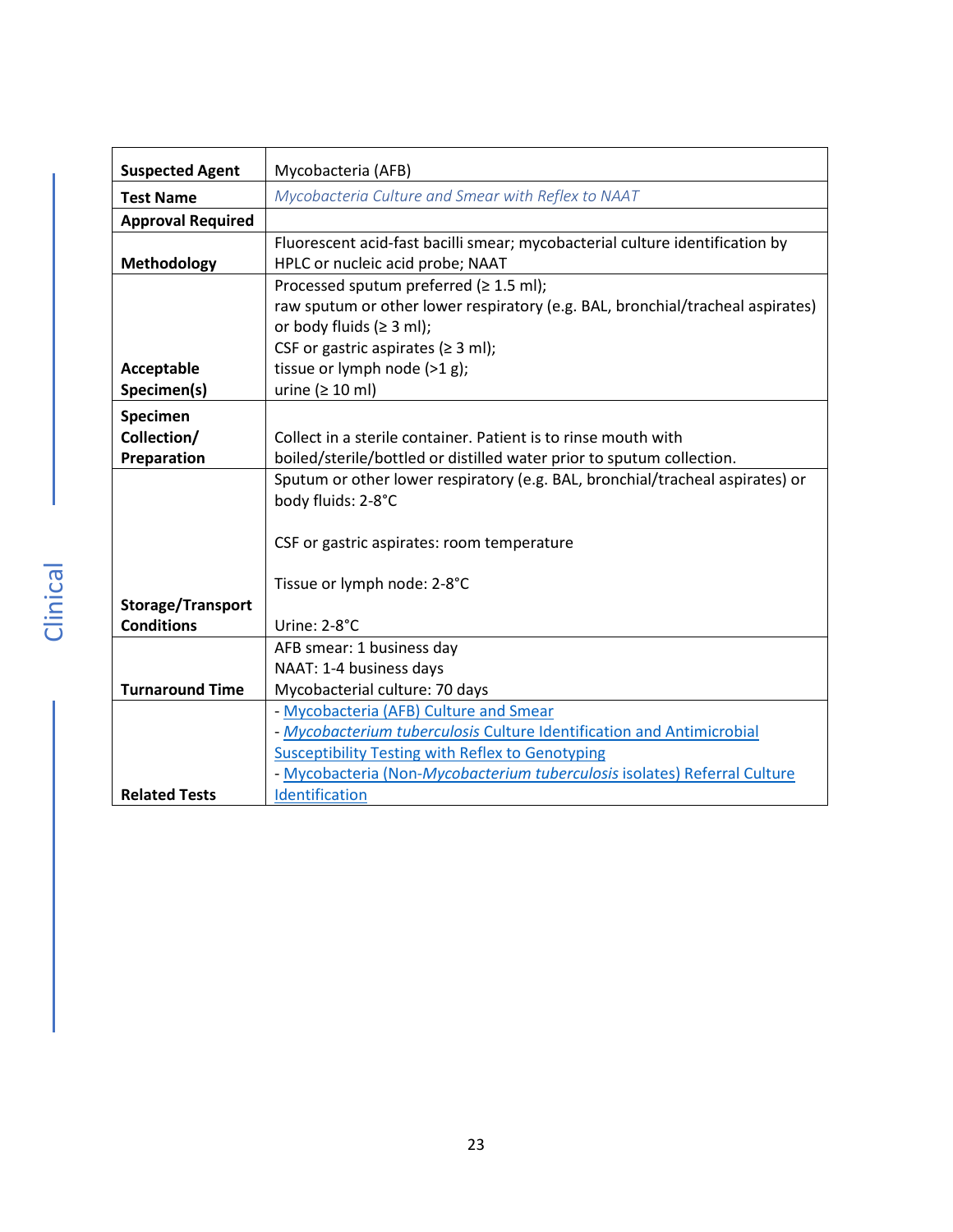| Suspected Agent | Mycobacteria (AFB) |
|---|---|
| **Test Name** | *Mycobacteria Culture and Smear with Reflex to NAAT* |
| **Approval Required** | |
| **Methodology** | Fluorescent acid-fast bacilli smear; mycobacterial culture identification by HPLC or nucleic acid probe; NAAT |
| **Acceptable Specimen(s)** | Processed sputum preferred (≥ 1.5 ml);<br>raw sputum or other lower respiratory (e.g. BAL, bronchial/tracheal aspirates) or body fluids (≥ 3 ml);<br>CSF or gastric aspirates (≥ 3 ml);<br>tissue or lymph node (>1 g);<br>urine (≥ 10 ml) |
| **Specimen Collection/ Preparation** | Collect in a sterile container. Patient is to rinse mouth with boiled/sterile/bottled or distilled water prior to sputum collection. |
| **Storage/Transport Conditions** | Sputum or other lower respiratory (e.g. BAL, bronchial/tracheal aspirates) or body fluids: 2-8°C<br><br>CSF or gastric aspirates: room temperature<br><br>Tissue or lymph node: 2-8°C<br><br>Urine: 2-8°C |
| **Turnaround Time** | AFB smear: 1 business day<br>NAAT: 1-4 business days<br>Mycobacterial culture: 70 days |
| **Related Tests** | - Mycobacteria (AFB) Culture and Smear<br>- *Mycobacterium tuberculosis* Culture Identification and Antimicrobial Susceptibility Testing with Reflex to Genotyping<br>- Mycobacteria (Non-*Mycobacterium tuberculosis* isolates) Referral Culture Identification |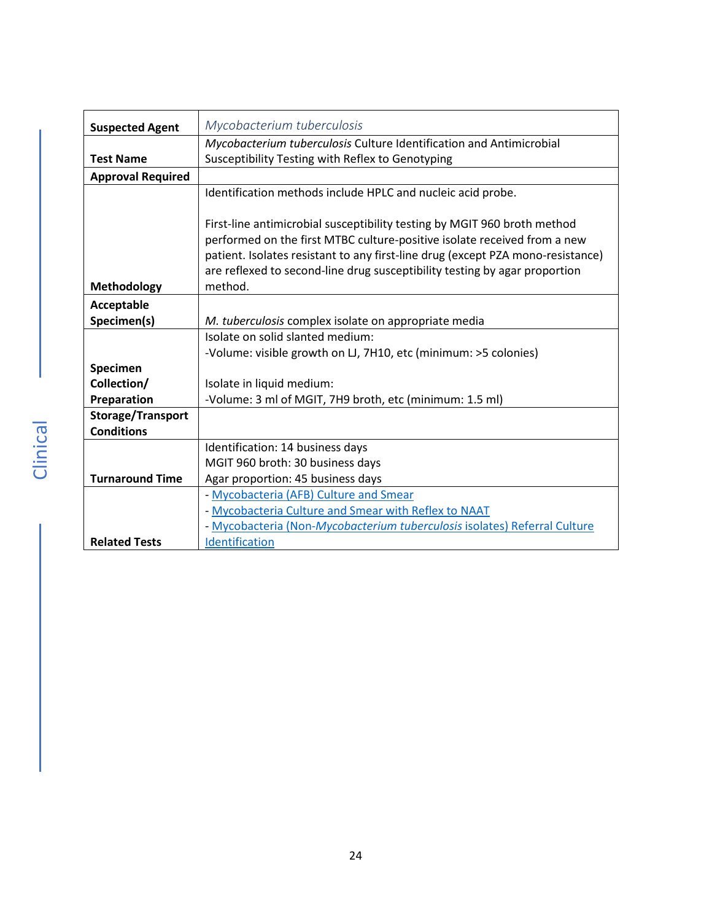| Suspected Agent | *Mycobacterium tuberculosis* |
|---|---|
| Test Name | *Mycobacterium tuberculosis* Culture Identification and Antimicrobial Susceptibility Testing with Reflex to Genotyping |
| Approval Required | |
| Methodology | Identification methods include HPLC and nucleic acid probe.<br><br>First-line antimicrobial susceptibility testing by MGIT 960 broth method performed on the first MTBC culture-positive isolate received from a new patient. Isolates resistant to any first-line drug (except PZA mono-resistance) are reflexed to second-line drug susceptibility testing by agar proportion method. |
| Acceptable Specimen(s) | *M. tuberculosis* complex isolate on appropriate media |
| Specimen Collection/ Preparation | Isolate on solid slanted medium:<br>-Volume: visible growth on LJ, 7H10, etc (minimum: >5 colonies)<br><br>Isolate in liquid medium:<br>-Volume: 3 ml of MGIT, 7H9 broth, etc (minimum: 1.5 ml) |
| Storage/Transport Conditions | |
| Turnaround Time | Identification: 14 business days<br>MGIT 960 broth: 30 business days<br>Agar proportion: 45 business days |
| Related Tests | - Mycobacteria (AFB) Culture and Smear<br>- Mycobacteria Culture and Smear with Reflex to NAAT<br>- Mycobacteria (Non-*Mycobacterium tuberculosis* isolates) Referral Culture Identification |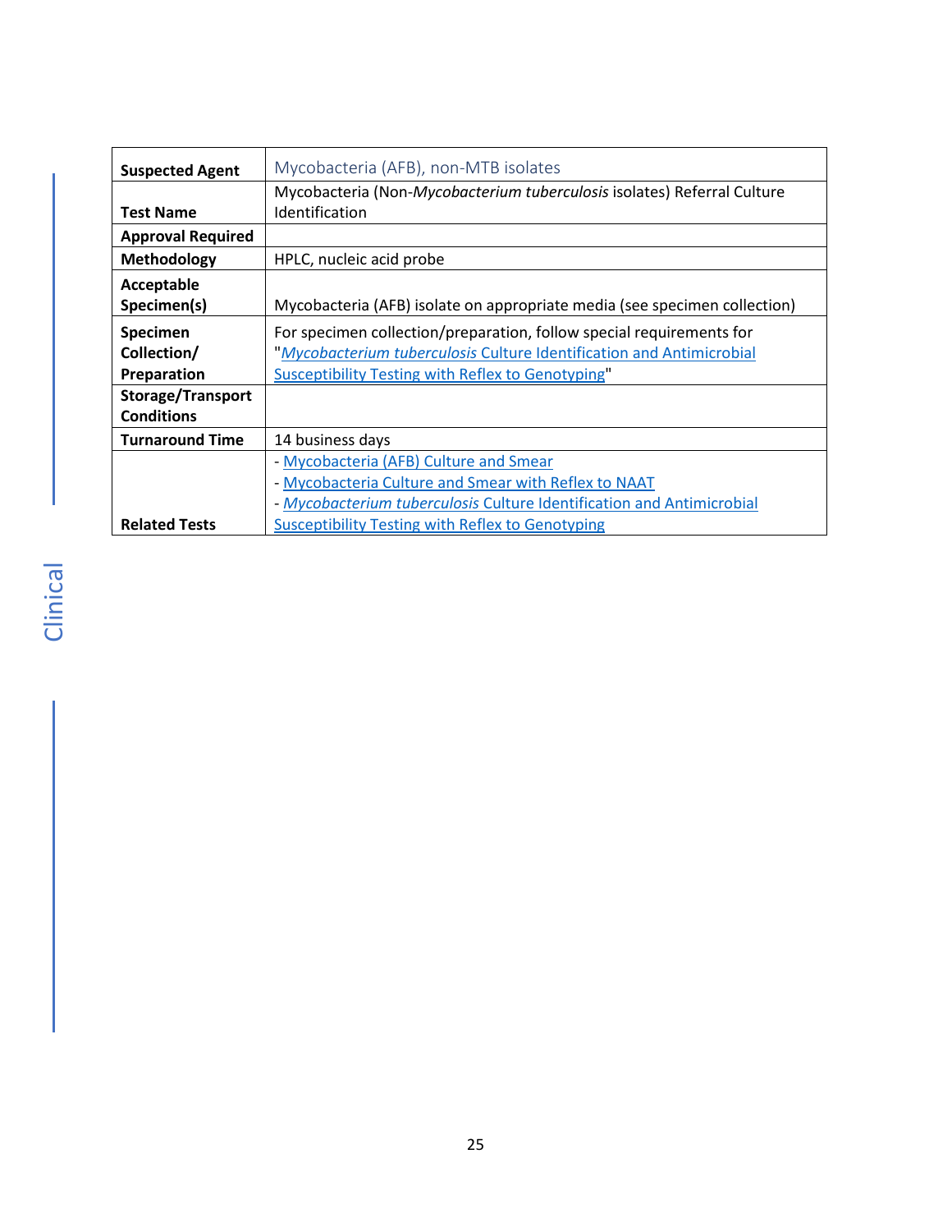| Suspected Agent | Mycobacteria (AFB), non-MTB isolates |
|---|---|
| **Test Name** | Mycobacteria (Non-*Mycobacterium tuberculosis* isolates) Referral Culture Identification |
| **Approval Required** | |
| **Methodology** | HPLC, nucleic acid probe |
| **Acceptable Specimen(s)** | Mycobacteria (AFB) isolate on appropriate media (see specimen collection) |
| **Specimen Collection/ Preparation** | For specimen collection/preparation, follow special requirements for "*Mycobacterium tuberculosis* Culture Identification and Antimicrobial Susceptibility Testing with Reflex to Genotyping" |
| **Storage/Transport Conditions** | |
| **Turnaround Time** | 14 business days |
| **Related Tests** | - Mycobacteria (AFB) Culture and Smear<br>- Mycobacteria Culture and Smear with Reflex to NAAT<br>- *Mycobacterium tuberculosis* Culture Identification and Antimicrobial Susceptibility Testing with Reflex to Genotyping |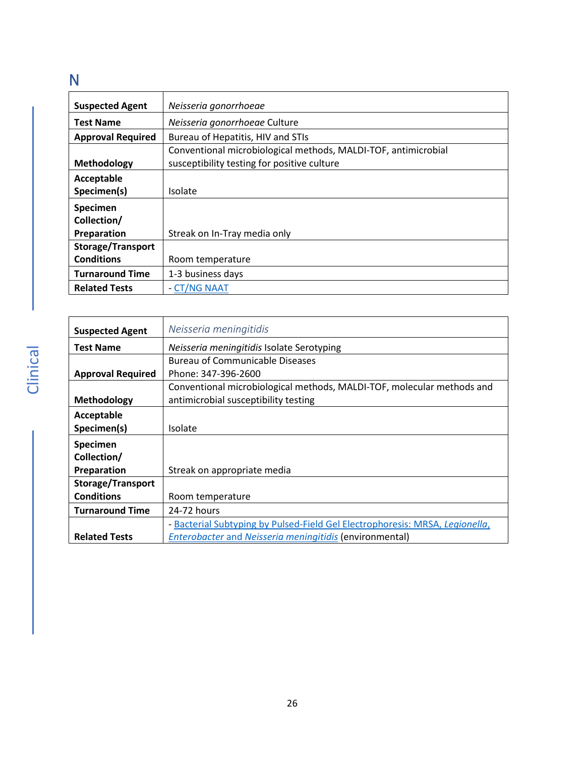# N

| Suspected Agent | *Neisseria gonorrhoeae* |
|---|---|
| Test Name | *Neisseria gonorrhoeae* Culture |
| Approval Required | Bureau of Hepatitis, HIV and STIs |
| Methodology | Conventional microbiological methods, MALDI-TOF, antimicrobial susceptibility testing for positive culture |
| Acceptable Specimen(s) | Isolate |
| Specimen Collection/ Preparation | Streak on In-Tray media only |
| Storage/Transport Conditions | Room temperature |
| Turnaround Time | 1-3 business days |
| Related Tests | - CT/NG NAAT |

| Suspected Agent | *Neisseria meningitidis* |
|---|---|
| Test Name | *Neisseria meningitidis* Isolate Serotyping |
| Approval Required | Bureau of Communicable Diseases<br>Phone: 347-396-2600 |
| Methodology | Conventional microbiological methods, MALDI-TOF, molecular methods and antimicrobial susceptibility testing |
| Acceptable Specimen(s) | Isolate |
| Specimen Collection/ Preparation | Streak on appropriate media |
| Storage/Transport Conditions | Room temperature |
| Turnaround Time | 24-72 hours |
| Related Tests | - Bacterial Subtyping by Pulsed-Field Gel Electrophoresis: MRSA, *Legionella*, *Enterobacter* and *Neisseria meningitidis* (environmental) |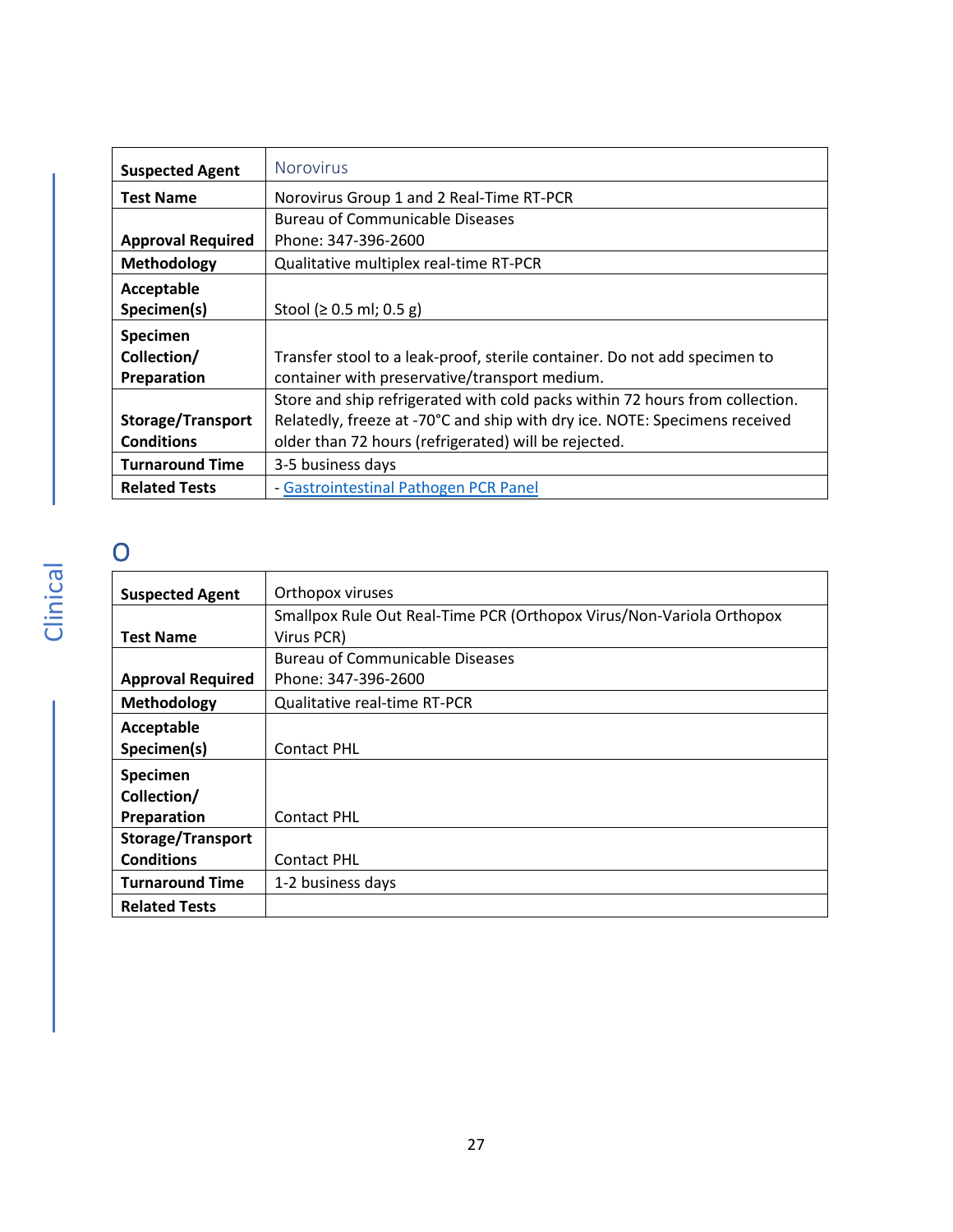| Suspected Agent | Norovirus |
|---|---|
| Test Name | Norovirus Group 1 and 2 Real-Time RT-PCR |
| Approval Required | Bureau of Communicable Diseases<br>Phone: 347-396-2600 |
| Methodology | Qualitative multiplex real-time RT-PCR |
| Acceptable Specimen(s) | Stool (≥ 0.5 ml; 0.5 g) |
| Specimen Collection/ Preparation | Transfer stool to a leak-proof, sterile container. Do not add specimen to container with preservative/transport medium. |
| Storage/Transport Conditions | Store and ship refrigerated with cold packs within 72 hours from collection. Relatedly, freeze at -70°C and ship with dry ice. NOTE: Specimens received older than 72 hours (refrigerated) will be rejected. |
| Turnaround Time | 3-5 business days |
| Related Tests | - Gastrointestinal Pathogen PCR Panel |

# O

| Suspected Agent | Orthopox viruses |
|---|---|
| Test Name | Smallpox Rule Out Real-Time PCR (Orthopox Virus/Non-Variola Orthopox Virus PCR) |
| Approval Required | Bureau of Communicable Diseases<br>Phone: 347-396-2600 |
| Methodology | Qualitative real-time RT-PCR |
| Acceptable Specimen(s) | Contact PHL |
| Specimen Collection/ Preparation | Contact PHL |
| Storage/Transport Conditions | Contact PHL |
| Turnaround Time | 1-2 business days |
| Related Tests | |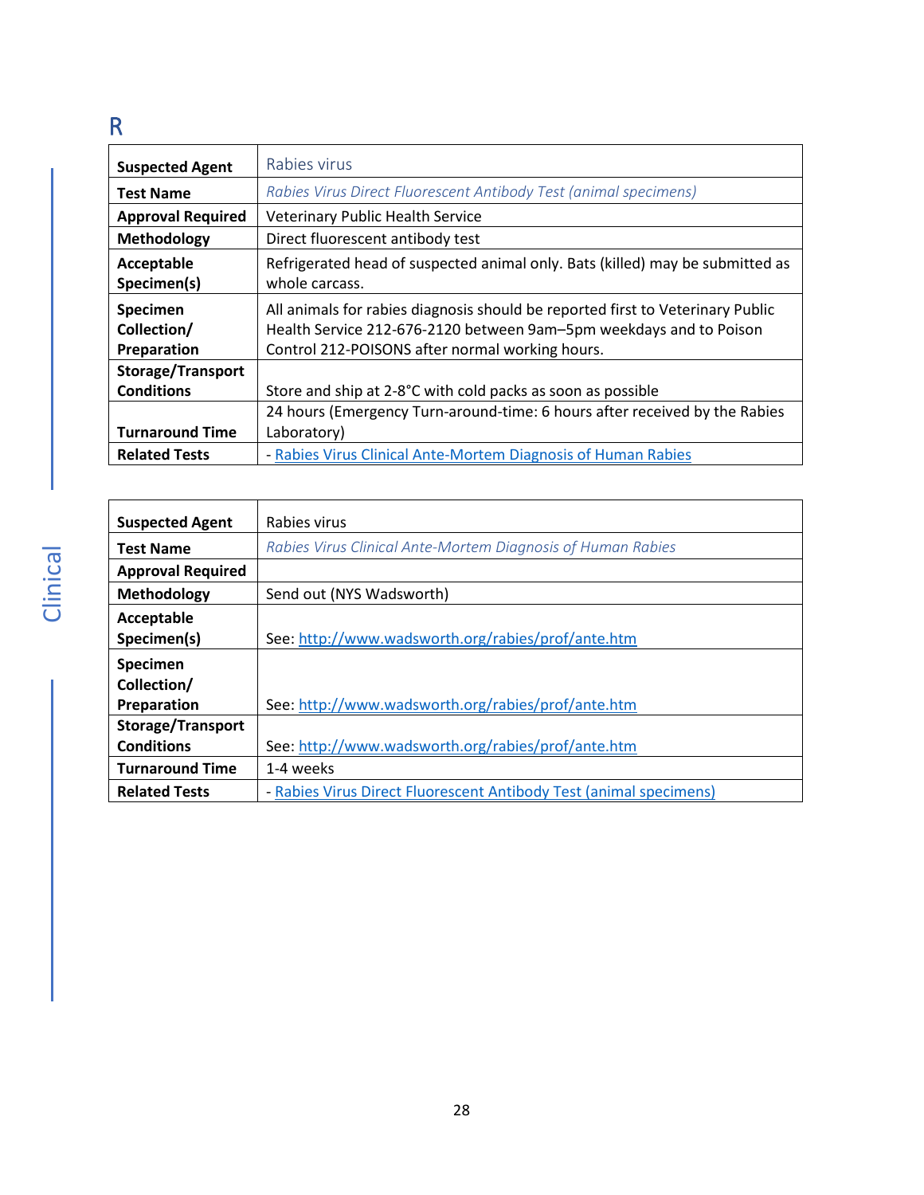# R

| Suspected Agent | Rabies virus |
|---|---|
| Test Name | *Rabies Virus Direct Fluorescent Antibody Test (animal specimens)* |
| Approval Required | Veterinary Public Health Service |
| Methodology | Direct fluorescent antibody test |
| Acceptable Specimen(s) | Refrigerated head of suspected animal only. Bats (killed) may be submitted as whole carcass. |
| Specimen Collection/ Preparation | All animals for rabies diagnosis should be reported first to Veterinary Public Health Service 212-676-2120 between 9am–5pm weekdays and to Poison Control 212-POISONS after normal working hours. |
| Storage/Transport Conditions | Store and ship at 2-8°C with cold packs as soon as possible |
| Turnaround Time | 24 hours (Emergency Turn-around-time: 6 hours after received by the Rabies Laboratory) |
| Related Tests | - Rabies Virus Clinical Ante-Mortem Diagnosis of Human Rabies |

| Suspected Agent | Rabies virus |
|---|---|
| Test Name | *Rabies Virus Clinical Ante-Mortem Diagnosis of Human Rabies* |
| Approval Required | |
| Methodology | Send out (NYS Wadsworth) |
| Acceptable Specimen(s) | See: http://www.wadsworth.org/rabies/prof/ante.htm |
| Specimen Collection/ Preparation | See: http://www.wadsworth.org/rabies/prof/ante.htm |
| Storage/Transport Conditions | See: http://www.wadsworth.org/rabies/prof/ante.htm |
| Turnaround Time | 1-4 weeks |
| Related Tests | - Rabies Virus Direct Fluorescent Antibody Test (animal specimens) |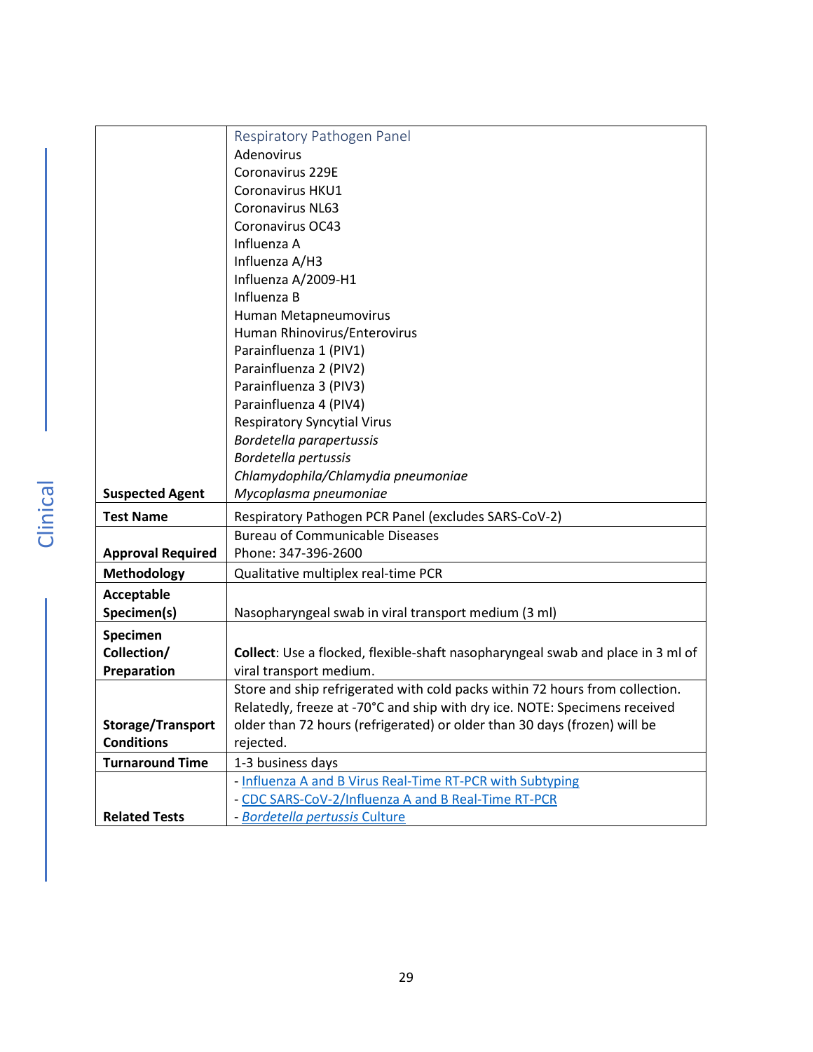| | Respiratory Pathogen Panel<br>Adenovirus<br>Coronavirus 229E<br>Coronavirus HKU1<br>Coronavirus NL63<br>Coronavirus OC43<br>Influenza A<br>Influenza A/H3<br>Influenza A/2009-H1<br>Influenza B<br>Human Metapneumovirus<br>Human Rhinovirus/Enterovirus<br>Parainfluenza 1 (PIV1)<br>Parainfluenza 2 (PIV2)<br>Parainfluenza 3 (PIV3)<br>Parainfluenza 4 (PIV4)<br>Respiratory Syncytial Virus<br>*Bordetella parapertussis*<br>*Bordetella pertussis*<br>*Chlamydophila/Chlamydia pneumoniae*<br>*Mycoplasma pneumoniae* |
|---|---|
| **Suspected Agent** | |
| **Test Name** | Respiratory Pathogen PCR Panel (excludes SARS-CoV-2) |
| **Approval Required** | Bureau of Communicable Diseases<br>Phone: 347-396-2600 |
| **Methodology** | Qualitative multiplex real-time PCR |
| **Acceptable Specimen(s)** | Nasopharyngeal swab in viral transport medium (3 ml) |
| **Specimen Collection/ Preparation** | **Collect**: Use a flocked, flexible-shaft nasopharyngeal swab and place in 3 ml of viral transport medium. |
| **Storage/Transport Conditions** | Store and ship refrigerated with cold packs within 72 hours from collection. Relatedly, freeze at -70°C and ship with dry ice. NOTE: Specimens received older than 72 hours (refrigerated) or older than 30 days (frozen) will be rejected. |
| **Turnaround Time** | 1-3 business days |
| **Related Tests** | - Influenza A and B Virus Real-Time RT-PCR with Subtyping<br>- CDC SARS-CoV-2/Influenza A and B Real-Time RT-PCR<br>- *Bordetella pertussis* Culture |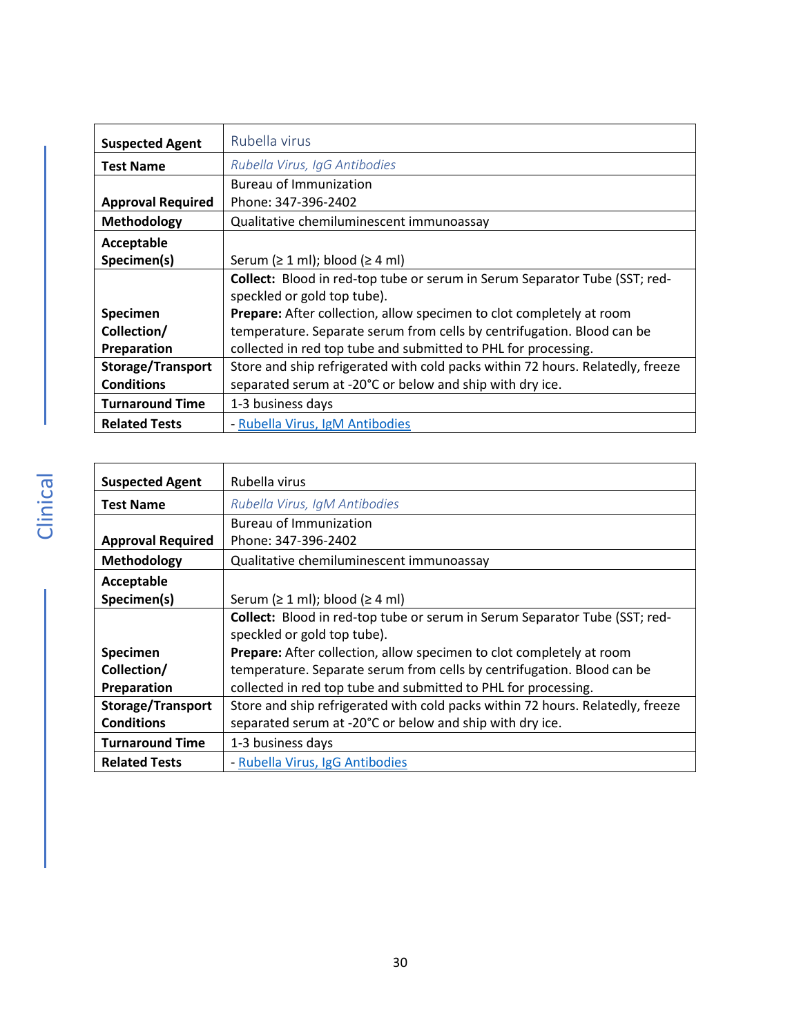| Suspected Agent | Rubella virus |
|---|---|
| Test Name | *Rubella Virus, IgG Antibodies* |
| Approval Required | Bureau of Immunization<br>Phone: 347-396-2402 |
| Methodology | Qualitative chemiluminescent immunoassay |
| Acceptable Specimen(s) | Serum (≥ 1 ml); blood (≥ 4 ml) |
| Specimen Collection/ Preparation | **Collect:** Blood in red-top tube or serum in Serum Separator Tube (SST; red-speckled or gold top tube).<br>**Prepare:** After collection, allow specimen to clot completely at room temperature. Separate serum from cells by centrifugation. Blood can be collected in red top tube and submitted to PHL for processing. |
| Storage/Transport Conditions | Store and ship refrigerated with cold packs within 72 hours. Relatedly, freeze separated serum at -20°C or below and ship with dry ice. |
| Turnaround Time | 1-3 business days |
| Related Tests | - Rubella Virus, IgM Antibodies |

| Suspected Agent | Rubella virus |
|---|---|
| Test Name | *Rubella Virus, IgM Antibodies* |
| Approval Required | Bureau of Immunization<br>Phone: 347-396-2402 |
| Methodology | Qualitative chemiluminescent immunoassay |
| Acceptable Specimen(s) | Serum (≥ 1 ml); blood (≥ 4 ml) |
| Specimen Collection/ Preparation | **Collect:** Blood in red-top tube or serum in Serum Separator Tube (SST; red-speckled or gold top tube).<br>**Prepare:** After collection, allow specimen to clot completely at room temperature. Separate serum from cells by centrifugation. Blood can be collected in red top tube and submitted to PHL for processing. |
| Storage/Transport Conditions | Store and ship refrigerated with cold packs within 72 hours. Relatedly, freeze separated serum at -20°C or below and ship with dry ice. |
| Turnaround Time | 1-3 business days |
| Related Tests | - Rubella Virus, IgG Antibodies |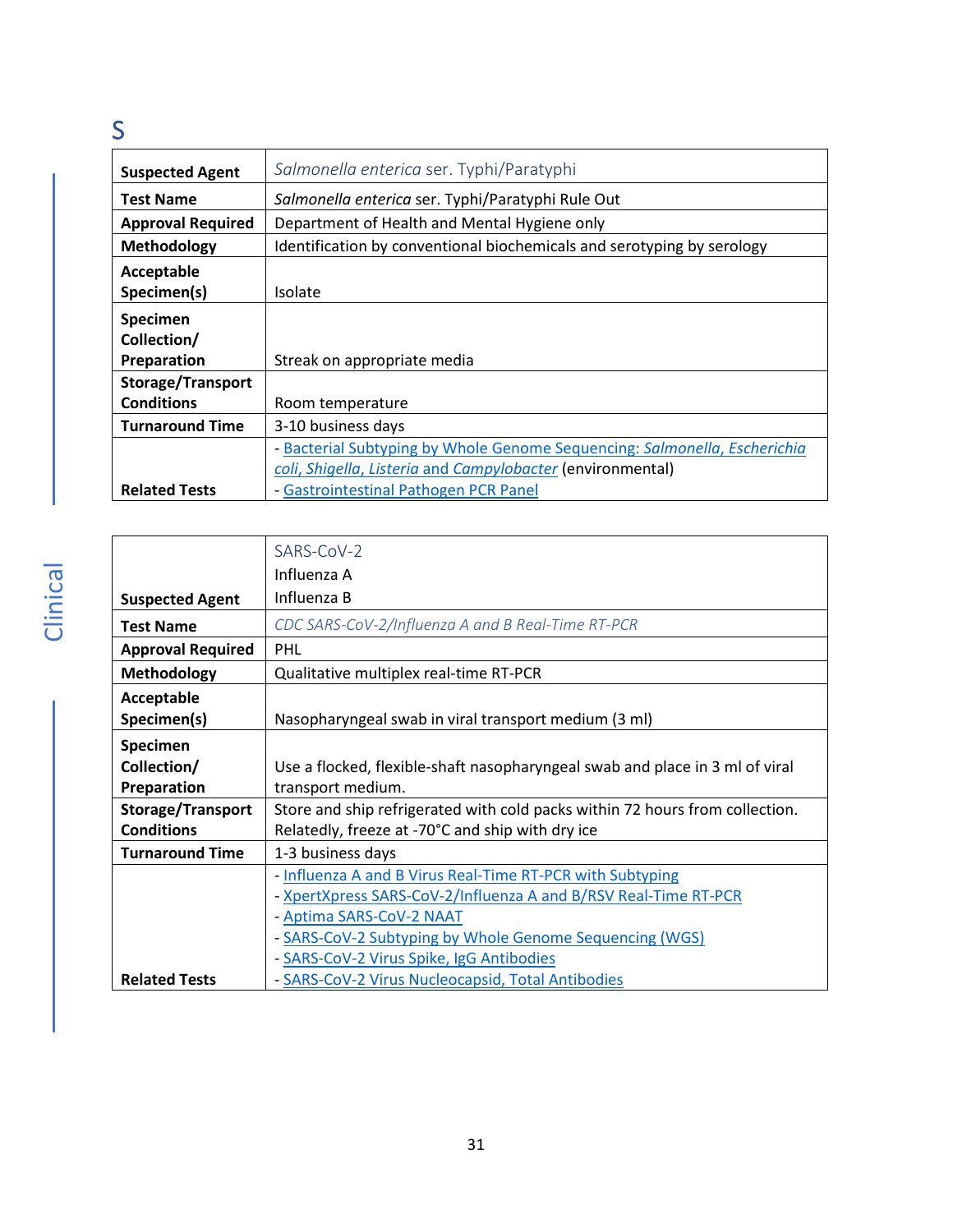# S

| Suspected Agent | *Salmonella enterica* ser. Typhi/Paratyphi |
|---|---|
| **Test Name** | *Salmonella enterica* ser. Typhi/Paratyphi Rule Out |
| **Approval Required** | Department of Health and Mental Hygiene only |
| **Methodology** | Identification by conventional biochemicals and serotyping by serology |
| **Acceptable Specimen(s)** | Isolate |
| **Specimen Collection/ Preparation** | Streak on appropriate media |
| **Storage/Transport Conditions** | Room temperature |
| **Turnaround Time** | 3-10 business days |
| **Related Tests** | - Bacterial Subtyping by Whole Genome Sequencing: *Salmonella, Escherichia coli, Shigella, Listeria* and *Campylobacter* (environmental)<br>- Gastrointestinal Pathogen PCR Panel |

| Suspected Agent | SARS-CoV-2<br>Influenza A<br>Influenza B |
|---|---|
| **Test Name** | *CDC SARS-CoV-2/Influenza A and B Real-Time RT-PCR* |
| **Approval Required** | PHL |
| **Methodology** | Qualitative multiplex real-time RT-PCR |
| **Acceptable Specimen(s)** | Nasopharyngeal swab in viral transport medium (3 ml) |
| **Specimen Collection/ Preparation** | Use a flocked, flexible-shaft nasopharyngeal swab and place in 3 ml of viral transport medium. |
| **Storage/Transport Conditions** | Store and ship refrigerated with cold packs within 72 hours from collection. Relatedly, freeze at -70°C and ship with dry ice |
| **Turnaround Time** | 1-3 business days |
| **Related Tests** | - Influenza A and B Virus Real-Time RT-PCR with Subtyping<br>- XpertXpress SARS-CoV-2/Influenza A and B/RSV Real-Time RT-PCR<br>- Aptima SARS-CoV-2 NAAT<br>- SARS-CoV-2 Subtyping by Whole Genome Sequencing (WGS)<br>- SARS-CoV-2 Virus Spike, IgG Antibodies<br>- SARS-CoV-2 Virus Nucleocapsid, Total Antibodies |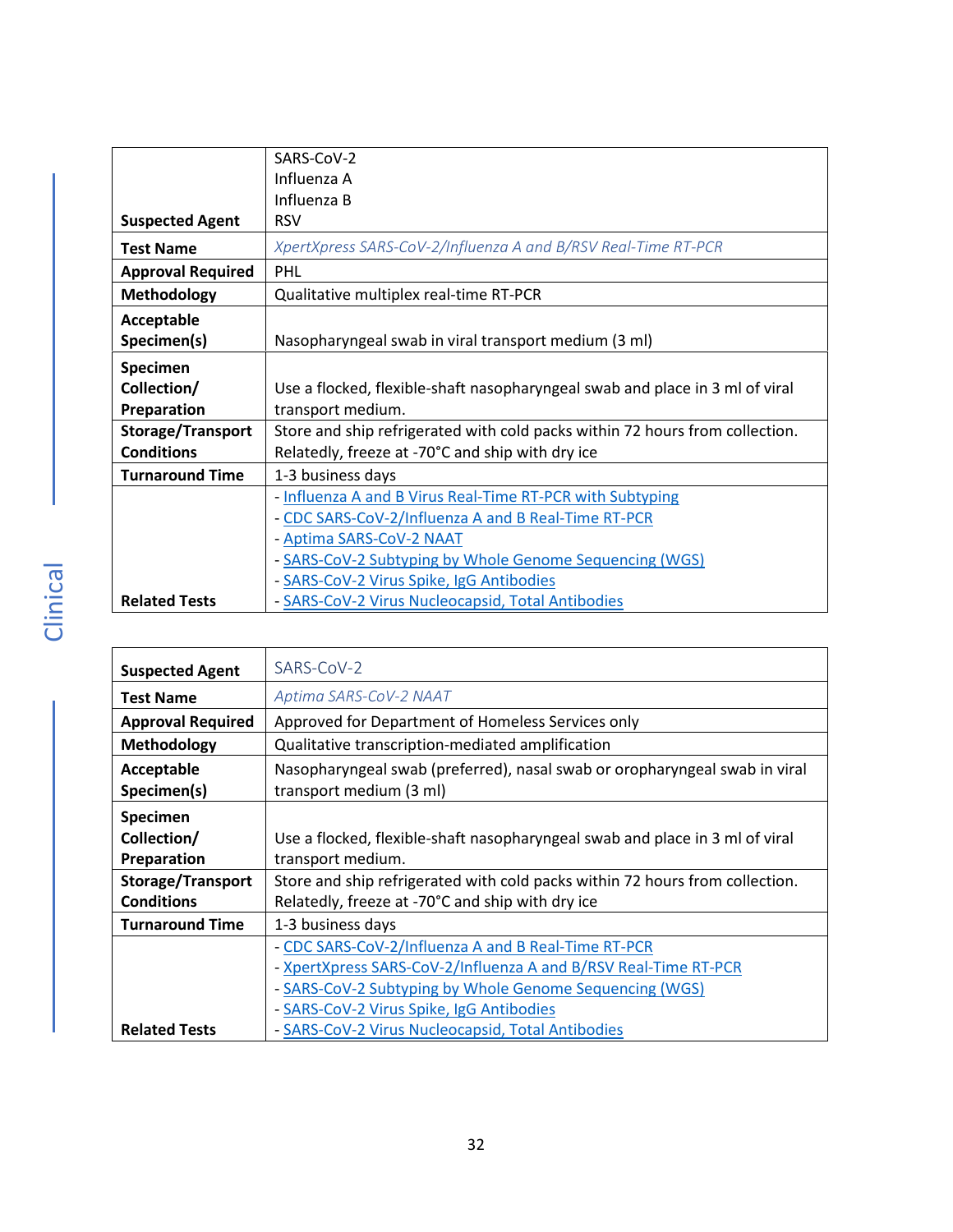| Suspected Agent | SARS-CoV-2<br>Influenza A<br>Influenza B<br>RSV |
|---|---|
| **Test Name** | *XpertXpress SARS-CoV-2/Influenza A and B/RSV Real-Time RT-PCR* |
| **Approval Required** | PHL |
| **Methodology** | Qualitative multiplex real-time RT-PCR |
| **Acceptable Specimen(s)** | Nasopharyngeal swab in viral transport medium (3 ml) |
| **Specimen Collection/ Preparation** | Use a flocked, flexible-shaft nasopharyngeal swab and place in 3 ml of viral transport medium. |
| **Storage/Transport Conditions** | Store and ship refrigerated with cold packs within 72 hours from collection. Relatedly, freeze at -70°C and ship with dry ice |
| **Turnaround Time** | 1-3 business days |
| **Related Tests** | - Influenza A and B Virus Real-Time RT-PCR with Subtyping<br>- CDC SARS-CoV-2/Influenza A and B Real-Time RT-PCR<br>- Aptima SARS-CoV-2 NAAT<br>- SARS-CoV-2 Subtyping by Whole Genome Sequencing (WGS)<br>- SARS-CoV-2 Virus Spike, IgG Antibodies<br>- SARS-CoV-2 Virus Nucleocapsid, Total Antibodies |

| Suspected Agent | SARS-CoV-2 |
|---|---|
| **Test Name** | *Aptima SARS-CoV-2 NAAT* |
| **Approval Required** | Approved for Department of Homeless Services only |
| **Methodology** | Qualitative transcription-mediated amplification |
| **Acceptable Specimen(s)** | Nasopharyngeal swab (preferred), nasal swab or oropharyngeal swab in viral transport medium (3 ml) |
| **Specimen Collection/ Preparation** | Use a flocked, flexible-shaft nasopharyngeal swab and place in 3 ml of viral transport medium. |
| **Storage/Transport Conditions** | Store and ship refrigerated with cold packs within 72 hours from collection. Relatedly, freeze at -70°C and ship with dry ice |
| **Turnaround Time** | 1-3 business days |
| **Related Tests** | - CDC SARS-CoV-2/Influenza A and B Real-Time RT-PCR<br>- XpertXpress SARS-CoV-2/Influenza A and B/RSV Real-Time RT-PCR<br>- SARS-CoV-2 Subtyping by Whole Genome Sequencing (WGS)<br>- SARS-CoV-2 Virus Spike, IgG Antibodies<br>- SARS-CoV-2 Virus Nucleocapsid, Total Antibodies |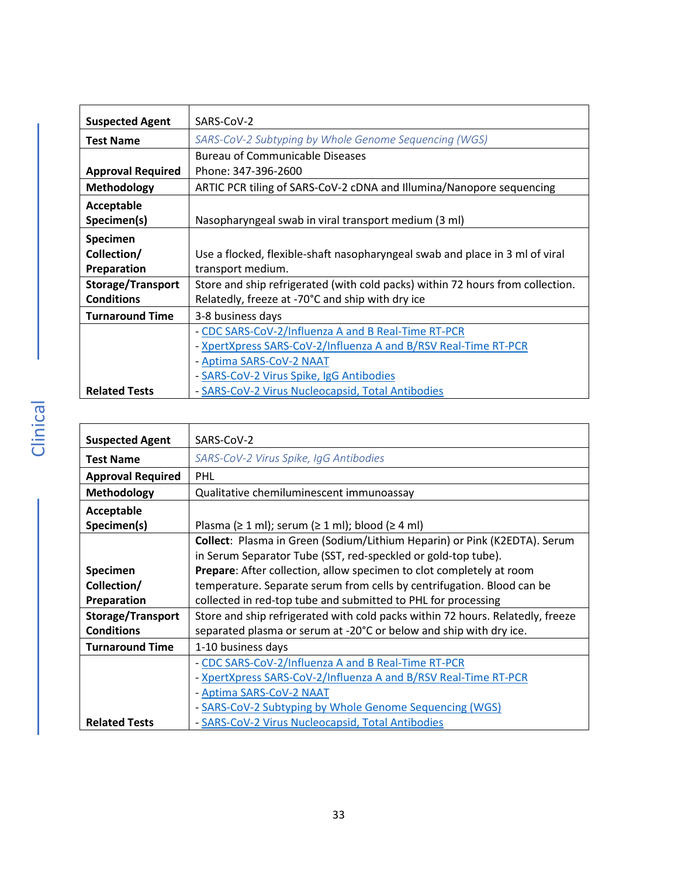| **Suspected Agent** | SARS-CoV-2 |
|---|---|
| **Test Name** | *SARS-CoV-2 Subtyping by Whole Genome Sequencing (WGS)* |
| **Approval Required** | Bureau of Communicable Diseases<br>Phone: 347-396-2600 |
| **Methodology** | ARTIC PCR tiling of SARS-CoV-2 cDNA and Illumina/Nanopore sequencing |
| **Acceptable Specimen(s)** | Nasopharyngeal swab in viral transport medium (3 ml) |
| **Specimen Collection/ Preparation** | Use a flocked, flexible-shaft nasopharyngeal swab and place in 3 ml of viral transport medium. |
| **Storage/Transport Conditions** | Store and ship refrigerated (with cold packs) within 72 hours from collection. Relatedly, freeze at -70°C and ship with dry ice |
| **Turnaround Time** | 3-8 business days |
| **Related Tests** | - CDC SARS-CoV-2/Influenza A and B Real-Time RT-PCR<br>- XpertXpress SARS-CoV-2/Influenza A and B/RSV Real-Time RT-PCR<br>- Aptima SARS-CoV-2 NAAT<br>- SARS-CoV-2 Virus Spike, IgG Antibodies<br>- SARS-CoV-2 Virus Nucleocapsid, Total Antibodies |

| **Suspected Agent** | SARS-CoV-2 |
|---|---|
| **Test Name** | *SARS-CoV-2 Virus Spike, IgG Antibodies* |
| **Approval Required** | PHL |
| **Methodology** | Qualitative chemiluminescent immunoassay |
| **Acceptable Specimen(s)** | Plasma (≥ 1 ml); serum (≥ 1 ml); blood (≥ 4 ml) |
| **Specimen Collection/ Preparation** | **Collect**: Plasma in Green (Sodium/Lithium Heparin) or Pink (K2EDTA). Serum in Serum Separator Tube (SST, red-speckled or gold-top tube).<br>**Prepare**: After collection, allow specimen to clot completely at room temperature. Separate serum from cells by centrifugation. Blood can be collected in red-top tube and submitted to PHL for processing |
| **Storage/Transport Conditions** | Store and ship refrigerated with cold packs within 72 hours. Relatedly, freeze separated plasma or serum at -20°C or below and ship with dry ice. |
| **Turnaround Time** | 1-10 business days |
| **Related Tests** | - CDC SARS-CoV-2/Influenza A and B Real-Time RT-PCR<br>- XpertXpress SARS-CoV-2/Influenza A and B/RSV Real-Time RT-PCR<br>- Aptima SARS-CoV-2 NAAT<br>- SARS-CoV-2 Subtyping by Whole Genome Sequencing (WGS)<br>- SARS-CoV-2 Virus Nucleocapsid, Total Antibodies |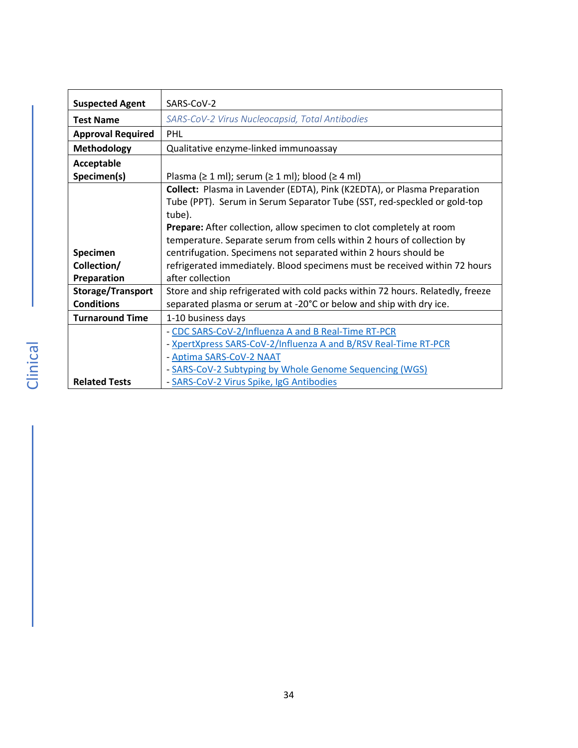| Suspected Agent | SARS-CoV-2 |
|---|---|
| **Test Name** | *SARS-CoV-2 Virus Nucleocapsid, Total Antibodies* |
| **Approval Required** | PHL |
| **Methodology** | Qualitative enzyme-linked immunoassay |
| **Acceptable Specimen(s)** | Plasma (≥ 1 ml); serum (≥ 1 ml); blood (≥ 4 ml) |
| **Specimen Collection/ Preparation** | **Collect:** Plasma in Lavender (EDTA), Pink (K2EDTA), or Plasma Preparation Tube (PPT). Serum in Serum Separator Tube (SST, red-speckled or gold-top tube).<br>**Prepare:** After collection, allow specimen to clot completely at room temperature. Separate serum from cells within 2 hours of collection by centrifugation. Specimens not separated within 2 hours should be refrigerated immediately. Blood specimens must be received within 72 hours after collection |
| **Storage/Transport Conditions** | Store and ship refrigerated with cold packs within 72 hours. Relatedly, freeze separated plasma or serum at -20°C or below and ship with dry ice. |
| **Turnaround Time** | 1-10 business days |
| **Related Tests** | - CDC SARS-CoV-2/Influenza A and B Real-Time RT-PCR<br>- XpertXpress SARS-CoV-2/Influenza A and B/RSV Real-Time RT-PCR<br>- Aptima SARS-CoV-2 NAAT<br>- SARS-CoV-2 Subtyping by Whole Genome Sequencing (WGS)<br>- SARS-CoV-2 Virus Spike, IgG Antibodies |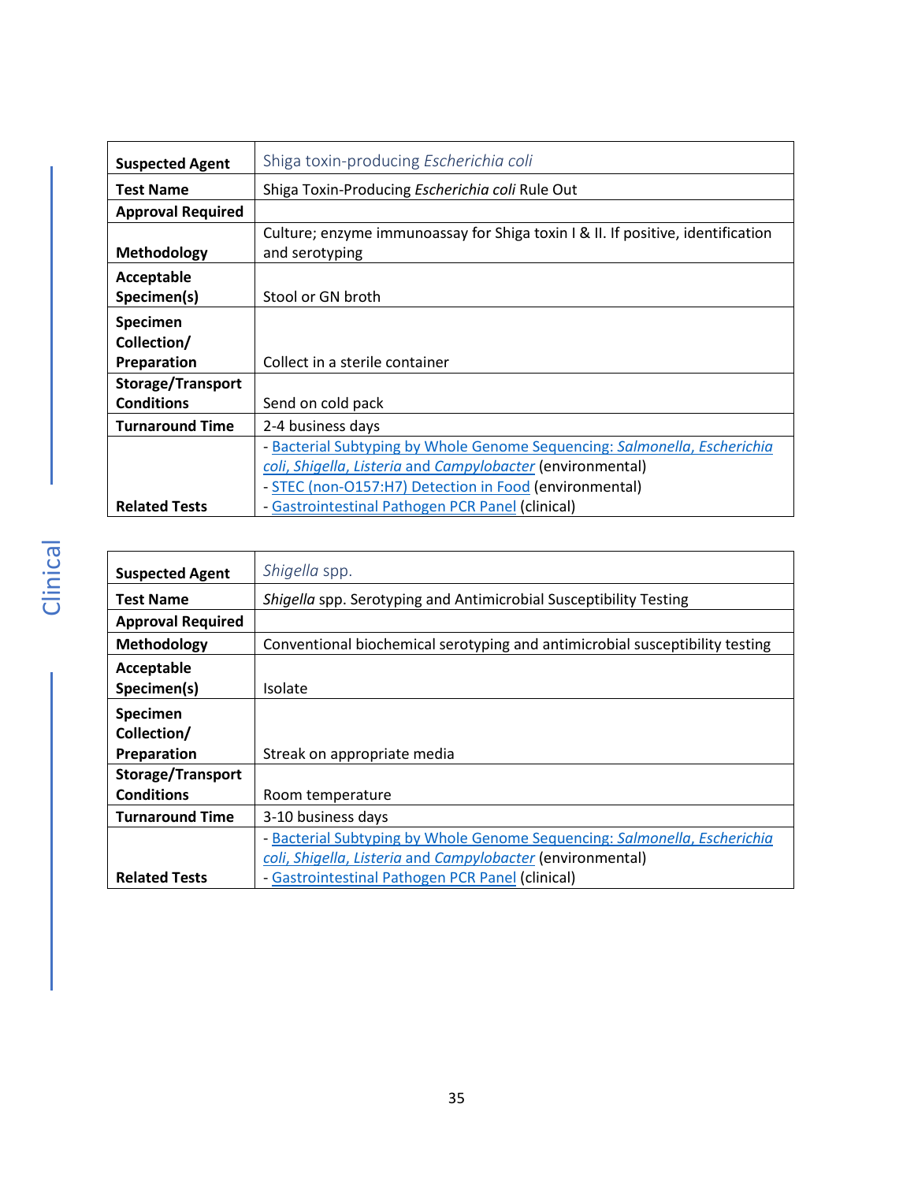| Suspected Agent | Shiga toxin-producing *Escherichia coli* |
|---|---|
| **Test Name** | Shiga Toxin-Producing *Escherichia coli* Rule Out |
| **Approval Required** | |
| **Methodology** | Culture; enzyme immunoassay for Shiga toxin I & II. If positive, identification and serotyping |
| **Acceptable Specimen(s)** | Stool or GN broth |
| **Specimen Collection/ Preparation** | Collect in a sterile container |
| **Storage/Transport Conditions** | Send on cold pack |
| **Turnaround Time** | 2-4 business days |
| **Related Tests** | - Bacterial Subtyping by Whole Genome Sequencing: *Salmonella, Escherichia coli, Shigella, Listeria* and *Campylobacter* (environmental)<br>- STEC (non-O157:H7) Detection in Food (environmental)<br>- Gastrointestinal Pathogen PCR Panel (clinical) |

| Suspected Agent | *Shigella* spp. |
|---|---|
| **Test Name** | *Shigella* spp. Serotyping and Antimicrobial Susceptibility Testing |
| **Approval Required** | |
| **Methodology** | Conventional biochemical serotyping and antimicrobial susceptibility testing |
| **Acceptable Specimen(s)** | Isolate |
| **Specimen Collection/ Preparation** | Streak on appropriate media |
| **Storage/Transport Conditions** | Room temperature |
| **Turnaround Time** | 3-10 business days |
| **Related Tests** | - Bacterial Subtyping by Whole Genome Sequencing: *Salmonella, Escherichia coli, Shigella, Listeria* and *Campylobacter* (environmental)<br>- Gastrointestinal Pathogen PCR Panel (clinical) |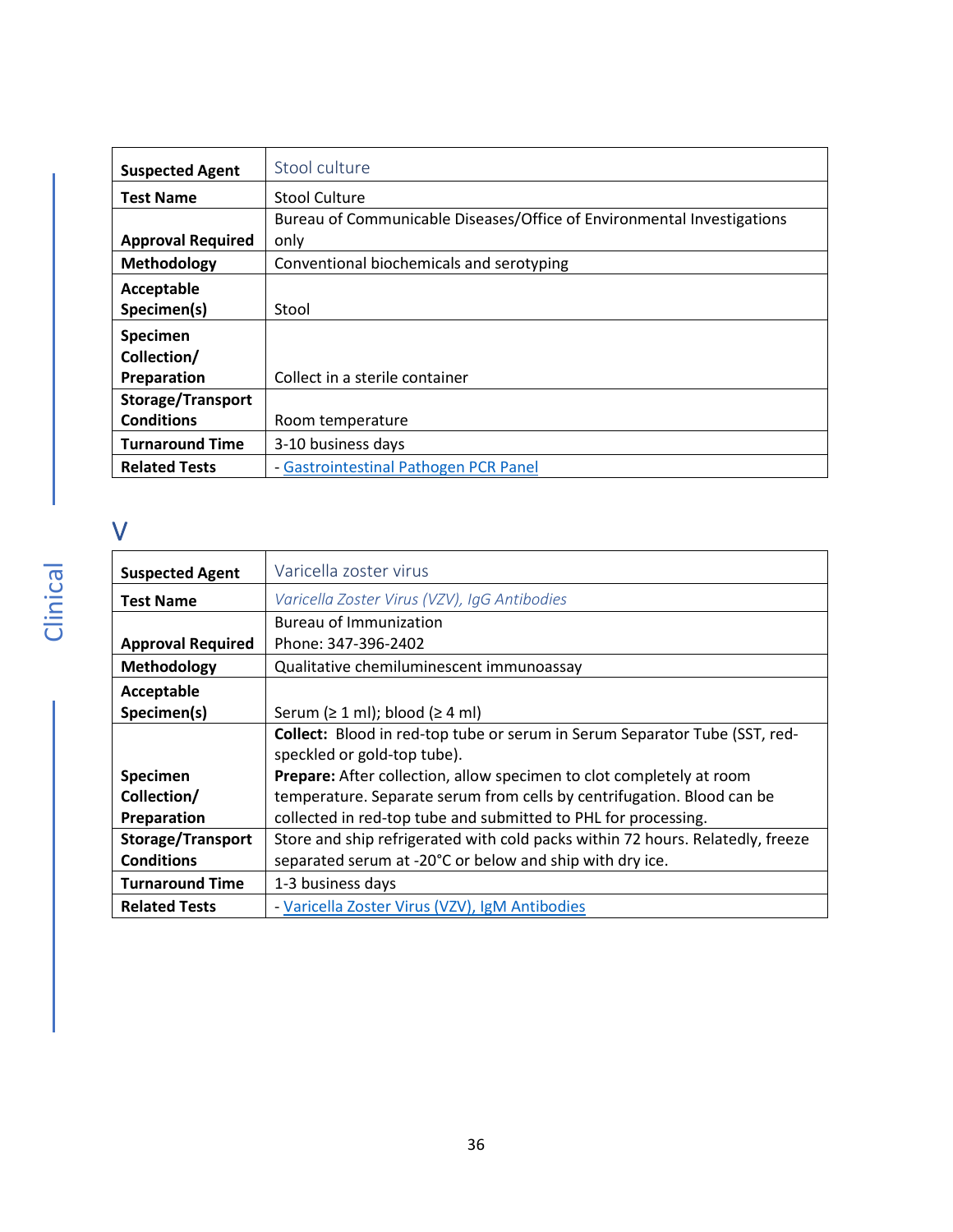| Suspected Agent | Stool culture |
| --- | --- |
| Test Name | Stool Culture |
| Approval Required | Bureau of Communicable Diseases/Office of Environmental Investigations only |
| Methodology | Conventional biochemicals and serotyping |
| Acceptable Specimen(s) | Stool |
| Specimen Collection/ Preparation | Collect in a sterile container |
| Storage/Transport Conditions | Room temperature |
| Turnaround Time | 3-10 business days |
| Related Tests | - Gastrointestinal Pathogen PCR Panel |

## V

| Suspected Agent | Varicella zoster virus |
| --- | --- |
| Test Name | *Varicella Zoster Virus (VZV), IgG Antibodies* |
| Approval Required | Bureau of Immunization<br>Phone: 347-396-2402 |
| Methodology | Qualitative chemiluminescent immunoassay |
| Acceptable Specimen(s) | Serum (≥ 1 ml); blood (≥ 4 ml) |
| Specimen Collection/ Preparation | **Collect:** Blood in red-top tube or serum in Serum Separator Tube (SST, red-speckled or gold-top tube).<br>**Prepare:** After collection, allow specimen to clot completely at room temperature. Separate serum from cells by centrifugation. Blood can be collected in red-top tube and submitted to PHL for processing. |
| Storage/Transport Conditions | Store and ship refrigerated with cold packs within 72 hours. Relatedly, freeze separated serum at -20°C or below and ship with dry ice. |
| Turnaround Time | 1-3 business days |
| Related Tests | - Varicella Zoster Virus (VZV), IgM Antibodies |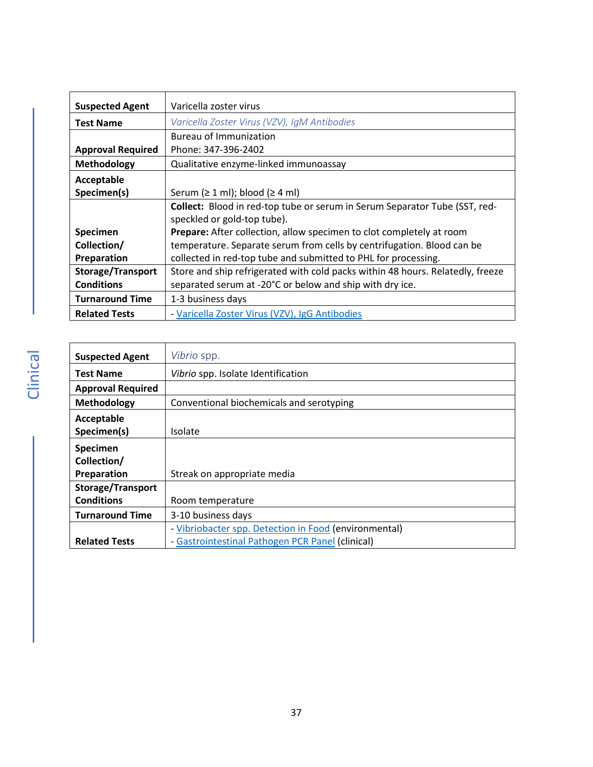| Suspected Agent | Varicella zoster virus |
|---|---|
| Test Name | *Varicella Zoster Virus (VZV), IgM Antibodies* |
| Approval Required | Bureau of Immunization<br>Phone: 347-396-2402 |
| Methodology | Qualitative enzyme-linked immunoassay |
| Acceptable Specimen(s) | Serum (≥ 1 ml); blood (≥ 4 ml) |
| Specimen Collection/ Preparation | **Collect:** Blood in red-top tube or serum in Serum Separator Tube (SST, red-speckled or gold-top tube).<br>**Prepare:** After collection, allow specimen to clot completely at room temperature. Separate serum from cells by centrifugation. Blood can be collected in red-top tube and submitted to PHL for processing. |
| Storage/Transport Conditions | Store and ship refrigerated with cold packs within 48 hours. Relatedly, freeze separated serum at -20°C or below and ship with dry ice. |
| Turnaround Time | 1-3 business days |
| Related Tests | - Varicella Zoster Virus (VZV), IgG Antibodies |

| Suspected Agent | *Vibrio* spp. |
|---|---|
| Test Name | *Vibrio* spp. Isolate Identification |
| Approval Required | |
| Methodology | Conventional biochemicals and serotyping |
| Acceptable Specimen(s) | Isolate |
| Specimen Collection/ Preparation | Streak on appropriate media |
| Storage/Transport Conditions | Room temperature |
| Turnaround Time | 3-10 business days |
| Related Tests | - Vibriobacter spp. Detection in Food (environmental)<br>- Gastrointestinal Pathogen PCR Panel (clinical) |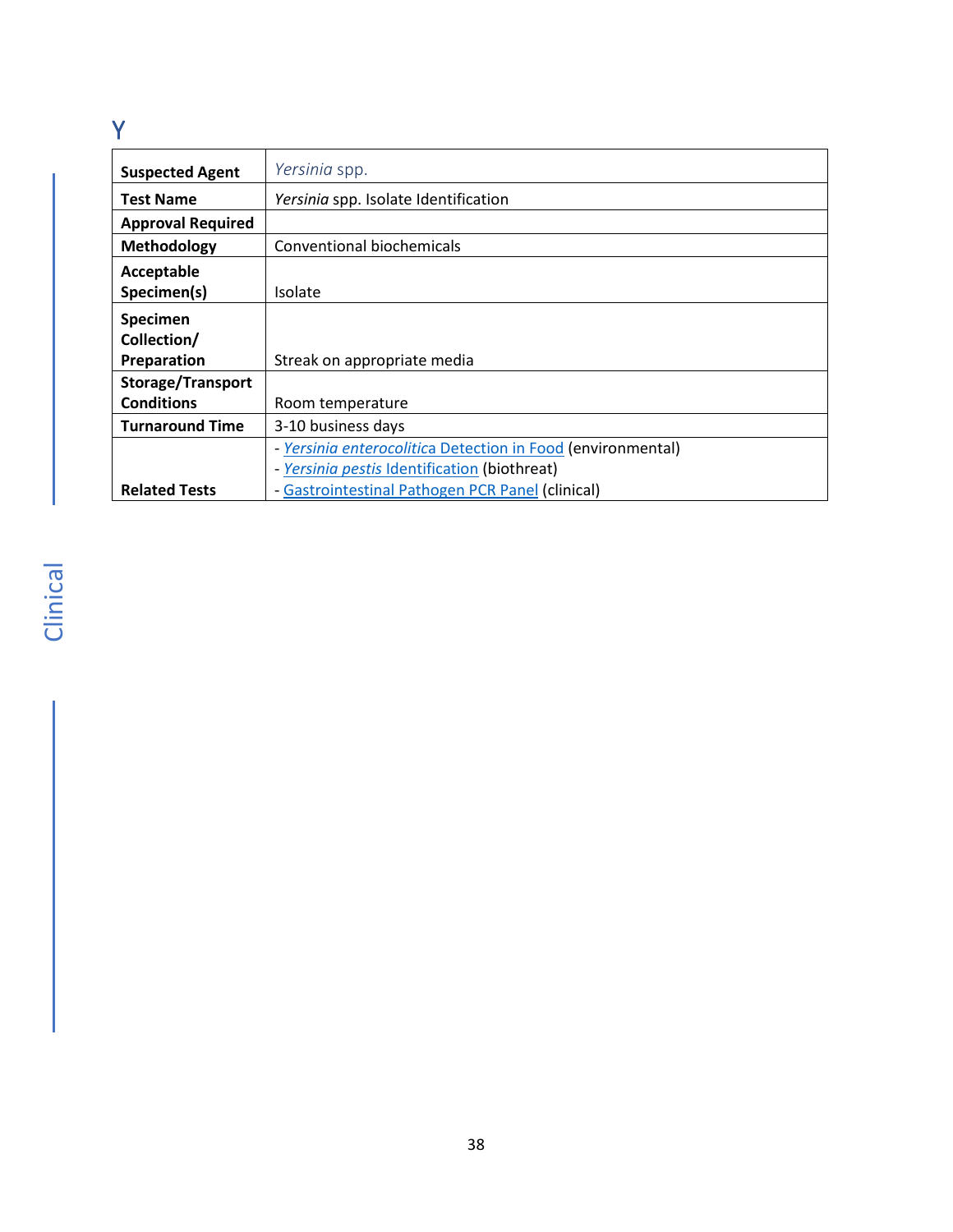# Y

| **Suspected Agent** | *Yersinia* spp. |
|---|---|
| **Test Name** | *Yersinia* spp. Isolate Identification |
| **Approval Required** | |
| **Methodology** | Conventional biochemicals |
| **Acceptable Specimen(s)** | Isolate |
| **Specimen Collection/ Preparation** | Streak on appropriate media |
| **Storage/Transport Conditions** | Room temperature |
| **Turnaround Time** | 3-10 business days |
| **Related Tests** | - *Yersinia enterocolitica* Detection in Food (environmental)<br>- *Yersinia pestis* Identification (biothreat)<br>- Gastrointestinal Pathogen PCR Panel (clinical) |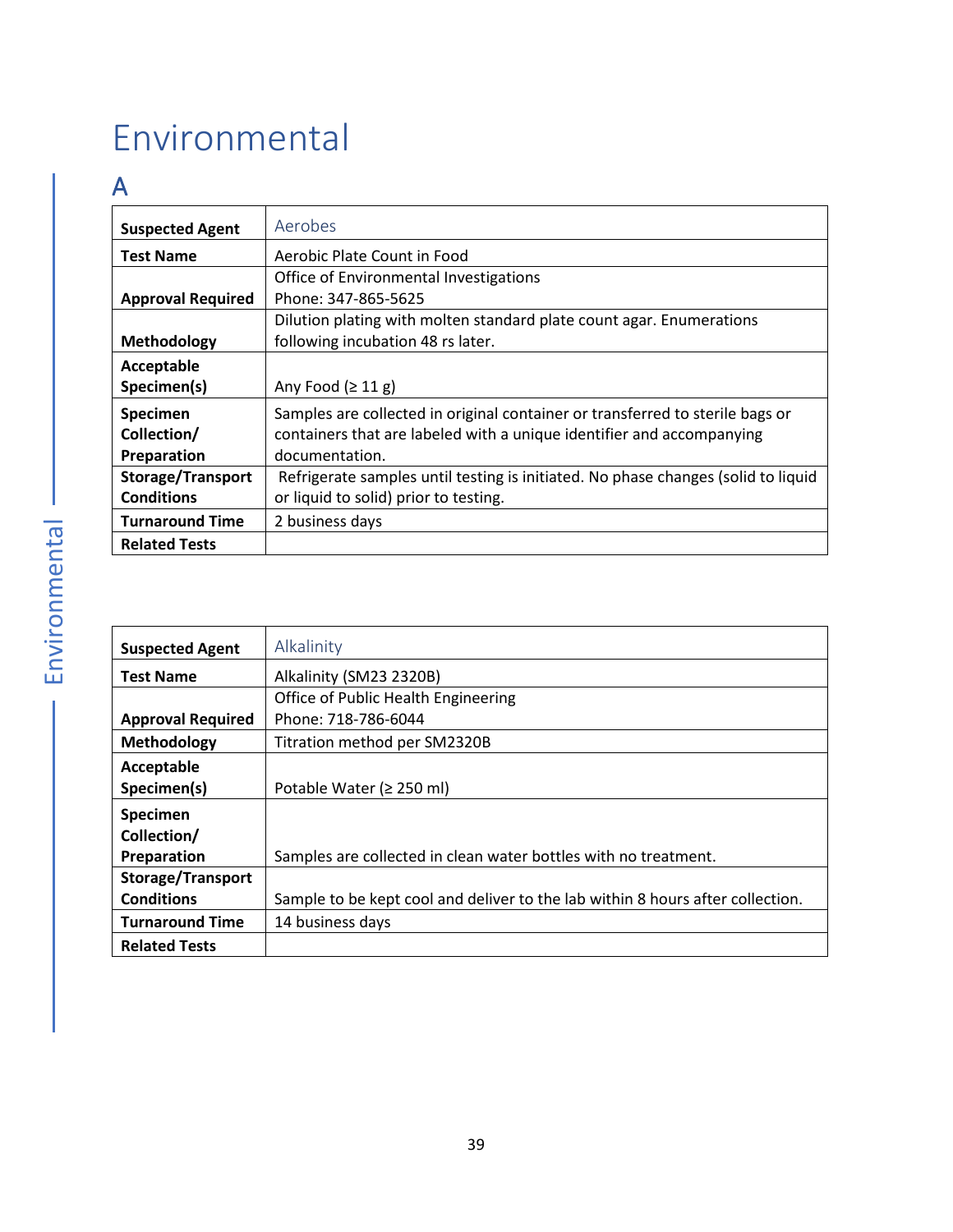# Environmental

## A

| Suspected Agent | Aerobes |
|---|---|
| Test Name | Aerobic Plate Count in Food |
| Approval Required | Office of Environmental Investigations<br>Phone: 347-865-5625 |
| Methodology | Dilution plating with molten standard plate count agar. Enumerations following incubation 48 rs later. |
| Acceptable Specimen(s) | Any Food (≥ 11 g) |
| Specimen Collection/ Preparation | Samples are collected in original container or transferred to sterile bags or containers that are labeled with a unique identifier and accompanying documentation. |
| Storage/Transport Conditions | Refrigerate samples until testing is initiated. No phase changes (solid to liquid or liquid to solid) prior to testing. |
| Turnaround Time | 2 business days |
| Related Tests | |

| Suspected Agent | Alkalinity |
|---|---|
| Test Name | Alkalinity (SM23 2320B) |
| Approval Required | Office of Public Health Engineering<br>Phone: 718-786-6044 |
| Methodology | Titration method per SM2320B |
| Acceptable Specimen(s) | Potable Water (≥ 250 ml) |
| Specimen Collection/ Preparation | Samples are collected in clean water bottles with no treatment. |
| Storage/Transport Conditions | Sample to be kept cool and deliver to the lab within 8 hours after collection. |
| Turnaround Time | 14 business days |
| Related Tests | |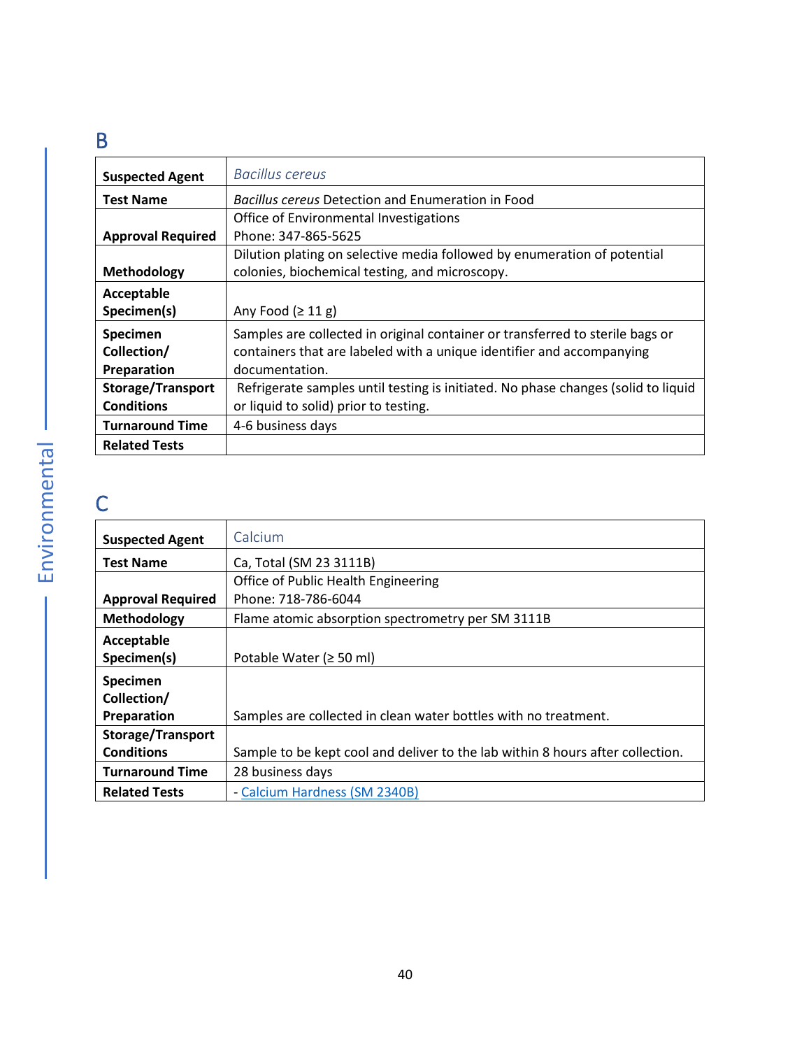## B

| Suspected Agent | *Bacillus cereus* |
|---|---|
| Test Name | *Bacillus cereus* Detection and Enumeration in Food |
| Approval Required | Office of Environmental Investigations<br>Phone: 347-865-5625 |
| Methodology | Dilution plating on selective media followed by enumeration of potential colonies, biochemical testing, and microscopy. |
| Acceptable Specimen(s) | Any Food (≥ 11 g) |
| Specimen Collection/ Preparation | Samples are collected in original container or transferred to sterile bags or containers that are labeled with a unique identifier and accompanying documentation. |
| Storage/Transport Conditions | Refrigerate samples until testing is initiated. No phase changes (solid to liquid or liquid to solid) prior to testing. |
| Turnaround Time | 4-6 business days |
| Related Tests | |

## C

| Suspected Agent | Calcium |
|---|---|
| Test Name | Ca, Total (SM 23 3111B) |
| Approval Required | Office of Public Health Engineering<br>Phone: 718-786-6044 |
| Methodology | Flame atomic absorption spectrometry per SM 3111B |
| Acceptable Specimen(s) | Potable Water (≥ 50 ml) |
| Specimen Collection/ Preparation | Samples are collected in clean water bottles with no treatment. |
| Storage/Transport Conditions | Sample to be kept cool and deliver to the lab within 8 hours after collection. |
| Turnaround Time | 28 business days |
| Related Tests | - Calcium Hardness (SM 2340B) |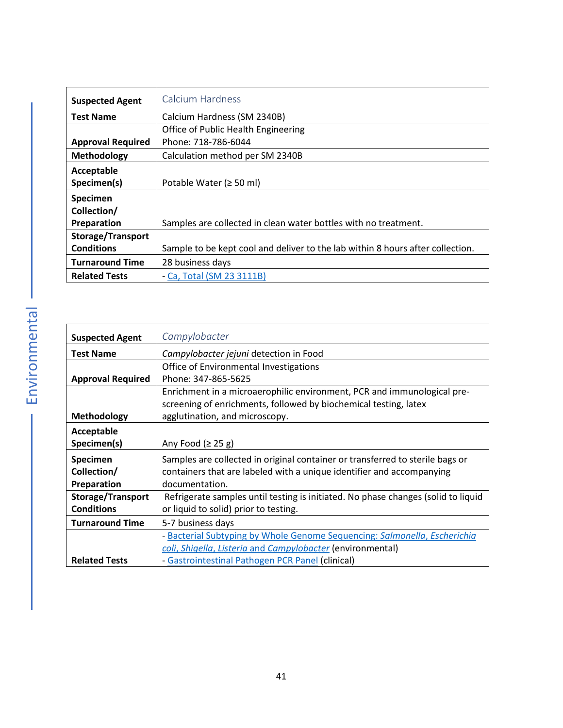| Suspected Agent | Calcium Hardness |
|---|---|
| **Test Name** | Calcium Hardness (SM 2340B) |
| **Approval Required** | Office of Public Health Engineering<br>Phone: 718-786-6044 |
| **Methodology** | Calculation method per SM 2340B |
| **Acceptable Specimen(s)** | Potable Water (≥ 50 ml) |
| **Specimen Collection/ Preparation** | Samples are collected in clean water bottles with no treatment. |
| **Storage/Transport Conditions** | Sample to be kept cool and deliver to the lab within 8 hours after collection. |
| **Turnaround Time** | 28 business days |
| **Related Tests** | - Ca, Total (SM 23 3111B) |

| Suspected Agent | *Campylobacter* |
|---|---|
| **Test Name** | *Campylobacter jejuni* detection in Food |
| **Approval Required** | Office of Environmental Investigations<br>Phone: 347-865-5625 |
| **Methodology** | Enrichment in a microaerophilic environment, PCR and immunological pre-screening of enrichments, followed by biochemical testing, latex agglutination, and microscopy. |
| **Acceptable Specimen(s)** | Any Food (≥ 25 g) |
| **Specimen Collection/ Preparation** | Samples are collected in original container or transferred to sterile bags or containers that are labeled with a unique identifier and accompanying documentation. |
| **Storage/Transport Conditions** | Refrigerate samples until testing is initiated. No phase changes (solid to liquid or liquid to solid) prior to testing. |
| **Turnaround Time** | 5-7 business days |
| **Related Tests** | - Bacterial Subtyping by Whole Genome Sequencing: *Salmonella*, *Escherichia coli*, *Shigella*, *Listeria* and *Campylobacter* (environmental)<br>- Gastrointestinal Pathogen PCR Panel (clinical) |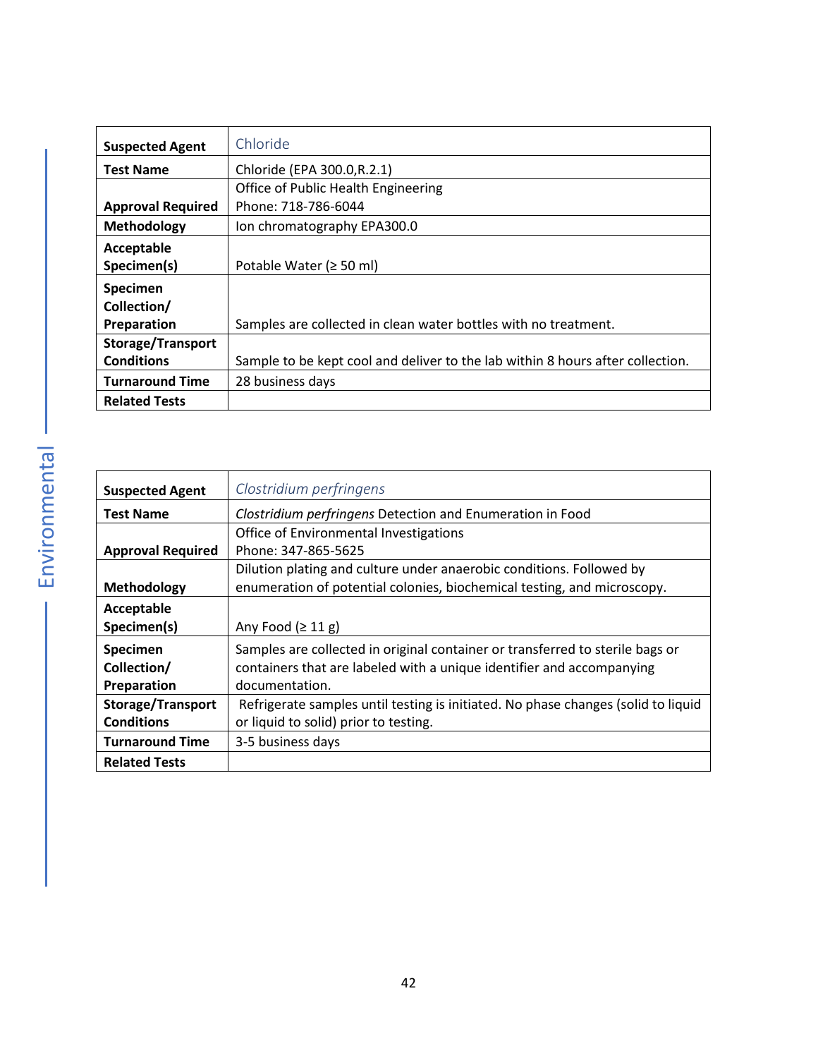| Suspected Agent | Chloride |
|---|---|
| Test Name | Chloride (EPA 300.0,R.2.1) |
| Approval Required | Office of Public Health Engineering<br>Phone: 718-786-6044 |
| Methodology | Ion chromatography EPA300.0 |
| Acceptable Specimen(s) | Potable Water (≥ 50 ml) |
| Specimen Collection/ Preparation | Samples are collected in clean water bottles with no treatment. |
| Storage/Transport Conditions | Sample to be kept cool and deliver to the lab within 8 hours after collection. |
| Turnaround Time | 28 business days |
| Related Tests | |

| Suspected Agent | *Clostridium perfringens* |
|---|---|
| Test Name | *Clostridium perfringens* Detection and Enumeration in Food |
| Approval Required | Office of Environmental Investigations<br>Phone: 347-865-5625 |
| Methodology | Dilution plating and culture under anaerobic conditions. Followed by enumeration of potential colonies, biochemical testing, and microscopy. |
| Acceptable Specimen(s) | Any Food (≥ 11 g) |
| Specimen Collection/ Preparation | Samples are collected in original container or transferred to sterile bags or containers that are labeled with a unique identifier and accompanying documentation. |
| Storage/Transport Conditions | Refrigerate samples until testing is initiated. No phase changes (solid to liquid or liquid to solid) prior to testing. |
| Turnaround Time | 3-5 business days |
| Related Tests | |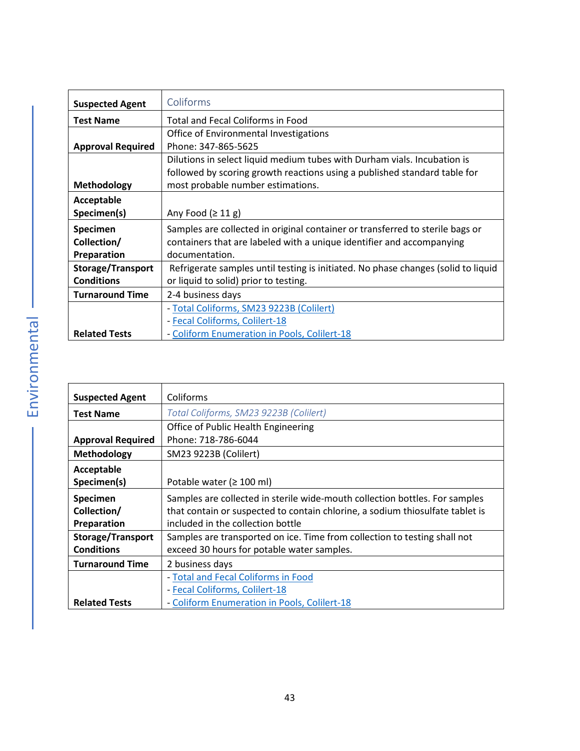| Suspected Agent | Coliforms |
|---|---|
| Test Name | Total and Fecal Coliforms in Food |
| Approval Required | Office of Environmental Investigations<br>Phone: 347-865-5625 |
| Methodology | Dilutions in select liquid medium tubes with Durham vials. Incubation is followed by scoring growth reactions using a published standard table for most probable number estimations. |
| Acceptable Specimen(s) | Any Food (≥ 11 g) |
| Specimen Collection/ Preparation | Samples are collected in original container or transferred to sterile bags or containers that are labeled with a unique identifier and accompanying documentation. |
| Storage/Transport Conditions | Refrigerate samples until testing is initiated. No phase changes (solid to liquid or liquid to solid) prior to testing. |
| Turnaround Time | 2-4 business days |
| Related Tests | - Total Coliforms, SM23 9223B (Colilert)<br>- Fecal Coliforms, Colilert-18<br>- Coliform Enumeration in Pools, Colilert-18 |

| Suspected Agent | Coliforms |
|---|---|
| Test Name | *Total Coliforms, SM23 9223B (Colilert)* |
| Approval Required | Office of Public Health Engineering<br>Phone: 718-786-6044 |
| Methodology | SM23 9223B (Colilert) |
| Acceptable Specimen(s) | Potable water (≥ 100 ml) |
| Specimen Collection/ Preparation | Samples are collected in sterile wide-mouth collection bottles. For samples that contain or suspected to contain chlorine, a sodium thiosulfate tablet is included in the collection bottle |
| Storage/Transport Conditions | Samples are transported on ice. Time from collection to testing shall not exceed 30 hours for potable water samples. |
| Turnaround Time | 2 business days |
| Related Tests | - Total and Fecal Coliforms in Food<br>- Fecal Coliforms, Colilert-18<br>- Coliform Enumeration in Pools, Colilert-18 |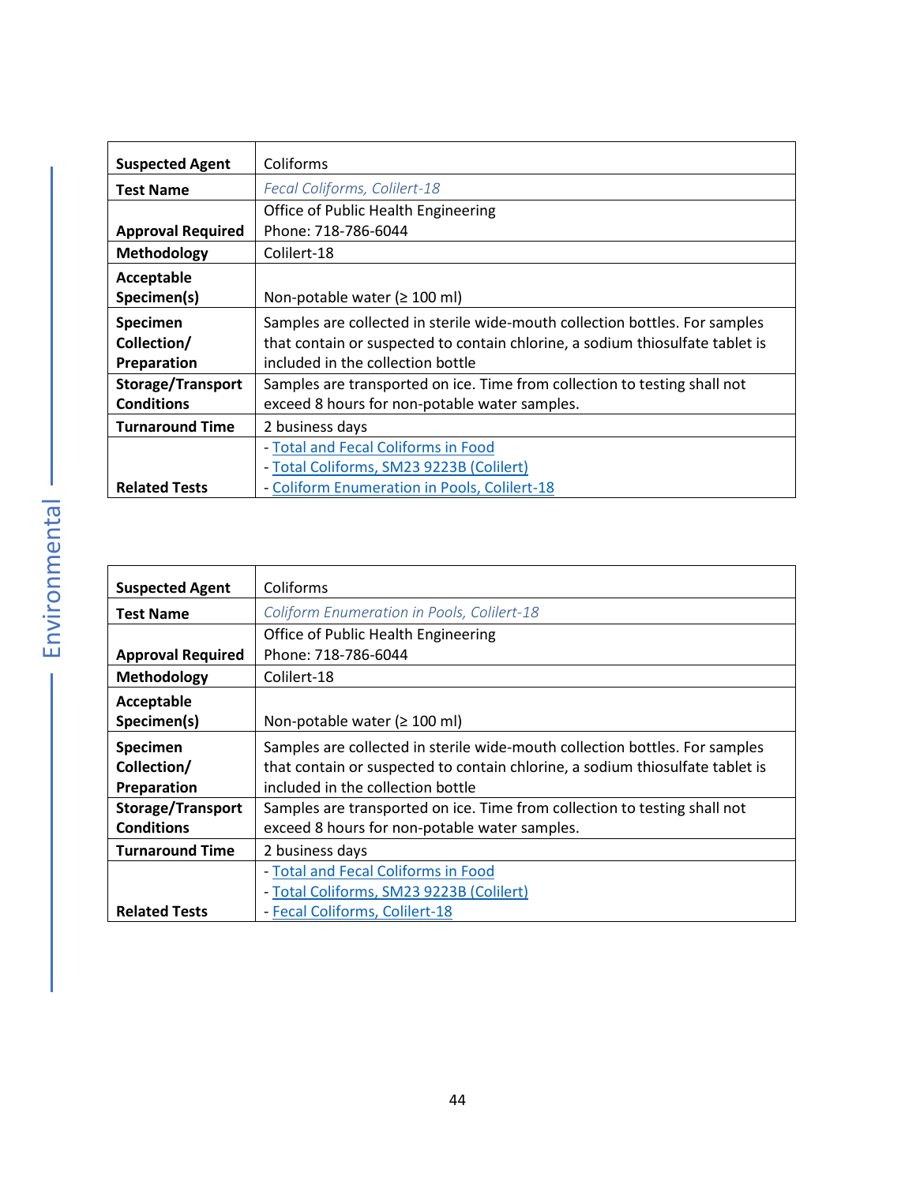| Suspected Agent | Coliforms |
|---|---|
| **Test Name** | *Fecal Coliforms, Colilert-18* |
| **Approval Required** | Office of Public Health Engineering<br>Phone: 718-786-6044 |
| **Methodology** | Colilert-18 |
| **Acceptable Specimen(s)** | Non-potable water (≥ 100 ml) |
| **Specimen Collection/ Preparation** | Samples are collected in sterile wide-mouth collection bottles. For samples that contain or suspected to contain chlorine, a sodium thiosulfate tablet is included in the collection bottle |
| **Storage/Transport Conditions** | Samples are transported on ice. Time from collection to testing shall not exceed 8 hours for non-potable water samples. |
| **Turnaround Time** | 2 business days |
| **Related Tests** | - Total and Fecal Coliforms in Food<br>- Total Coliforms, SM23 9223B (Colilert)<br>- Coliform Enumeration in Pools, Colilert-18 |

| Suspected Agent | Coliforms |
|---|---|
| **Test Name** | *Coliform Enumeration in Pools, Colilert-18* |
| **Approval Required** | Office of Public Health Engineering<br>Phone: 718-786-6044 |
| **Methodology** | Colilert-18 |
| **Acceptable Specimen(s)** | Non-potable water (≥ 100 ml) |
| **Specimen Collection/ Preparation** | Samples are collected in sterile wide-mouth collection bottles. For samples that contain or suspected to contain chlorine, a sodium thiosulfate tablet is included in the collection bottle |
| **Storage/Transport Conditions** | Samples are transported on ice. Time from collection to testing shall not exceed 8 hours for non-potable water samples. |
| **Turnaround Time** | 2 business days |
| **Related Tests** | - Total and Fecal Coliforms in Food<br>- Total Coliforms, SM23 9223B (Colilert)<br>- Fecal Coliforms, Colilert-18 |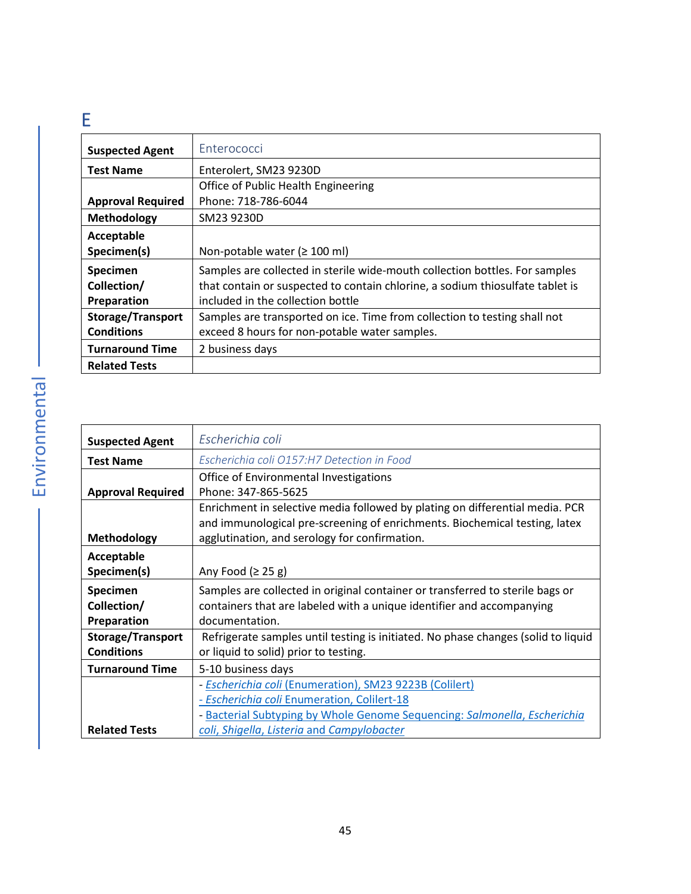# E

| Suspected Agent | Enterococci |
|---|---|
| Test Name | Enterolert, SM23 9230D |
| Approval Required | Office of Public Health Engineering<br>Phone: 718-786-6044 |
| Methodology | SM23 9230D |
| Acceptable Specimen(s) | Non-potable water (≥ 100 ml) |
| Specimen Collection/ Preparation | Samples are collected in sterile wide-mouth collection bottles. For samples that contain or suspected to contain chlorine, a sodium thiosulfate tablet is included in the collection bottle |
| Storage/Transport Conditions | Samples are transported on ice. Time from collection to testing shall not exceed 8 hours for non-potable water samples. |
| Turnaround Time | 2 business days |
| Related Tests | |

| Suspected Agent | *Escherichia coli* |
|---|---|
| Test Name | *Escherichia coli O157:H7 Detection in Food* |
| Approval Required | Office of Environmental Investigations<br>Phone: 347-865-5625 |
| Methodology | Enrichment in selective media followed by plating on differential media. PCR and immunological pre-screening of enrichments. Biochemical testing, latex agglutination, and serology for confirmation. |
| Acceptable Specimen(s) | Any Food (≥ 25 g) |
| Specimen Collection/ Preparation | Samples are collected in original container or transferred to sterile bags or containers that are labeled with a unique identifier and accompanying documentation. |
| Storage/Transport Conditions | Refrigerate samples until testing is initiated. No phase changes (solid to liquid or liquid to solid) prior to testing. |
| Turnaround Time | 5-10 business days |
| Related Tests | - *Escherichia coli* (Enumeration), SM23 9223B (Colilert)<br>- *Escherichia coli* Enumeration, Colilert-18<br>- Bacterial Subtyping by Whole Genome Sequencing: *Salmonella, Escherichia coli, Shigella, Listeria* and *Campylobacter* |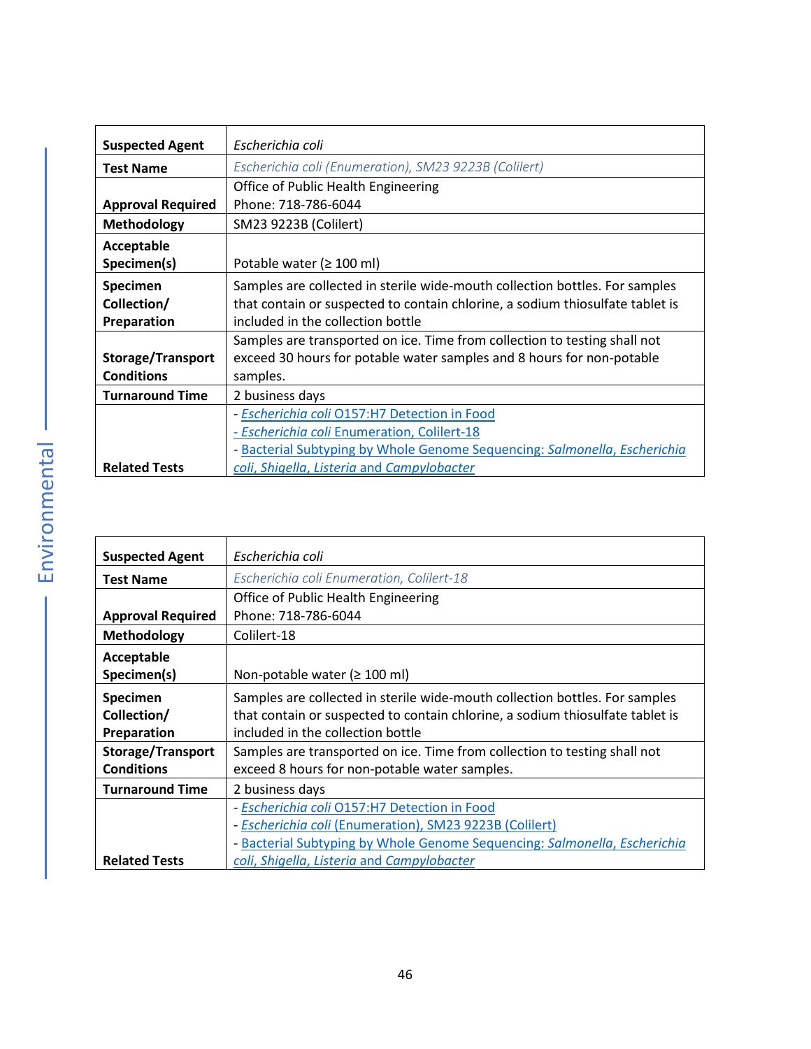| Suspected Agent | *Escherichia coli* |
|---|---|
| **Test Name** | *Escherichia coli (Enumeration), SM23 9223B (Colilert)* |
| **Approval Required** | Office of Public Health Engineering<br>Phone: 718-786-6044 |
| **Methodology** | SM23 9223B (Colilert) |
| **Acceptable Specimen(s)** | Potable water (≥ 100 ml) |
| **Specimen Collection/ Preparation** | Samples are collected in sterile wide-mouth collection bottles. For samples that contain or suspected to contain chlorine, a sodium thiosulfate tablet is included in the collection bottle |
| **Storage/Transport Conditions** | Samples are transported on ice. Time from collection to testing shall not exceed 30 hours for potable water samples and 8 hours for non-potable samples. |
| **Turnaround Time** | 2 business days |
| **Related Tests** | - *Escherichia coli* O157:H7 Detection in Food<br>- *Escherichia coli* Enumeration, Colilert-18<br>- Bacterial Subtyping by Whole Genome Sequencing: *Salmonella*, *Escherichia coli*, *Shigella*, *Listeria* and *Campylobacter* |

| Suspected Agent | *Escherichia coli* |
|---|---|
| **Test Name** | *Escherichia coli Enumeration, Colilert-18* |
| **Approval Required** | Office of Public Health Engineering<br>Phone: 718-786-6044 |
| **Methodology** | Colilert-18 |
| **Acceptable Specimen(s)** | Non-potable water (≥ 100 ml) |
| **Specimen Collection/ Preparation** | Samples are collected in sterile wide-mouth collection bottles. For samples that contain or suspected to contain chlorine, a sodium thiosulfate tablet is included in the collection bottle |
| **Storage/Transport Conditions** | Samples are transported on ice. Time from collection to testing shall not exceed 8 hours for non-potable water samples. |
| **Turnaround Time** | 2 business days |
| **Related Tests** | - *Escherichia coli* O157:H7 Detection in Food<br>- *Escherichia coli* (Enumeration), SM23 9223B (Colilert)<br>- Bacterial Subtyping by Whole Genome Sequencing: *Salmonella*, *Escherichia coli*, *Shigella*, *Listeria* and *Campylobacter* |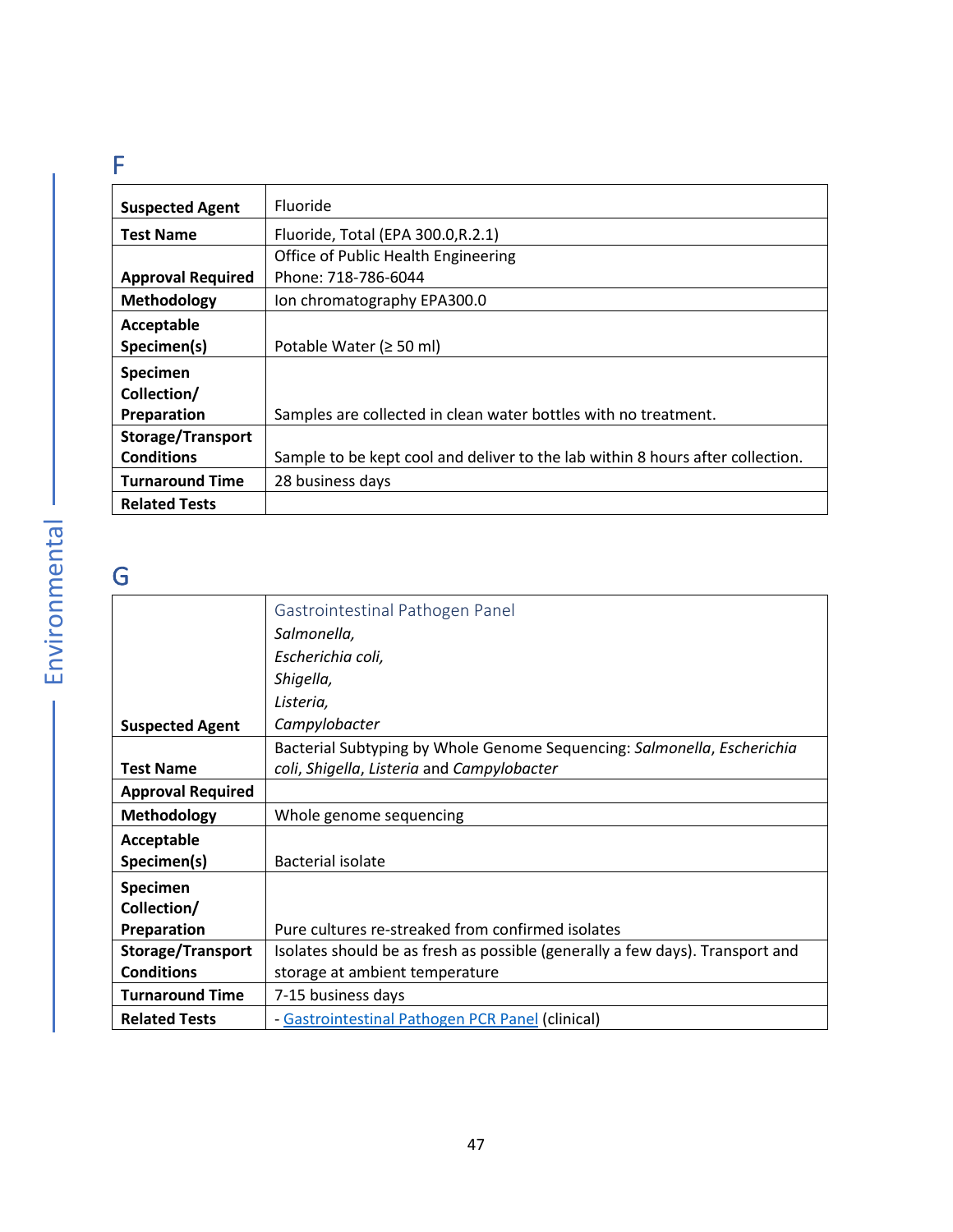# F

| | |
|---|---|
| **Suspected Agent** | Fluoride |
| **Test Name** | Fluoride, Total (EPA 300.0,R.2.1) |
| **Approval Required** | Office of Public Health Engineering<br>Phone: 718-786-6044 |
| **Methodology** | Ion chromatography EPA300.0 |
| **Acceptable Specimen(s)** | Potable Water (≥ 50 ml) |
| **Specimen Collection/ Preparation** | Samples are collected in clean water bottles with no treatment. |
| **Storage/Transport Conditions** | Sample to be kept cool and deliver to the lab within 8 hours after collection. |
| **Turnaround Time** | 28 business days |
| **Related Tests** | |

# G

| | |
|---|---|
| **Suspected Agent** | Gastrointestinal Pathogen Panel<br>*Salmonella,*<br>*Escherichia coli,*<br>*Shigella,*<br>*Listeria,*<br>*Campylobacter* |
| **Test Name** | Bacterial Subtyping by Whole Genome Sequencing: *Salmonella*, *Escherichia coli*, *Shigella*, *Listeria* and *Campylobacter* |
| **Approval Required** | |
| **Methodology** | Whole genome sequencing |
| **Acceptable Specimen(s)** | Bacterial isolate |
| **Specimen Collection/ Preparation** | Pure cultures re-streaked from confirmed isolates |
| **Storage/Transport Conditions** | Isolates should be as fresh as possible (generally a few days). Transport and storage at ambient temperature |
| **Turnaround Time** | 7-15 business days |
| **Related Tests** | - Gastrointestinal Pathogen PCR Panel (clinical) |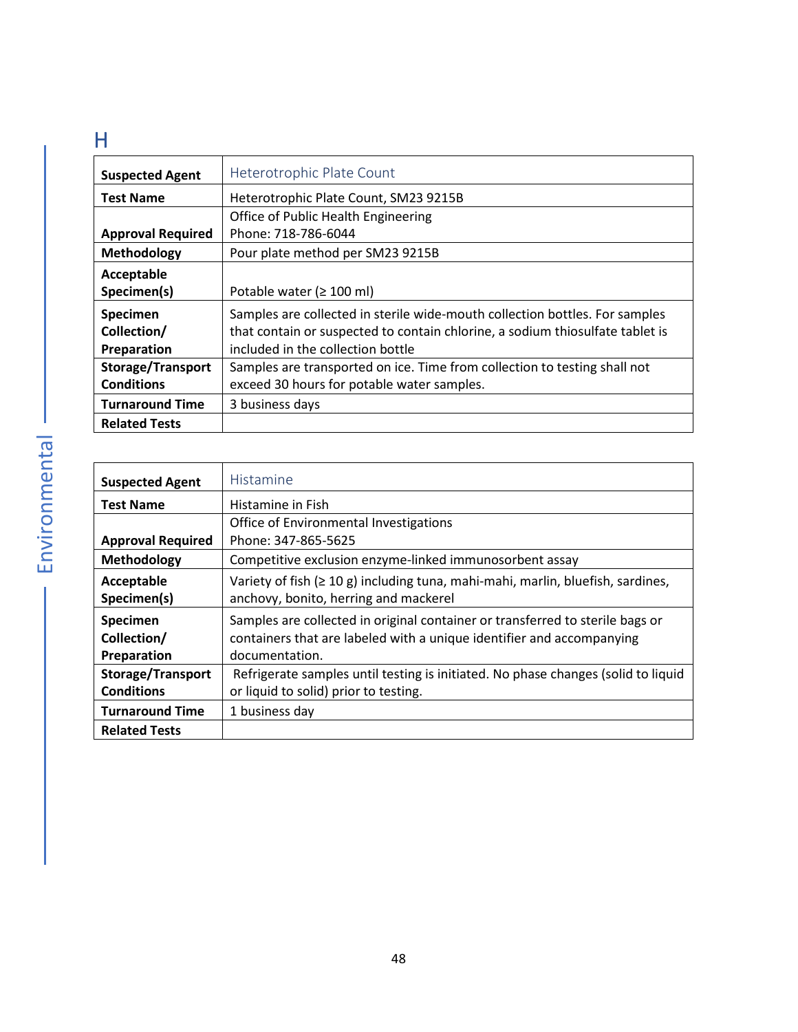# H

| Suspected Agent | Heterotrophic Plate Count |
|---|---|
| Test Name | Heterotrophic Plate Count, SM23 9215B |
| Approval Required | Office of Public Health Engineering<br>Phone: 718-786-6044 |
| Methodology | Pour plate method per SM23 9215B |
| Acceptable Specimen(s) | Potable water (≥ 100 ml) |
| Specimen Collection/ Preparation | Samples are collected in sterile wide-mouth collection bottles. For samples that contain or suspected to contain chlorine, a sodium thiosulfate tablet is included in the collection bottle |
| Storage/Transport Conditions | Samples are transported on ice. Time from collection to testing shall not exceed 30 hours for potable water samples. |
| Turnaround Time | 3 business days |
| Related Tests | |

| Suspected Agent | Histamine |
|---|---|
| Test Name | Histamine in Fish |
| Approval Required | Office of Environmental Investigations<br>Phone: 347-865-5625 |
| Methodology | Competitive exclusion enzyme-linked immunosorbent assay |
| Acceptable Specimen(s) | Variety of fish (≥ 10 g) including tuna, mahi-mahi, marlin, bluefish, sardines, anchovy, bonito, herring and mackerel |
| Specimen Collection/ Preparation | Samples are collected in original container or transferred to sterile bags or containers that are labeled with a unique identifier and accompanying documentation. |
| Storage/Transport Conditions | Refrigerate samples until testing is initiated. No phase changes (solid to liquid or liquid to solid) prior to testing. |
| Turnaround Time | 1 business day |
| Related Tests | |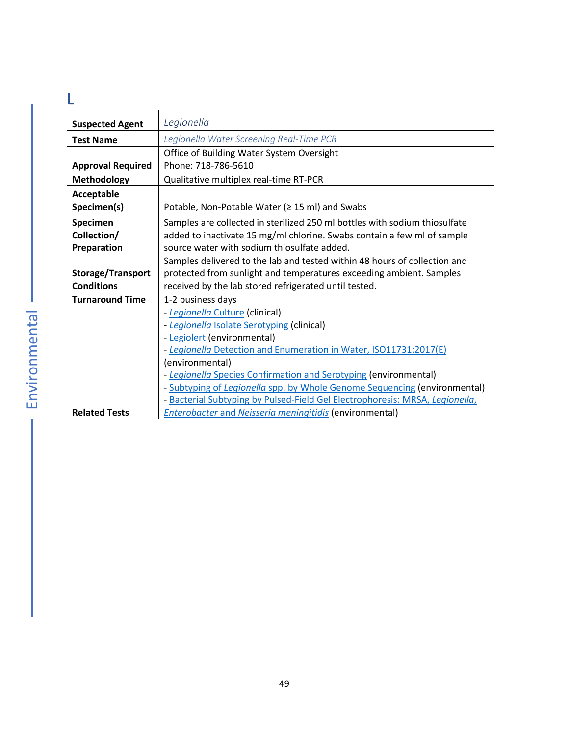## L

| Suspected Agent | *Legionella* |
|---|---|
| Test Name | *Legionella Water Screening Real-Time PCR* |
| Approval Required | Office of Building Water System Oversight<br>Phone: 718-786-5610 |
| Methodology | Qualitative multiplex real-time RT-PCR |
| Acceptable Specimen(s) | Potable, Non-Potable Water (≥ 15 ml) and Swabs |
| Specimen Collection/ Preparation | Samples are collected in sterilized 250 ml bottles with sodium thiosulfate added to inactivate 15 mg/ml chlorine. Swabs contain a few ml of sample source water with sodium thiosulfate added. |
| Storage/Transport Conditions | Samples delivered to the lab and tested within 48 hours of collection and protected from sunlight and temperatures exceeding ambient. Samples received by the lab stored refrigerated until tested. |
| Turnaround Time | 1-2 business days |
| Related Tests | - *Legionella* Culture (clinical)<br>- *Legionella* Isolate Serotyping (clinical)<br>- Legiolert (environmental)<br>- *Legionella* Detection and Enumeration in Water, ISO11731:2017(E) (environmental)<br>- *Legionella* Species Confirmation and Serotyping (environmental)<br>- Subtyping of *Legionella* spp. by Whole Genome Sequencing (environmental)<br>- Bacterial Subtyping by Pulsed-Field Gel Electrophoresis: MRSA, *Legionella, Enterobacter* and *Neisseria meningitidis* (environmental) |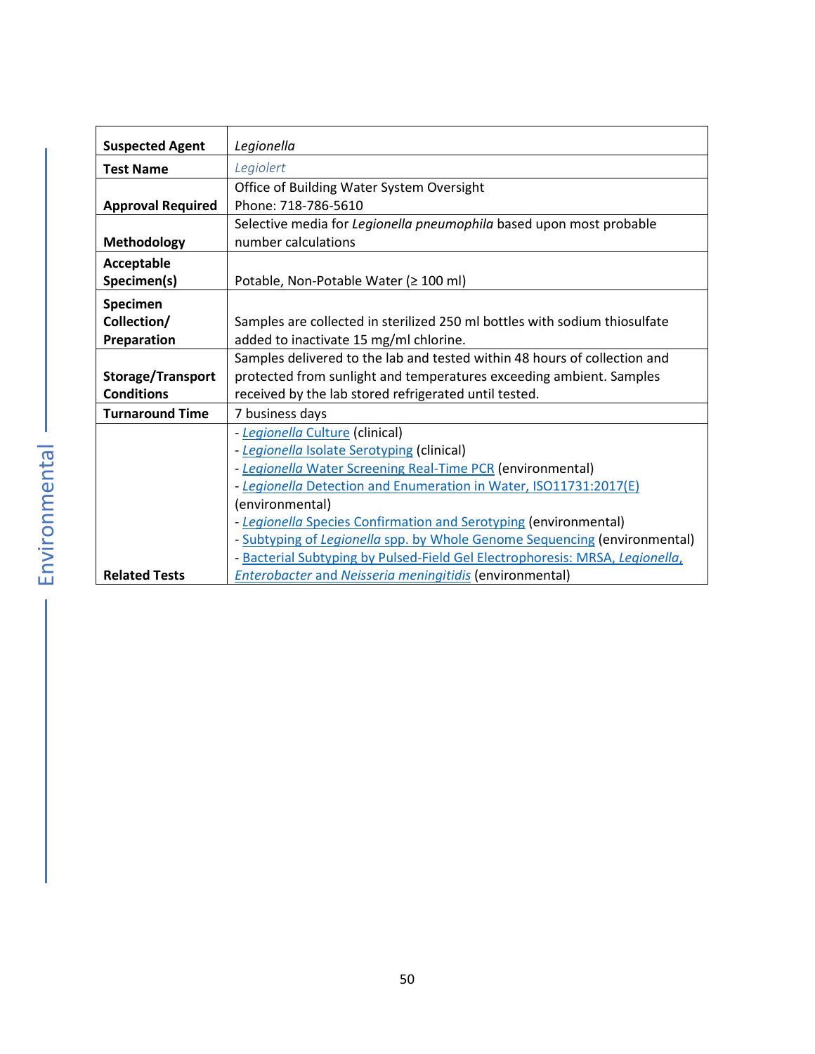| Suspected Agent | *Legionella* |
|---|---|
| **Test Name** | *Legiolert* |
| **Approval Required** | Office of Building Water System Oversight<br>Phone: 718-786-5610 |
| **Methodology** | Selective media for *Legionella pneumophila* based upon most probable number calculations |
| **Acceptable Specimen(s)** | Potable, Non-Potable Water (≥ 100 ml) |
| **Specimen Collection/ Preparation** | Samples are collected in sterilized 250 ml bottles with sodium thiosulfate added to inactivate 15 mg/ml chlorine. |
| **Storage/Transport Conditions** | Samples delivered to the lab and tested within 48 hours of collection and protected from sunlight and temperatures exceeding ambient. Samples received by the lab stored refrigerated until tested. |
| **Turnaround Time** | 7 business days |
| **Related Tests** | - *Legionella* Culture (clinical)<br>- *Legionella* Isolate Serotyping (clinical)<br>- *Legionella* Water Screening Real-Time PCR (environmental)<br>- *Legionella* Detection and Enumeration in Water, ISO11731:2017(E) (environmental)<br>- *Legionella* Species Confirmation and Serotyping (environmental)<br>- Subtyping of *Legionella* spp. by Whole Genome Sequencing (environmental)<br>- Bacterial Subtyping by Pulsed-Field Gel Electrophoresis: MRSA, *Legionella*, *Enterobacter* and *Neisseria meningitidis* (environmental) |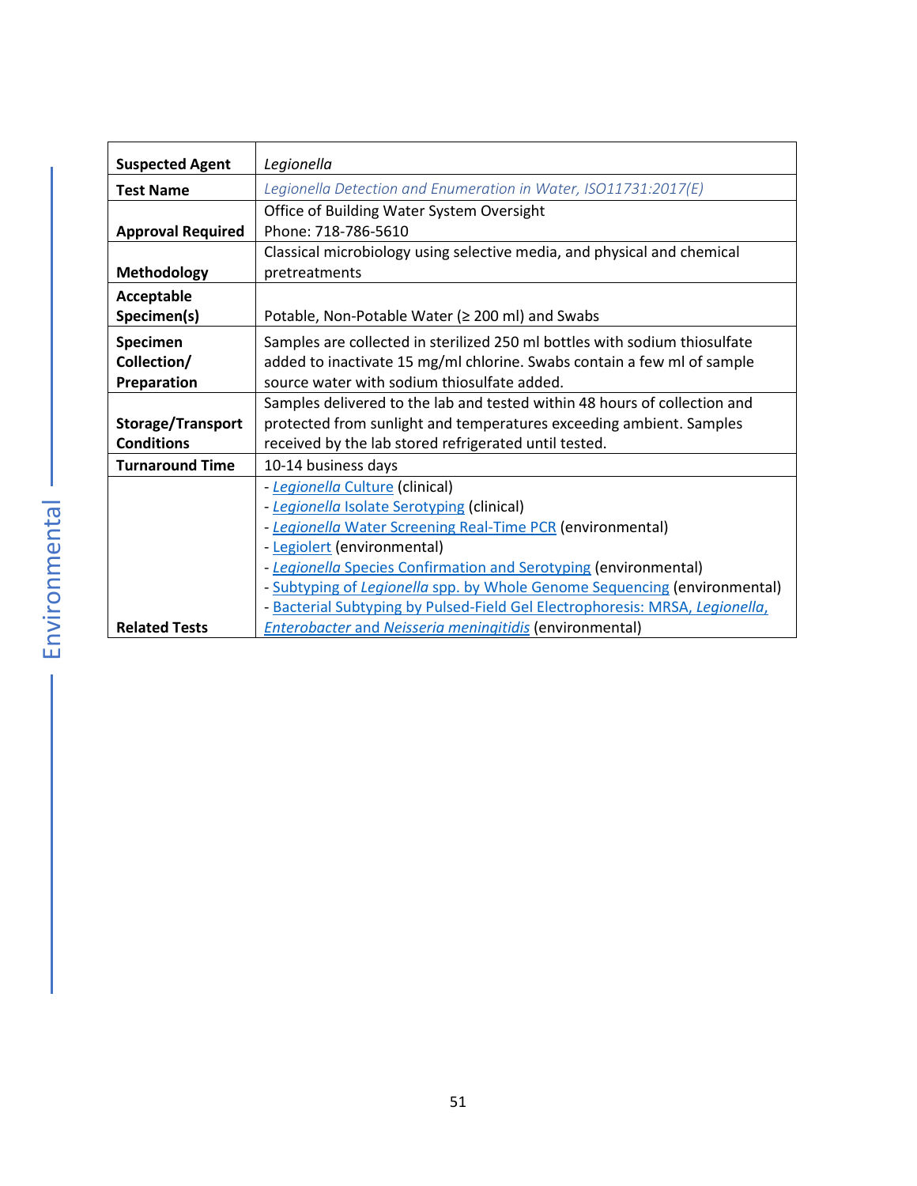| Suspected Agent | *Legionella* |
| --- | --- |
| Test Name | *Legionella Detection and Enumeration in Water, ISO11731:2017(E)* |
| Approval Required | Office of Building Water System Oversight<br>Phone: 718-786-5610 |
| Methodology | Classical microbiology using selective media, and physical and chemical pretreatments |
| Acceptable Specimen(s) | Potable, Non-Potable Water (≥ 200 ml) and Swabs |
| Specimen Collection/ Preparation | Samples are collected in sterilized 250 ml bottles with sodium thiosulfate added to inactivate 15 mg/ml chlorine. Swabs contain a few ml of sample source water with sodium thiosulfate added. |
| Storage/Transport Conditions | Samples delivered to the lab and tested within 48 hours of collection and protected from sunlight and temperatures exceeding ambient. Samples received by the lab stored refrigerated until tested. |
| Turnaround Time | 10-14 business days |
| Related Tests | - *Legionella* Culture (clinical)<br>- *Legionella* Isolate Serotyping (clinical)<br>- *Legionella* Water Screening Real-Time PCR (environmental)<br>- Legiolert (environmental)<br>- *Legionella* Species Confirmation and Serotyping (environmental)<br>- Subtyping of *Legionella* spp. by Whole Genome Sequencing (environmental)<br>- Bacterial Subtyping by Pulsed-Field Gel Electrophoresis: MRSA, *Legionella, Enterobacter* and *Neisseria meningitidis* (environmental) |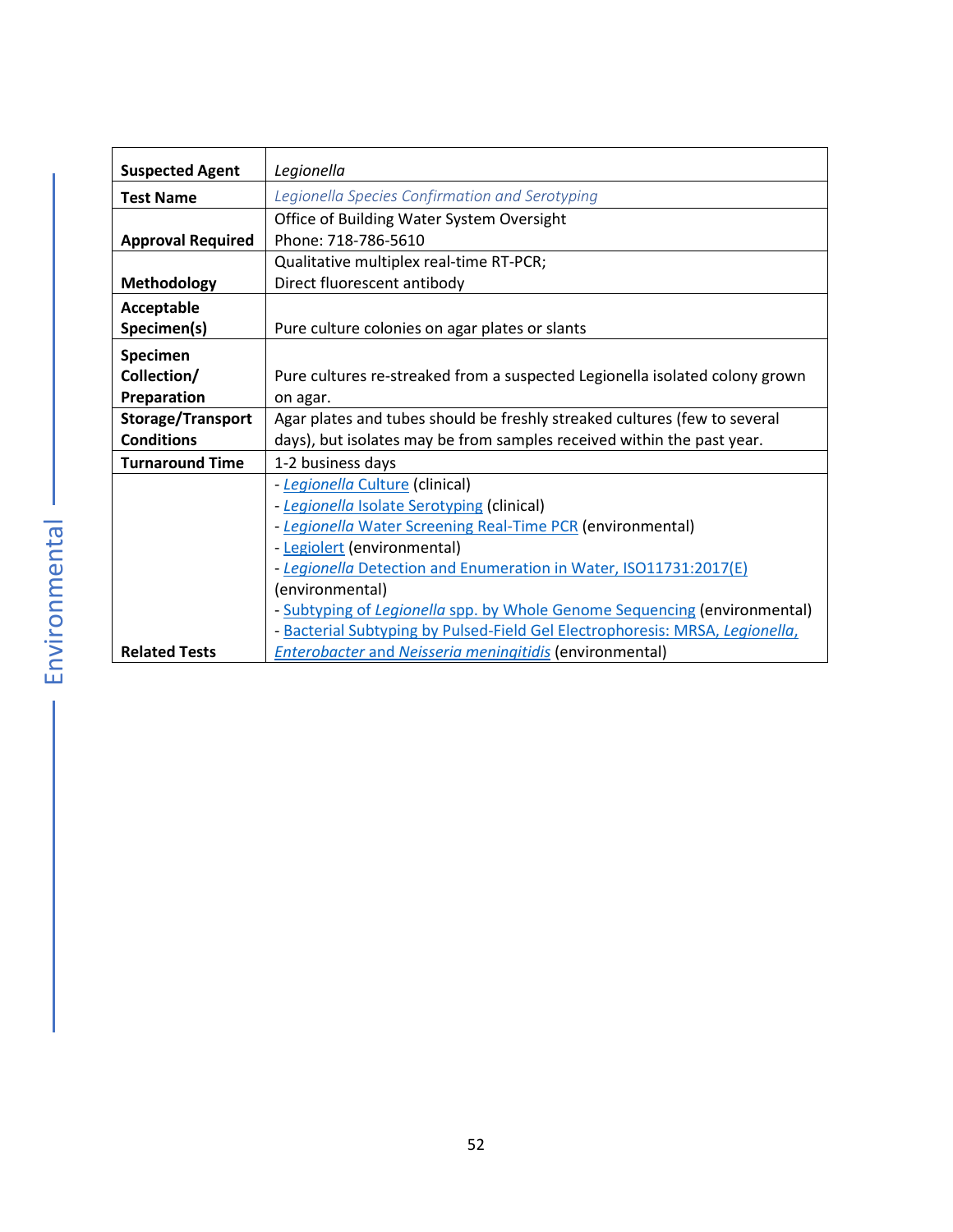| Suspected Agent | *Legionella* |
|---|---|
| Test Name | *Legionella Species Confirmation and Serotyping* |
| Approval Required | Office of Building Water System Oversight<br>Phone: 718-786-5610 |
| Methodology | Qualitative multiplex real-time RT-PCR;<br>Direct fluorescent antibody |
| Acceptable Specimen(s) | Pure culture colonies on agar plates or slants |
| Specimen Collection/ Preparation | Pure cultures re-streaked from a suspected Legionella isolated colony grown on agar. |
| Storage/Transport Conditions | Agar plates and tubes should be freshly streaked cultures (few to several days), but isolates may be from samples received within the past year. |
| Turnaround Time | 1-2 business days |
| Related Tests | - *Legionella* Culture (clinical)<br>- *Legionella* Isolate Serotyping (clinical)<br>- *Legionella* Water Screening Real-Time PCR (environmental)<br>- Legiolert (environmental)<br>- *Legionella* Detection and Enumeration in Water, ISO11731:2017(E) (environmental)<br>- Subtyping of *Legionella* spp. by Whole Genome Sequencing (environmental)<br>- Bacterial Subtyping by Pulsed-Field Gel Electrophoresis: MRSA, *Legionella*, *Enterobacter* and *Neisseria meningitidis* (environmental) |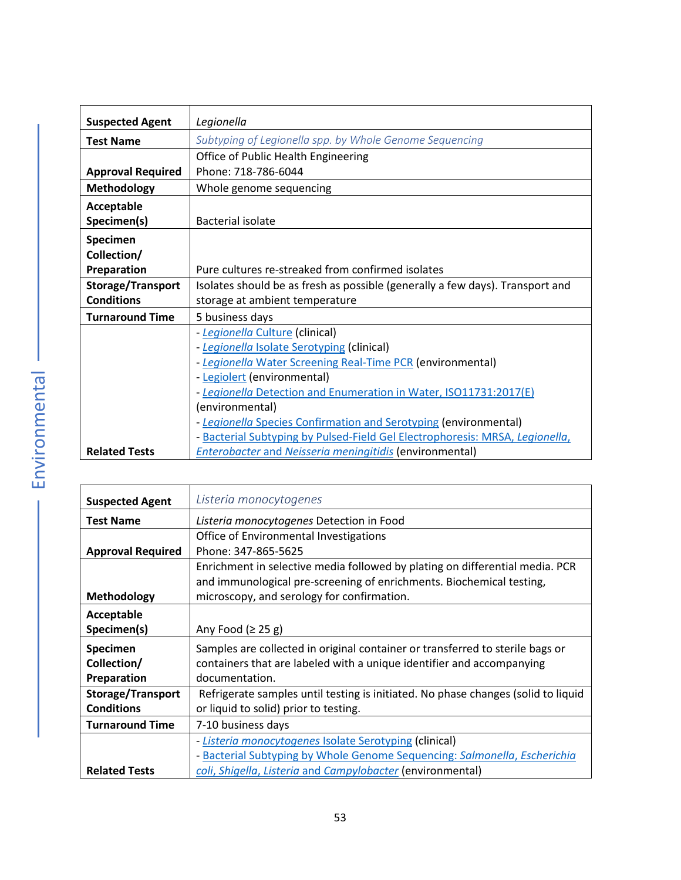| Suspected Agent | *Legionella* |
|---|---|
| Test Name | *Subtyping of Legionella spp. by Whole Genome Sequencing* |
| Approval Required | Office of Public Health Engineering<br>Phone: 718-786-6044 |
| Methodology | Whole genome sequencing |
| Acceptable Specimen(s) | Bacterial isolate |
| Specimen Collection/ Preparation | Pure cultures re-streaked from confirmed isolates |
| Storage/Transport Conditions | Isolates should be as fresh as possible (generally a few days). Transport and storage at ambient temperature |
| Turnaround Time | 5 business days |
| Related Tests | - *Legionella* Culture (clinical)<br>- *Legionella* Isolate Serotyping (clinical)<br>- *Legionella* Water Screening Real-Time PCR (environmental)<br>- Legiolert (environmental)<br>- *Legionella* Detection and Enumeration in Water, ISO11731:2017(E) (environmental)<br>- *Legionella* Species Confirmation and Serotyping (environmental)<br>- Bacterial Subtyping by Pulsed-Field Gel Electrophoresis: MRSA, *Legionella*, *Enterobacter* and *Neisseria meningitidis* (environmental) |

| Suspected Agent | *Listeria monocytogenes* |
|---|---|
| Test Name | *Listeria monocytogenes* Detection in Food |
| Approval Required | Office of Environmental Investigations<br>Phone: 347-865-5625 |
| Methodology | Enrichment in selective media followed by plating on differential media. PCR and immunological pre-screening of enrichments. Biochemical testing, microscopy, and serology for confirmation. |
| Acceptable Specimen(s) | Any Food (≥ 25 g) |
| Specimen Collection/ Preparation | Samples are collected in original container or transferred to sterile bags or containers that are labeled with a unique identifier and accompanying documentation. |
| Storage/Transport Conditions | Refrigerate samples until testing is initiated. No phase changes (solid to liquid or liquid to solid) prior to testing. |
| Turnaround Time | 7-10 business days |
| Related Tests | - *Listeria monocytogenes* Isolate Serotyping (clinical)<br>- Bacterial Subtyping by Whole Genome Sequencing: *Salmonella*, *Escherichia coli*, *Shigella*, *Listeria* and *Campylobacter* (environmental) |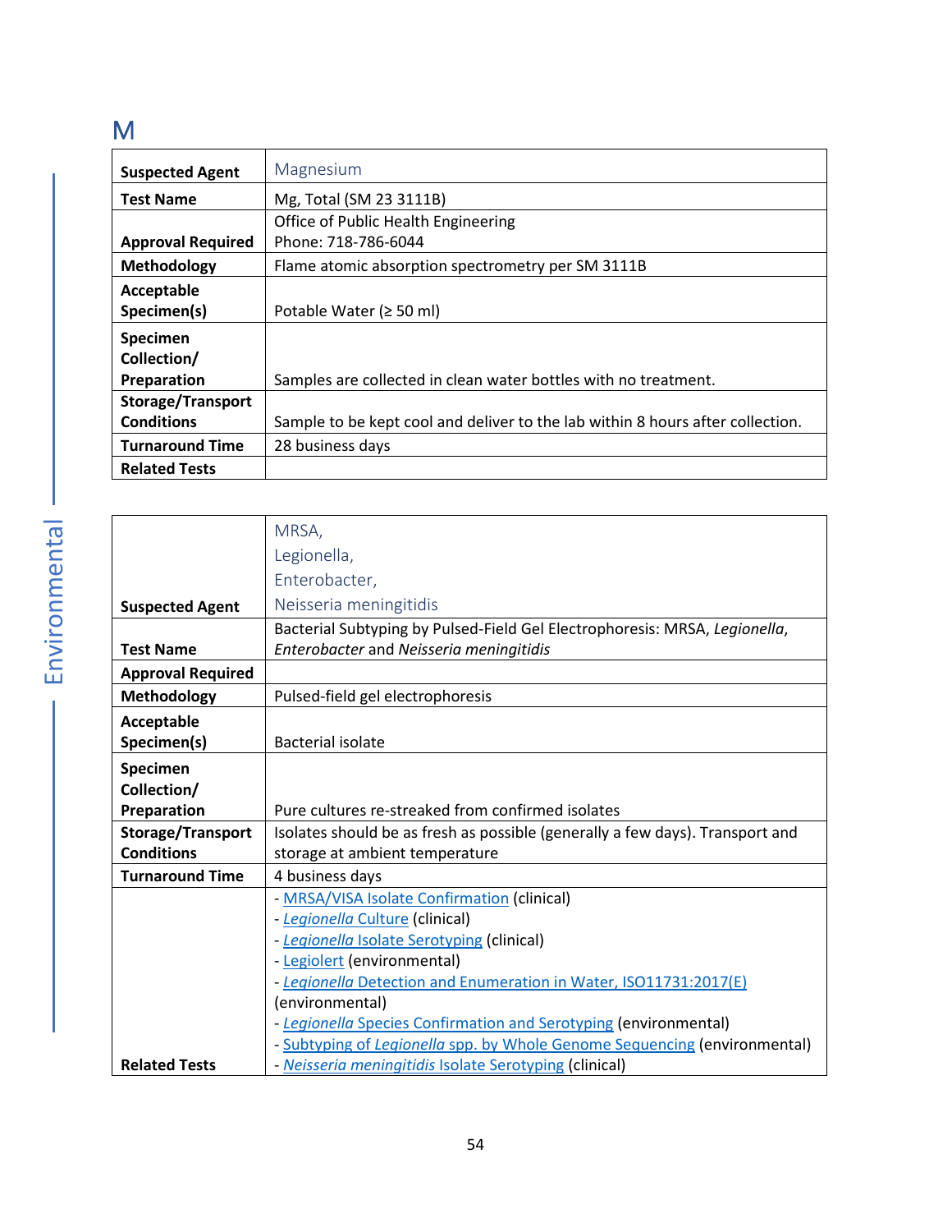# M

| | |
|---|---|
| **Suspected Agent** | Magnesium |
| **Test Name** | Mg, Total (SM 23 3111B) |
| **Approval Required** | Office of Public Health Engineering<br>Phone: 718-786-6044 |
| **Methodology** | Flame atomic absorption spectrometry per SM 3111B |
| **Acceptable Specimen(s)** | Potable Water (≥ 50 ml) |
| **Specimen Collection/ Preparation** | Samples are collected in clean water bottles with no treatment. |
| **Storage/Transport Conditions** | Sample to be kept cool and deliver to the lab within 8 hours after collection. |
| **Turnaround Time** | 28 business days |
| **Related Tests** | |

| | |
|---|---|
| **Suspected Agent** | MRSA,<br>Legionella,<br>Enterobacter,<br>Neisseria meningitidis |
| **Test Name** | Bacterial Subtyping by Pulsed-Field Gel Electrophoresis: MRSA, *Legionella*, *Enterobacter* and *Neisseria meningitidis* |
| **Approval Required** | |
| **Methodology** | Pulsed-field gel electrophoresis |
| **Acceptable Specimen(s)** | Bacterial isolate |
| **Specimen Collection/ Preparation** | Pure cultures re-streaked from confirmed isolates |
| **Storage/Transport Conditions** | Isolates should be as fresh as possible (generally a few days). Transport and storage at ambient temperature |
| **Turnaround Time** | 4 business days |
| **Related Tests** | - MRSA/VISA Isolate Confirmation (clinical)<br>- *Legionella* Culture (clinical)<br>- *Legionella* Isolate Serotyping (clinical)<br>- Legiolert (environmental)<br>- *Legionella* Detection and Enumeration in Water, ISO11731:2017(E) (environmental)<br>- *Legionella* Species Confirmation and Serotyping (environmental)<br>- Subtyping of *Legionella* spp. by Whole Genome Sequencing (environmental)<br>- *Neisseria meningitidis* Isolate Serotyping (clinical) |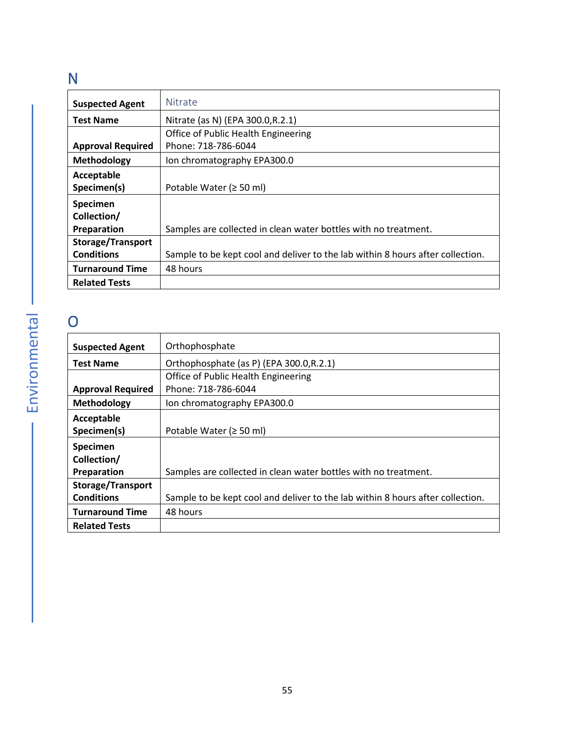## N

| Suspected Agent | Nitrate |
|---|---|
| Test Name | Nitrate (as N) (EPA 300.0,R.2.1) |
| Approval Required | Office of Public Health Engineering<br>Phone: 718-786-6044 |
| Methodology | Ion chromatography EPA300.0 |
| Acceptable Specimen(s) | Potable Water (≥ 50 ml) |
| Specimen Collection/ Preparation | Samples are collected in clean water bottles with no treatment. |
| Storage/Transport Conditions | Sample to be kept cool and deliver to the lab within 8 hours after collection. |
| Turnaround Time | 48 hours |
| Related Tests | |

## O

| Suspected Agent | Orthophosphate |
|---|---|
| Test Name | Orthophosphate (as P) (EPA 300.0,R.2.1) |
| Approval Required | Office of Public Health Engineering<br>Phone: 718-786-6044 |
| Methodology | Ion chromatography EPA300.0 |
| Acceptable Specimen(s) | Potable Water (≥ 50 ml) |
| Specimen Collection/ Preparation | Samples are collected in clean water bottles with no treatment. |
| Storage/Transport Conditions | Sample to be kept cool and deliver to the lab within 8 hours after collection. |
| Turnaround Time | 48 hours |
| Related Tests | |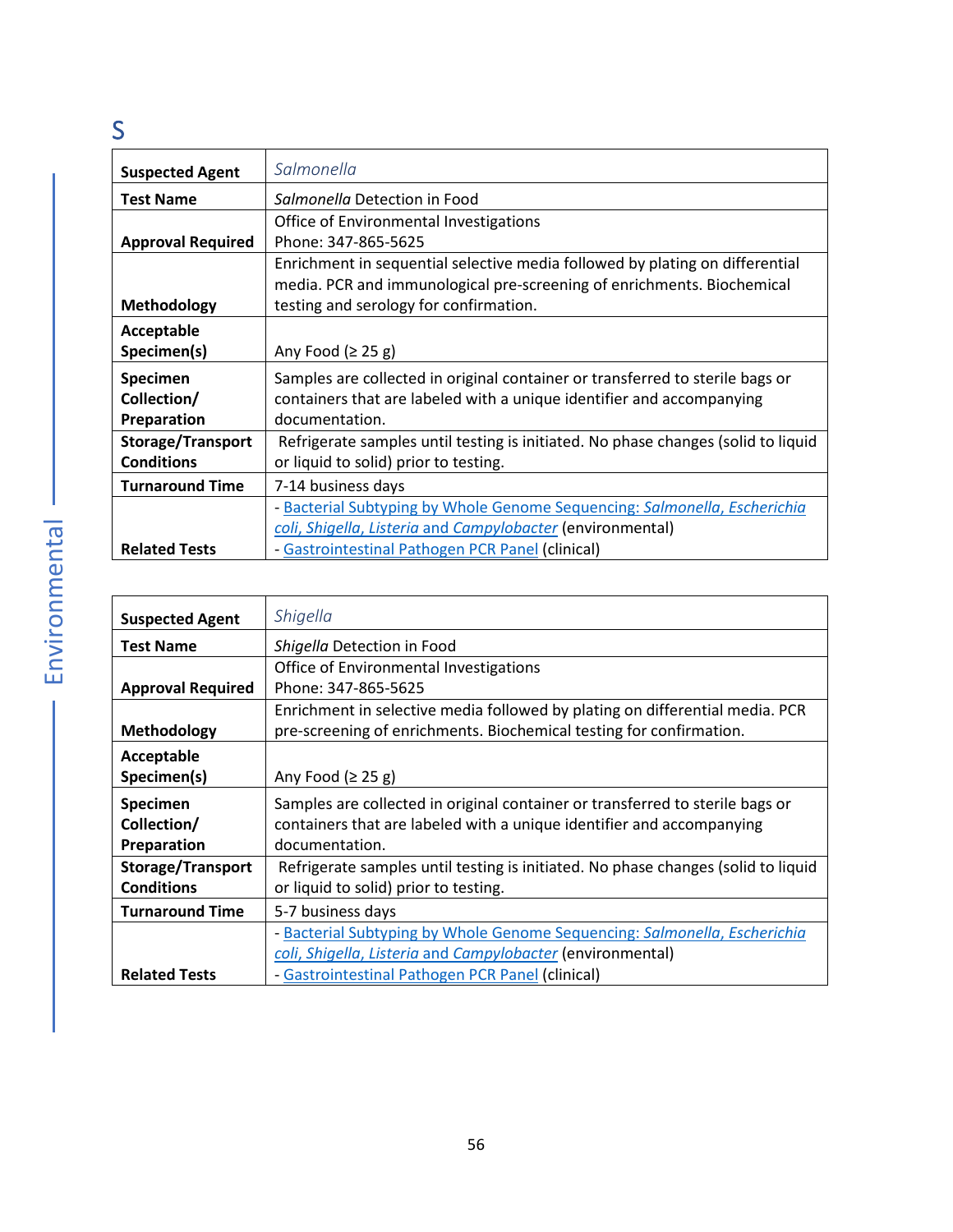## S

| Suspected Agent | *Salmonella* |
|---|---|
| **Test Name** | *Salmonella* Detection in Food |
| **Approval Required** | Office of Environmental Investigations<br>Phone: 347-865-5625 |
| **Methodology** | Enrichment in sequential selective media followed by plating on differential media. PCR and immunological pre-screening of enrichments. Biochemical testing and serology for confirmation. |
| **Acceptable Specimen(s)** | Any Food (≥ 25 g) |
| **Specimen Collection/ Preparation** | Samples are collected in original container or transferred to sterile bags or containers that are labeled with a unique identifier and accompanying documentation. |
| **Storage/Transport Conditions** | Refrigerate samples until testing is initiated. No phase changes (solid to liquid or liquid to solid) prior to testing. |
| **Turnaround Time** | 7-14 business days |
| **Related Tests** | - Bacterial Subtyping by Whole Genome Sequencing: *Salmonella*, *Escherichia coli*, *Shigella*, *Listeria* and *Campylobacter* (environmental)<br>- Gastrointestinal Pathogen PCR Panel (clinical) |

| Suspected Agent | *Shigella* |
|---|---|
| **Test Name** | *Shigella* Detection in Food |
| **Approval Required** | Office of Environmental Investigations<br>Phone: 347-865-5625 |
| **Methodology** | Enrichment in selective media followed by plating on differential media. PCR pre-screening of enrichments. Biochemical testing for confirmation. |
| **Acceptable Specimen(s)** | Any Food (≥ 25 g) |
| **Specimen Collection/ Preparation** | Samples are collected in original container or transferred to sterile bags or containers that are labeled with a unique identifier and accompanying documentation. |
| **Storage/Transport Conditions** | Refrigerate samples until testing is initiated. No phase changes (solid to liquid or liquid to solid) prior to testing. |
| **Turnaround Time** | 5-7 business days |
| **Related Tests** | - Bacterial Subtyping by Whole Genome Sequencing: *Salmonella*, *Escherichia coli*, *Shigella*, *Listeria* and *Campylobacter* (environmental)<br>- Gastrointestinal Pathogen PCR Panel (clinical) |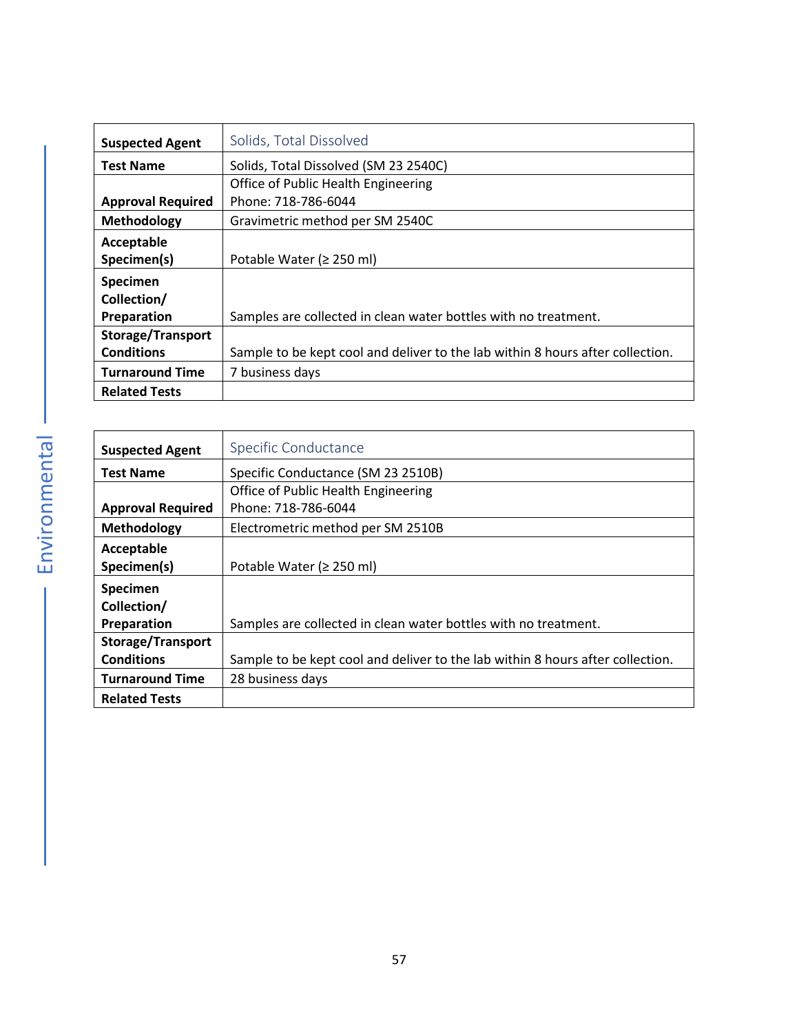| Suspected Agent | Solids, Total Dissolved |
|---|---|
| Test Name | Solids, Total Dissolved (SM 23 2540C) |
| Approval Required | Office of Public Health Engineering<br>Phone: 718-786-6044 |
| Methodology | Gravimetric method per SM 2540C |
| Acceptable Specimen(s) | Potable Water (≥ 250 ml) |
| Specimen Collection/ Preparation | Samples are collected in clean water bottles with no treatment. |
| Storage/Transport Conditions | Sample to be kept cool and deliver to the lab within 8 hours after collection. |
| Turnaround Time | 7 business days |
| Related Tests | |

| Suspected Agent | Specific Conductance |
|---|---|
| Test Name | Specific Conductance (SM 23 2510B) |
| Approval Required | Office of Public Health Engineering<br>Phone: 718-786-6044 |
| Methodology | Electrometric method per SM 2510B |
| Acceptable Specimen(s) | Potable Water (≥ 250 ml) |
| Specimen Collection/ Preparation | Samples are collected in clean water bottles with no treatment. |
| Storage/Transport Conditions | Sample to be kept cool and deliver to the lab within 8 hours after collection. |
| Turnaround Time | 28 business days |
| Related Tests | |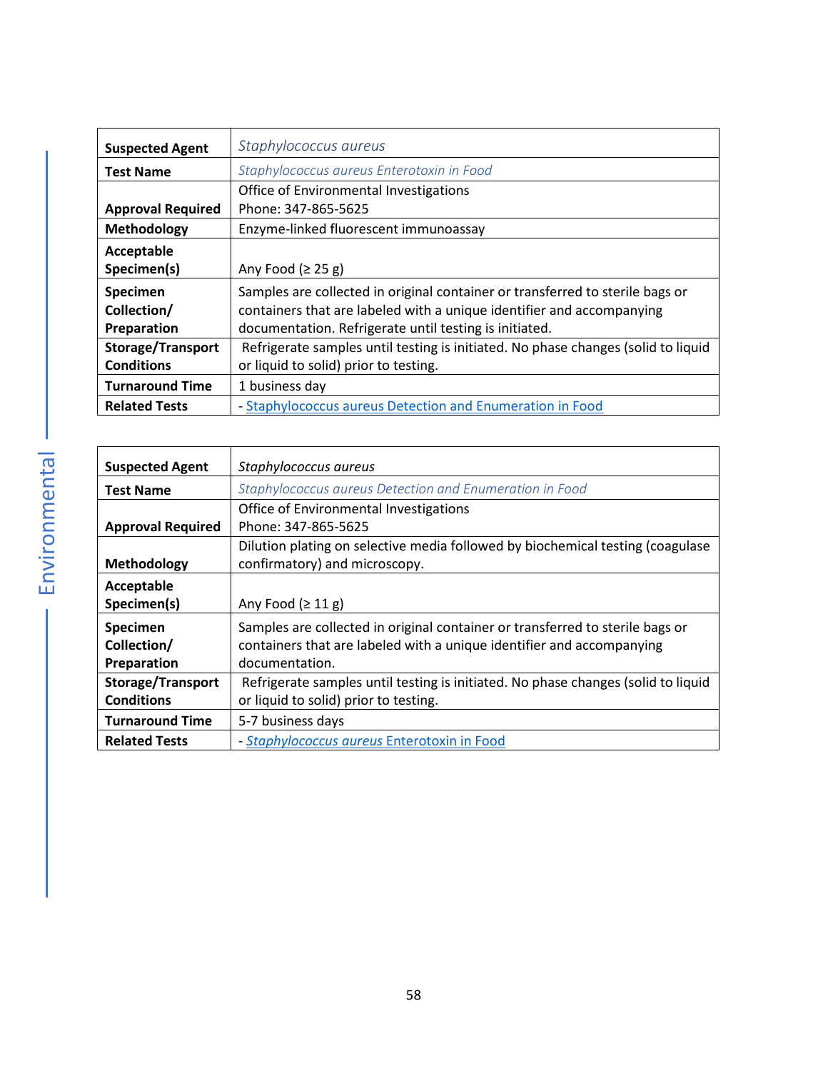| Suspected Agent | *Staphylococcus aureus* |
|---|---|
| Test Name | *Staphylococcus aureus Enterotoxin in Food* |
| Approval Required | Office of Environmental Investigations<br>Phone: 347-865-5625 |
| Methodology | Enzyme-linked fluorescent immunoassay |
| Acceptable Specimen(s) | Any Food (≥ 25 g) |
| Specimen Collection/ Preparation | Samples are collected in original container or transferred to sterile bags or containers that are labeled with a unique identifier and accompanying documentation. Refrigerate until testing is initiated. |
| Storage/Transport Conditions | Refrigerate samples until testing is initiated. No phase changes (solid to liquid or liquid to solid) prior to testing. |
| Turnaround Time | 1 business day |
| Related Tests | - Staphylococcus aureus Detection and Enumeration in Food |

| Suspected Agent | *Staphylococcus aureus* |
|---|---|
| Test Name | *Staphylococcus aureus Detection and Enumeration in Food* |
| Approval Required | Office of Environmental Investigations<br>Phone: 347-865-5625 |
| Methodology | Dilution plating on selective media followed by biochemical testing (coagulase confirmatory) and microscopy. |
| Acceptable Specimen(s) | Any Food (≥ 11 g) |
| Specimen Collection/ Preparation | Samples are collected in original container or transferred to sterile bags or containers that are labeled with a unique identifier and accompanying documentation. |
| Storage/Transport Conditions | Refrigerate samples until testing is initiated. No phase changes (solid to liquid or liquid to solid) prior to testing. |
| Turnaround Time | 5-7 business days |
| Related Tests | - *Staphylococcus aureus* Enterotoxin in Food |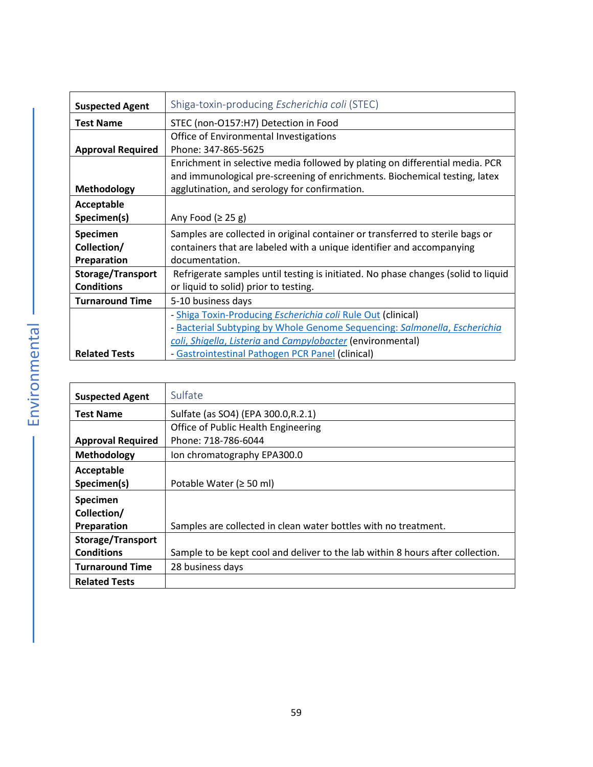| Suspected Agent | Shiga-toxin-producing *Escherichia coli* (STEC) |
|---|---|
| Test Name | STEC (non-O157:H7) Detection in Food |
| Approval Required | Office of Environmental Investigations<br>Phone: 347-865-5625 |
| Methodology | Enrichment in selective media followed by plating on differential media. PCR and immunological pre-screening of enrichments. Biochemical testing, latex agglutination, and serology for confirmation. |
| Acceptable Specimen(s) | Any Food (≥ 25 g) |
| Specimen Collection/ Preparation | Samples are collected in original container or transferred to sterile bags or containers that are labeled with a unique identifier and accompanying documentation. |
| Storage/Transport Conditions | Refrigerate samples until testing is initiated. No phase changes (solid to liquid or liquid to solid) prior to testing. |
| Turnaround Time | 5-10 business days |
| Related Tests | - Shiga Toxin-Producing *Escherichia coli* Rule Out (clinical)<br>- Bacterial Subtyping by Whole Genome Sequencing: *Salmonella, Escherichia coli, Shigella, Listeria* and *Campylobacter* (environmental)<br>- Gastrointestinal Pathogen PCR Panel (clinical) |

| Suspected Agent | Sulfate |
|---|---|
| Test Name | Sulfate (as SO4) (EPA 300.0,R.2.1) |
| Approval Required | Office of Public Health Engineering<br>Phone: 718-786-6044 |
| Methodology | Ion chromatography EPA300.0 |
| Acceptable Specimen(s) | Potable Water (≥ 50 ml) |
| Specimen Collection/ Preparation | Samples are collected in clean water bottles with no treatment. |
| Storage/Transport Conditions | Sample to be kept cool and deliver to the lab within 8 hours after collection. |
| Turnaround Time | 28 business days |
| Related Tests | |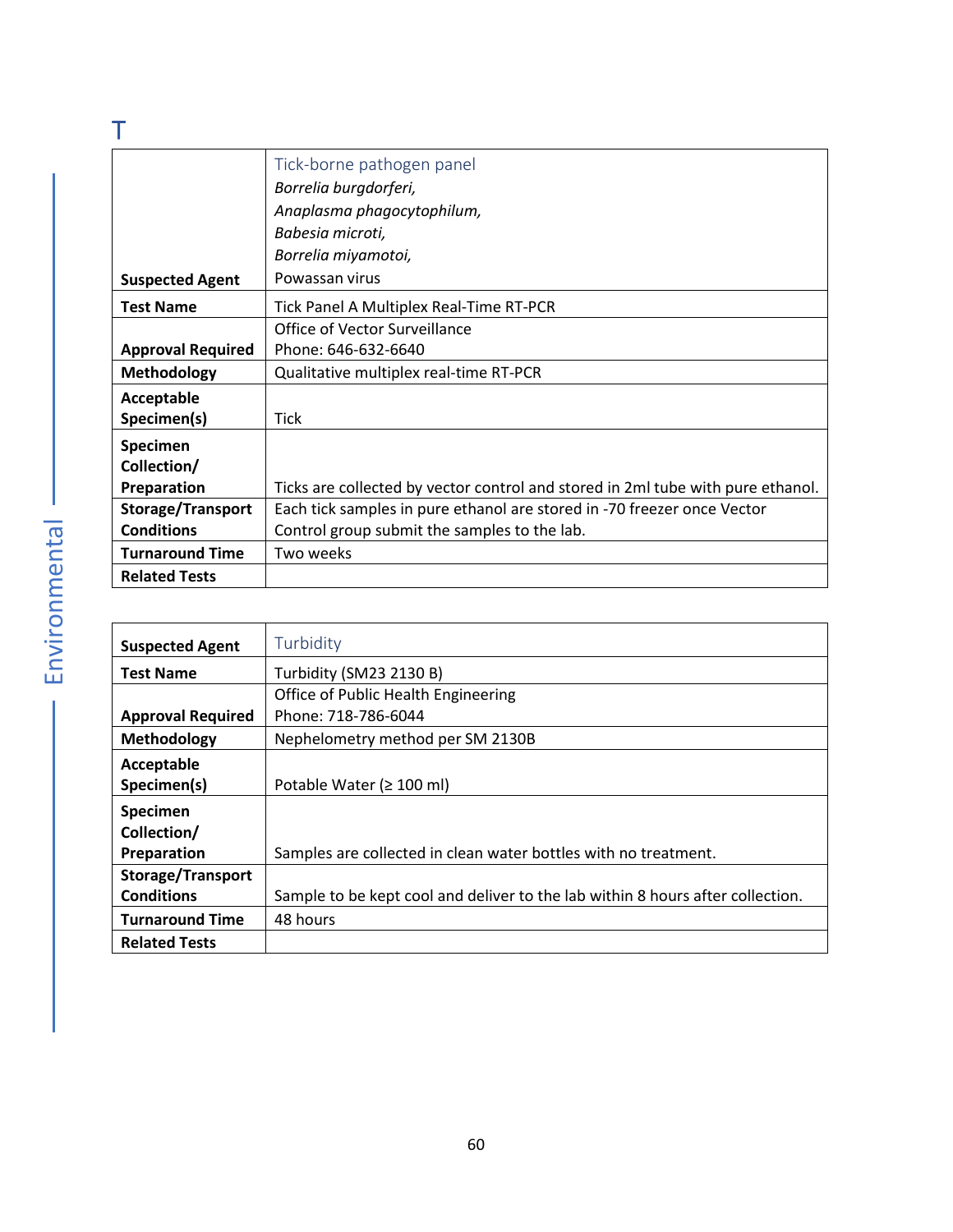# T

| Suspected Agent | Tick-borne pathogen panel<br>*Borrelia burgdorferi,*<br>*Anaplasma phagocytophilum,*<br>*Babesia microti,*<br>*Borrelia miyamotoi,*<br>Powassan virus |
|---|---|
| **Test Name** | Tick Panel A Multiplex Real-Time RT-PCR |
| **Approval Required** | Office of Vector Surveillance<br>Phone: 646-632-6640 |
| **Methodology** | Qualitative multiplex real-time RT-PCR |
| **Acceptable Specimen(s)** | Tick |
| **Specimen Collection/ Preparation** | Ticks are collected by vector control and stored in 2ml tube with pure ethanol. |
| **Storage/Transport Conditions** | Each tick samples in pure ethanol are stored in -70 freezer once Vector Control group submit the samples to the lab. |
| **Turnaround Time** | Two weeks |
| **Related Tests** | |

| Suspected Agent | Turbidity |
|---|---|
| **Test Name** | Turbidity (SM23 2130 B) |
| **Approval Required** | Office of Public Health Engineering<br>Phone: 718-786-6044 |
| **Methodology** | Nephelometry method per SM 2130B |
| **Acceptable Specimen(s)** | Potable Water (≥ 100 ml) |
| **Specimen Collection/ Preparation** | Samples are collected in clean water bottles with no treatment. |
| **Storage/Transport Conditions** | Sample to be kept cool and deliver to the lab within 8 hours after collection. |
| **Turnaround Time** | 48 hours |
| **Related Tests** | |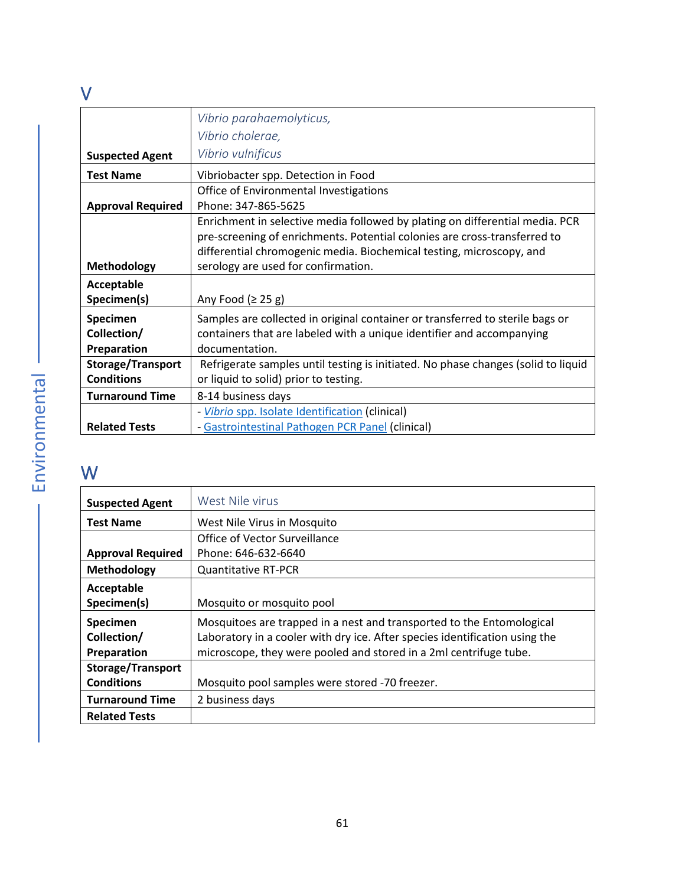## V

| | |
|---|---|
| **Suspected Agent** | *Vibrio parahaemolyticus,*<br>*Vibrio cholerae,*<br>*Vibrio vulnificus* |
| **Test Name** | Vibriobacter spp. Detection in Food |
| **Approval Required** | Office of Environmental Investigations<br>Phone: 347-865-5625 |
| **Methodology** | Enrichment in selective media followed by plating on differential media. PCR pre-screening of enrichments. Potential colonies are cross-transferred to differential chromogenic media. Biochemical testing, microscopy, and serology are used for confirmation. |
| **Acceptable Specimen(s)** | Any Food (≥ 25 g) |
| **Specimen Collection/ Preparation** | Samples are collected in original container or transferred to sterile bags or containers that are labeled with a unique identifier and accompanying documentation. |
| **Storage/Transport Conditions** | Refrigerate samples until testing is initiated. No phase changes (solid to liquid or liquid to solid) prior to testing. |
| **Turnaround Time** | 8-14 business days |
| **Related Tests** | - *Vibrio* spp. Isolate Identification (clinical)<br>- Gastrointestinal Pathogen PCR Panel (clinical) |

## W

| | |
|---|---|
| **Suspected Agent** | West Nile virus |
| **Test Name** | West Nile Virus in Mosquito |
| **Approval Required** | Office of Vector Surveillance<br>Phone: 646-632-6640 |
| **Methodology** | Quantitative RT-PCR |
| **Acceptable Specimen(s)** | Mosquito or mosquito pool |
| **Specimen Collection/ Preparation** | Mosquitoes are trapped in a nest and transported to the Entomological Laboratory in a cooler with dry ice. After species identification using the microscope, they were pooled and stored in a 2ml centrifuge tube. |
| **Storage/Transport Conditions** | Mosquito pool samples were stored -70 freezer. |
| **Turnaround Time** | 2 business days |
| **Related Tests** | |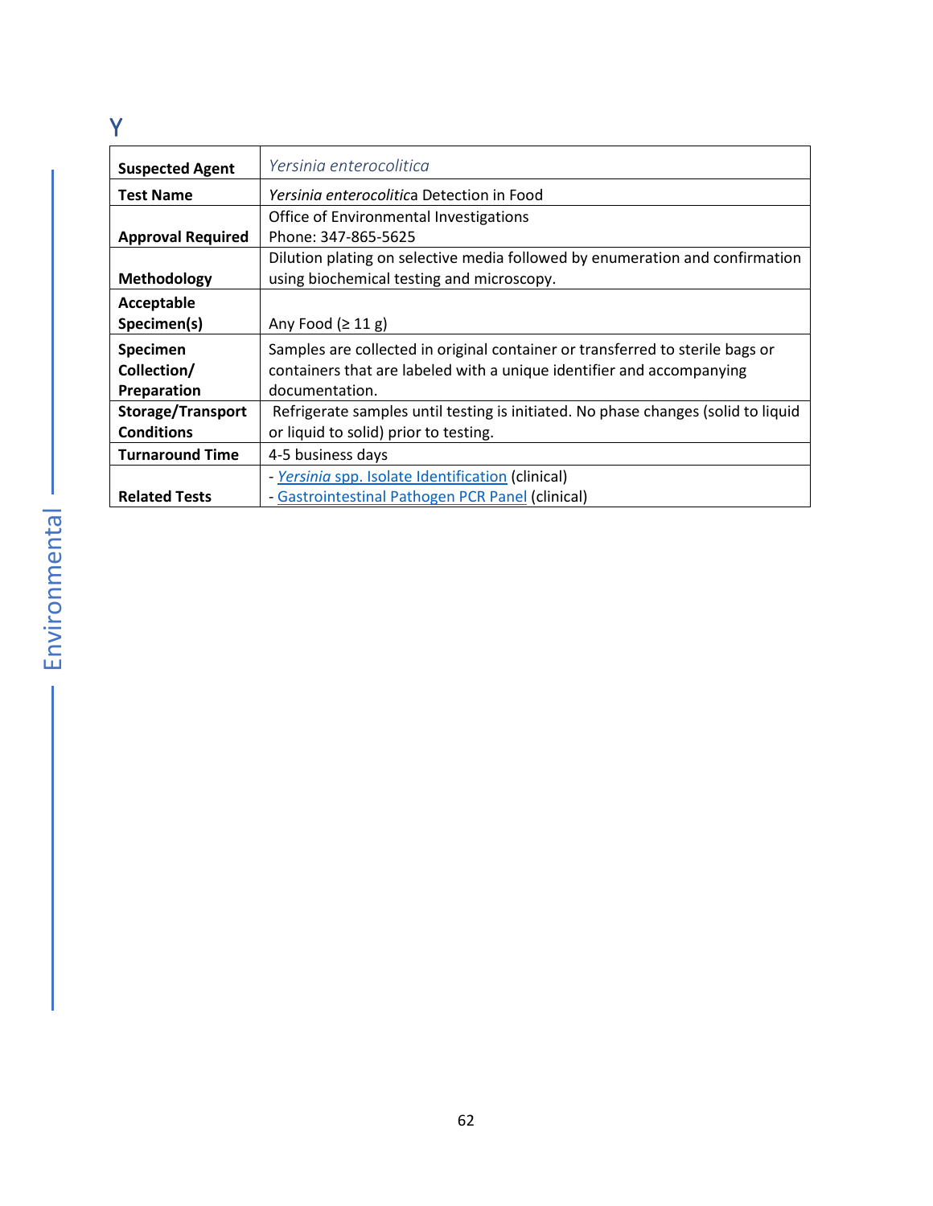# Y

| Suspected Agent | *Yersinia enterocolitica* |
|---|---|
| Test Name | *Yersinia enterocolitic*a Detection in Food |
| Approval Required | Office of Environmental Investigations<br>Phone: 347-865-5625 |
| Methodology | Dilution plating on selective media followed by enumeration and confirmation using biochemical testing and microscopy. |
| Acceptable Specimen(s) | Any Food (≥ 11 g) |
| Specimen Collection/ Preparation | Samples are collected in original container or transferred to sterile bags or containers that are labeled with a unique identifier and accompanying documentation. |
| Storage/Transport Conditions | Refrigerate samples until testing is initiated. No phase changes (solid to liquid or liquid to solid) prior to testing. |
| Turnaround Time | 4-5 business days |
| Related Tests | - *Yersinia* spp. Isolate Identification (clinical)<br>- Gastrointestinal Pathogen PCR Panel (clinical) |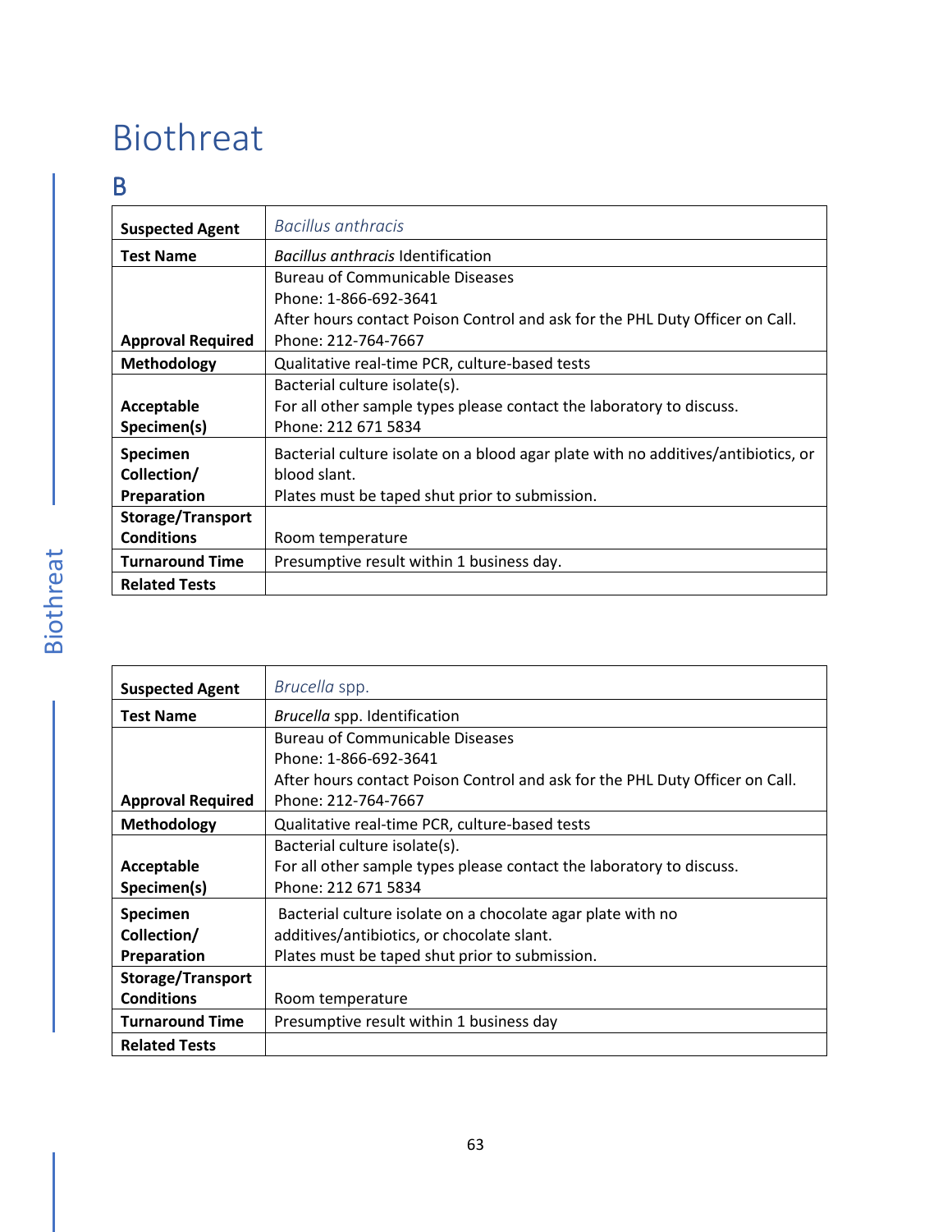# Biothreat

## B

| Suspected Agent | *Bacillus anthracis* |
|---|---|
| Test Name | *Bacillus anthracis* Identification |
| Approval Required | Bureau of Communicable Diseases<br>Phone: 1-866-692-3641<br>After hours contact Poison Control and ask for the PHL Duty Officer on Call.<br>Phone: 212-764-7667 |
| Methodology | Qualitative real-time PCR, culture-based tests |
| Acceptable Specimen(s) | Bacterial culture isolate(s).<br>For all other sample types please contact the laboratory to discuss.<br>Phone: 212 671 5834 |
| Specimen Collection/ Preparation | Bacterial culture isolate on a blood agar plate with no additives/antibiotics, or blood slant.<br>Plates must be taped shut prior to submission. |
| Storage/Transport Conditions | Room temperature |
| Turnaround Time | Presumptive result within 1 business day. |
| Related Tests | |

| Suspected Agent | *Brucella* spp. |
|---|---|
| Test Name | *Brucella* spp. Identification |
| Approval Required | Bureau of Communicable Diseases<br>Phone: 1-866-692-3641<br>After hours contact Poison Control and ask for the PHL Duty Officer on Call.<br>Phone: 212-764-7667 |
| Methodology | Qualitative real-time PCR, culture-based tests |
| Acceptable Specimen(s) | Bacterial culture isolate(s).<br>For all other sample types please contact the laboratory to discuss.<br>Phone: 212 671 5834 |
| Specimen Collection/ Preparation | Bacterial culture isolate on a chocolate agar plate with no additives/antibiotics, or chocolate slant.<br>Plates must be taped shut prior to submission. |
| Storage/Transport Conditions | Room temperature |
| Turnaround Time | Presumptive result within 1 business day |
| Related Tests | |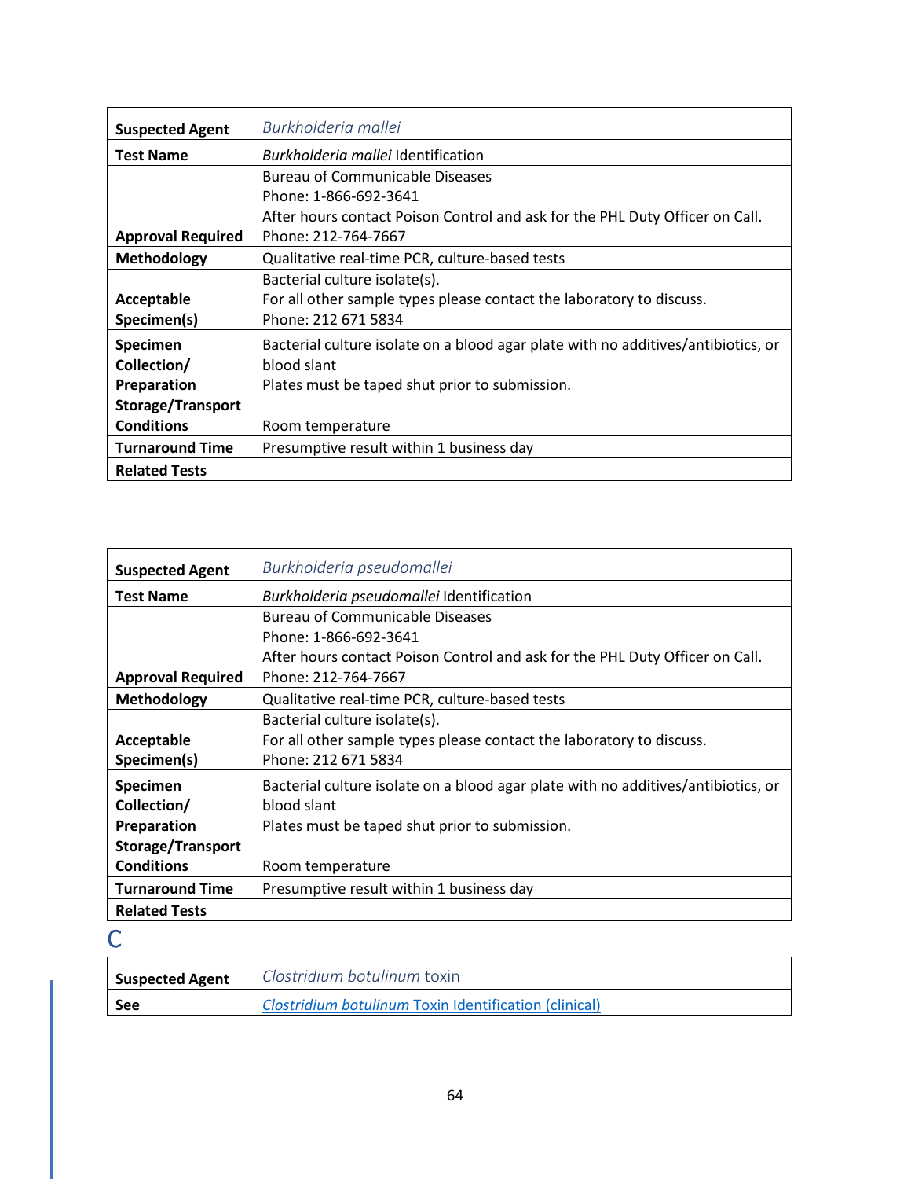| Suspected Agent | *Burkholderia mallei* |
|---|---|
| Test Name | *Burkholderia mallei* Identification |
| Approval Required | Bureau of Communicable Diseases<br>Phone: 1-866-692-3641<br>After hours contact Poison Control and ask for the PHL Duty Officer on Call.<br>Phone: 212-764-7667 |
| Methodology | Qualitative real-time PCR, culture-based tests |
| Acceptable Specimen(s) | Bacterial culture isolate(s).<br>For all other sample types please contact the laboratory to discuss.<br>Phone: 212 671 5834 |
| Specimen Collection/ Preparation | Bacterial culture isolate on a blood agar plate with no additives/antibiotics, or blood slant<br>Plates must be taped shut prior to submission. |
| Storage/Transport Conditions | Room temperature |
| Turnaround Time | Presumptive result within 1 business day |
| Related Tests | |

| Suspected Agent | *Burkholderia pseudomallei* |
|---|---|
| Test Name | *Burkholderia pseudomallei* Identification |
| Approval Required | Bureau of Communicable Diseases<br>Phone: 1-866-692-3641<br>After hours contact Poison Control and ask for the PHL Duty Officer on Call.<br>Phone: 212-764-7667 |
| Methodology | Qualitative real-time PCR, culture-based tests |
| Acceptable Specimen(s) | Bacterial culture isolate(s).<br>For all other sample types please contact the laboratory to discuss.<br>Phone: 212 671 5834 |
| Specimen Collection/ Preparation | Bacterial culture isolate on a blood agar plate with no additives/antibiotics, or blood slant<br>Plates must be taped shut prior to submission. |
| Storage/Transport Conditions | Room temperature |
| Turnaround Time | Presumptive result within 1 business day |
| Related Tests | |

# C

| Suspected Agent | *Clostridium botulinum* toxin |
|---|---|
| See | *Clostridium botulinum* Toxin Identification (clinical) |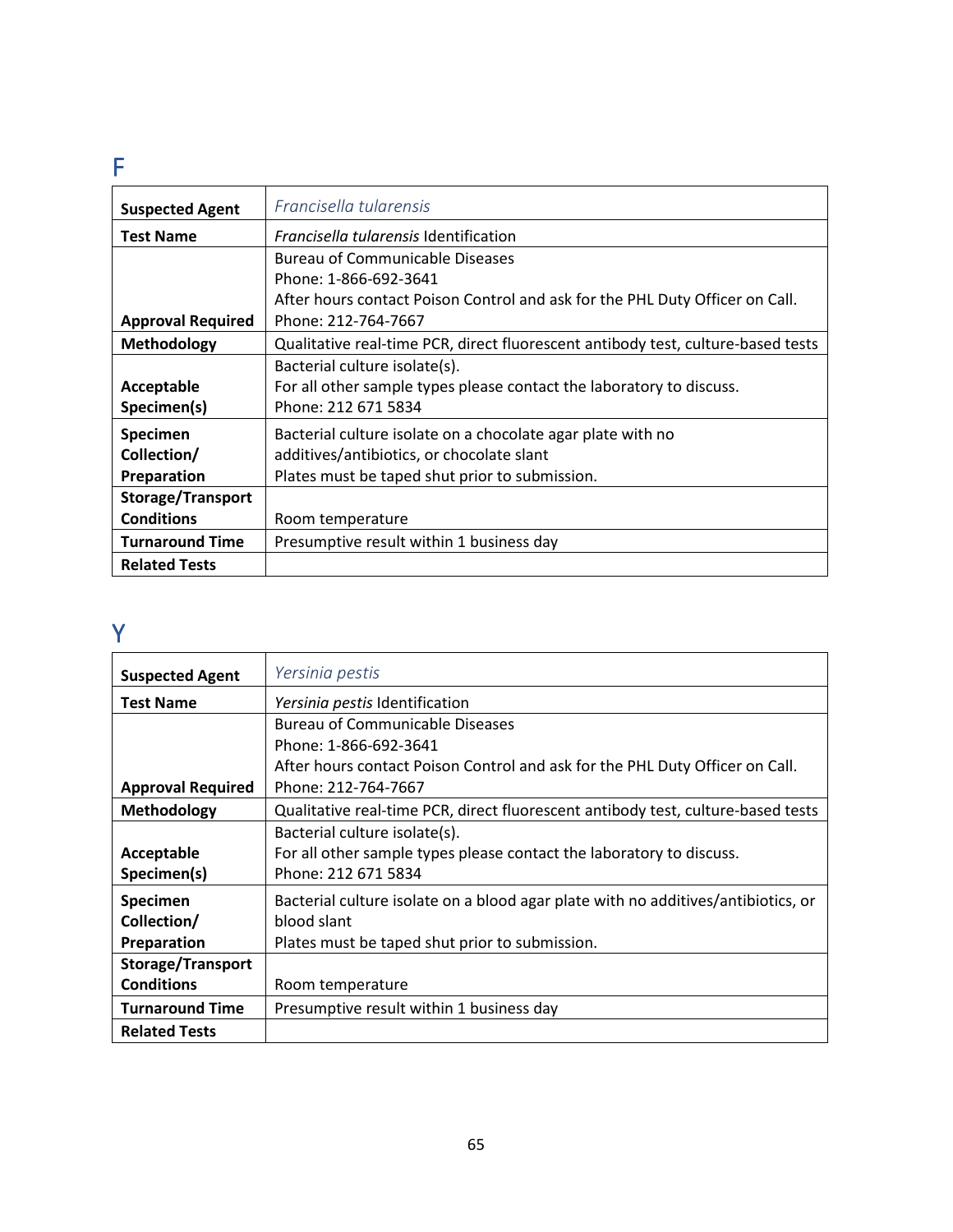## F

| | |
|---|---|
| **Suspected Agent** | *Francisella tularensis* |
| **Test Name** | *Francisella tularensis* Identification |
| **Approval Required** | Bureau of Communicable Diseases<br>Phone: 1-866-692-3641<br>After hours contact Poison Control and ask for the PHL Duty Officer on Call.<br>Phone: 212-764-7667 |
| **Methodology** | Qualitative real-time PCR, direct fluorescent antibody test, culture-based tests |
| **Acceptable Specimen(s)** | Bacterial culture isolate(s).<br>For all other sample types please contact the laboratory to discuss.<br>Phone: 212 671 5834 |
| **Specimen Collection/ Preparation** | Bacterial culture isolate on a chocolate agar plate with no additives/antibiotics, or chocolate slant<br>Plates must be taped shut prior to submission. |
| **Storage/Transport Conditions** | Room temperature |
| **Turnaround Time** | Presumptive result within 1 business day |
| **Related Tests** | |

## Y

| | |
|---|---|
| **Suspected Agent** | *Yersinia pestis* |
| **Test Name** | *Yersinia pestis* Identification |
| **Approval Required** | Bureau of Communicable Diseases<br>Phone: 1-866-692-3641<br>After hours contact Poison Control and ask for the PHL Duty Officer on Call.<br>Phone: 212-764-7667 |
| **Methodology** | Qualitative real-time PCR, direct fluorescent antibody test, culture-based tests |
| **Acceptable Specimen(s)** | Bacterial culture isolate(s).<br>For all other sample types please contact the laboratory to discuss.<br>Phone: 212 671 5834 |
| **Specimen Collection/ Preparation** | Bacterial culture isolate on a blood agar plate with no additives/antibiotics, or blood slant<br>Plates must be taped shut prior to submission. |
| **Storage/Transport Conditions** | Room temperature |
| **Turnaround Time** | Presumptive result within 1 business day |
| **Related Tests** | |